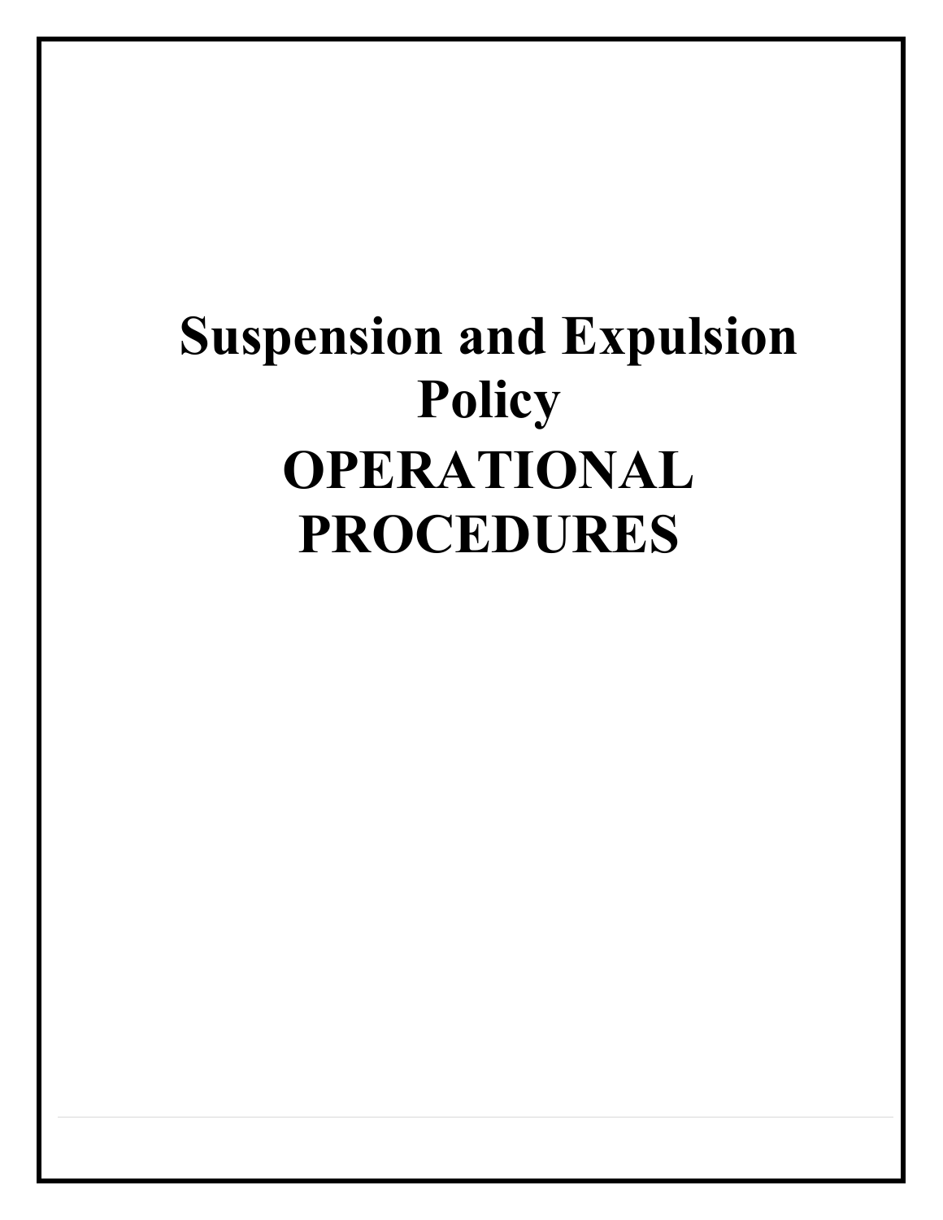# Suspension and Expulsion Policy

# OPERATIONAL PROCEDURES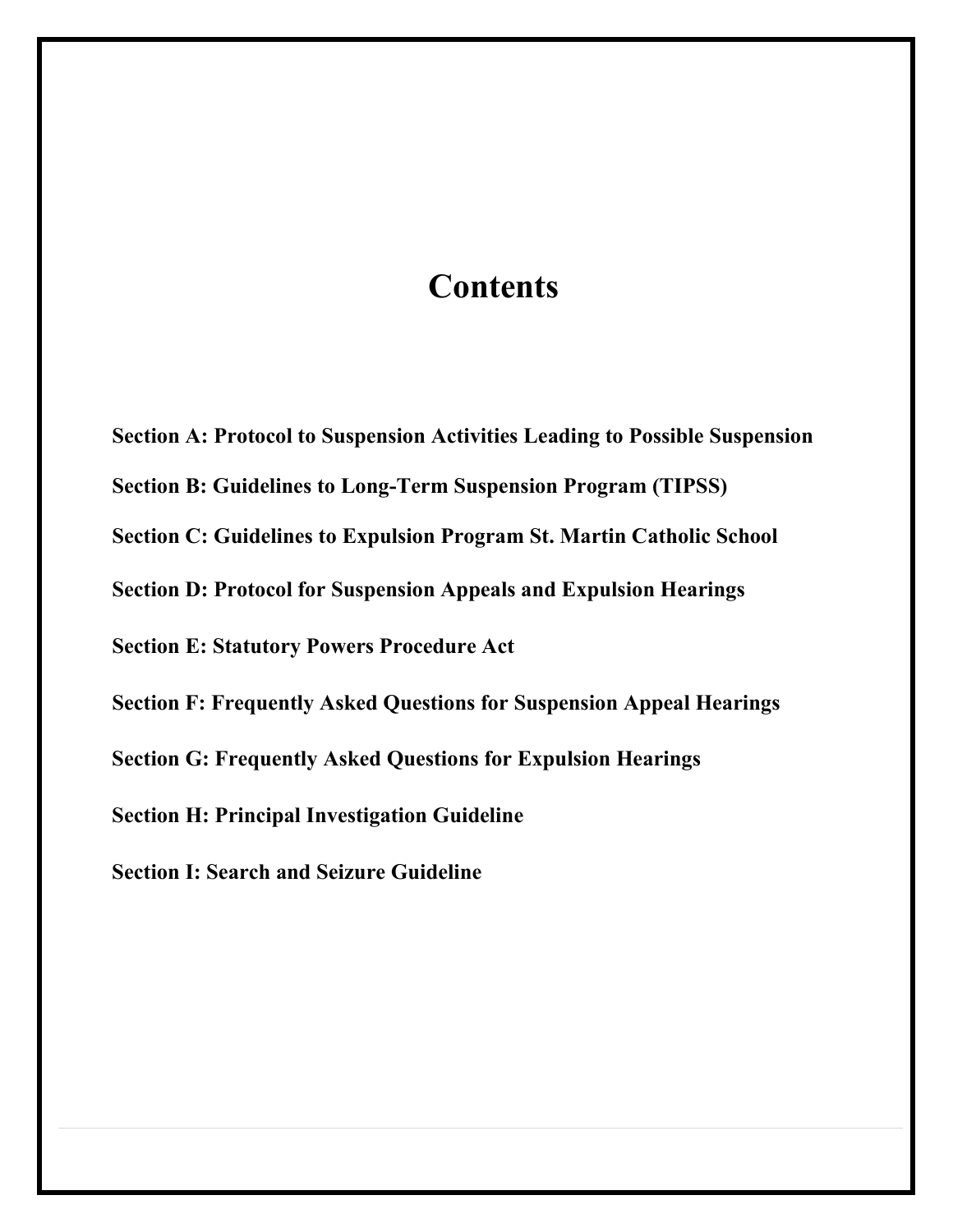# Contents

**Section A: Protocol to Suspension Activities Leading to Possible Suspension**

**Section B: Guidelines to Long-Term Suspension Program (TIPSS)**

**Section C: Guidelines to Expulsion Program St. Martin Catholic School**

**Section D: Protocol for Suspension Appeals and Expulsion Hearings**

**Section E: Statutory Powers Procedure Act**

**Section F: Frequently Asked Questions for Suspension Appeal Hearings**

**Section G: Frequently Asked Questions for Expulsion Hearings**

**Section H: Principal Investigation Guideline**

**Section I: Search and Seizure Guideline**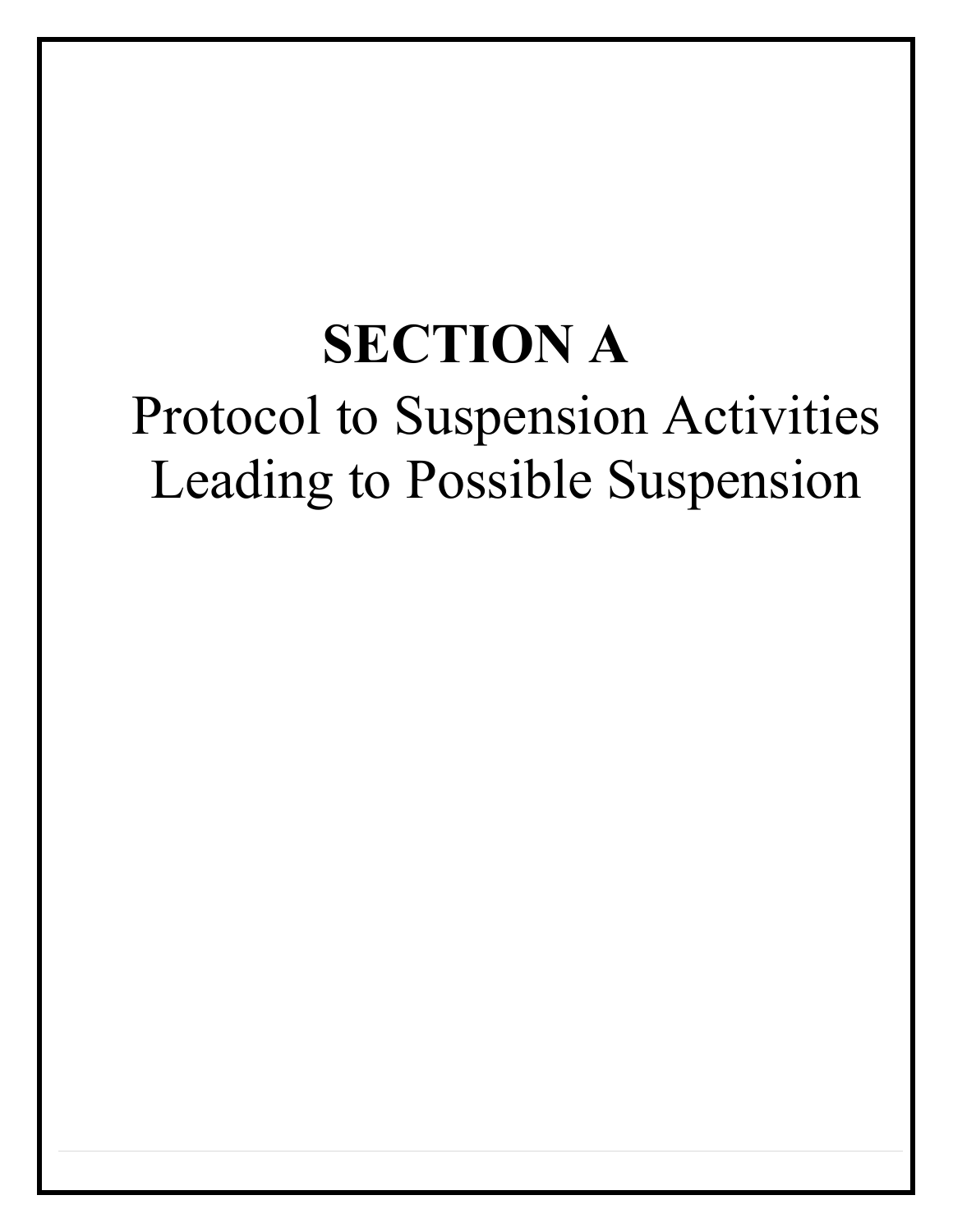# SECTION A

Protocol to Suspension Activities Leading to Possible Suspension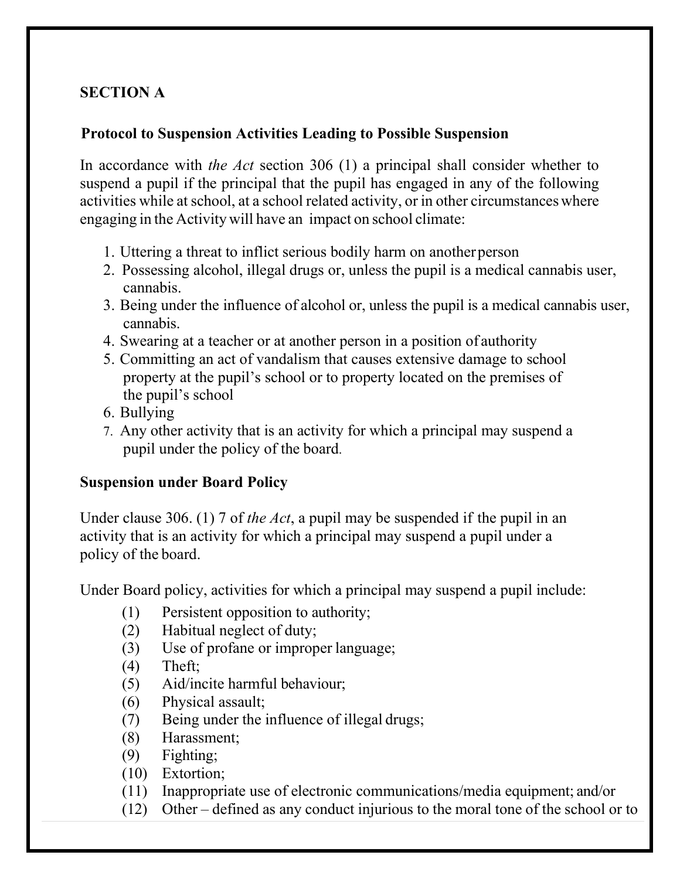**SECTION A**

**Protocol to Suspension Activities Leading to Possible Suspension**

In accordance with *the Act* section 306 (1) a principal shall consider whether to suspend a pupil if the principal that the pupil has engaged in any of the following activities while at school, at a school related activity, or in other circumstances where engaging in the Activity will have an impact on school climate:

1. Uttering a threat to inflict serious bodily harm on another person
2. Possessing alcohol, illegal drugs or, unless the pupil is a medical cannabis user, cannabis.
3. Being under the influence of alcohol or, unless the pupil is a medical cannabis user, cannabis.
4. Swearing at a teacher or at another person in a position of authority
5. Committing an act of vandalism that causes extensive damage to school property at the pupil's school or to property located on the premises of the pupil's school
6. Bullying
7. Any other activity that is an activity for which a principal may suspend a pupil under the policy of the board.

**Suspension under Board Policy**

Under clause 306. (1) 7 of *the Act*, a pupil may be suspended if the pupil in an activity that is an activity for which a principal may suspend a pupil under a policy of the board.

Under Board policy, activities for which a principal may suspend a pupil include:

(1) Persistent opposition to authority;
(2) Habitual neglect of duty;
(3) Use of profane or improper language;
(4) Theft;
(5) Aid/incite harmful behaviour;
(6) Physical assault;
(7) Being under the influence of illegal drugs;
(8) Harassment;
(9) Fighting;
(10) Extortion;
(11) Inappropriate use of electronic communications/media equipment; and/or
(12) Other – defined as any conduct injurious to the moral tone of the school or to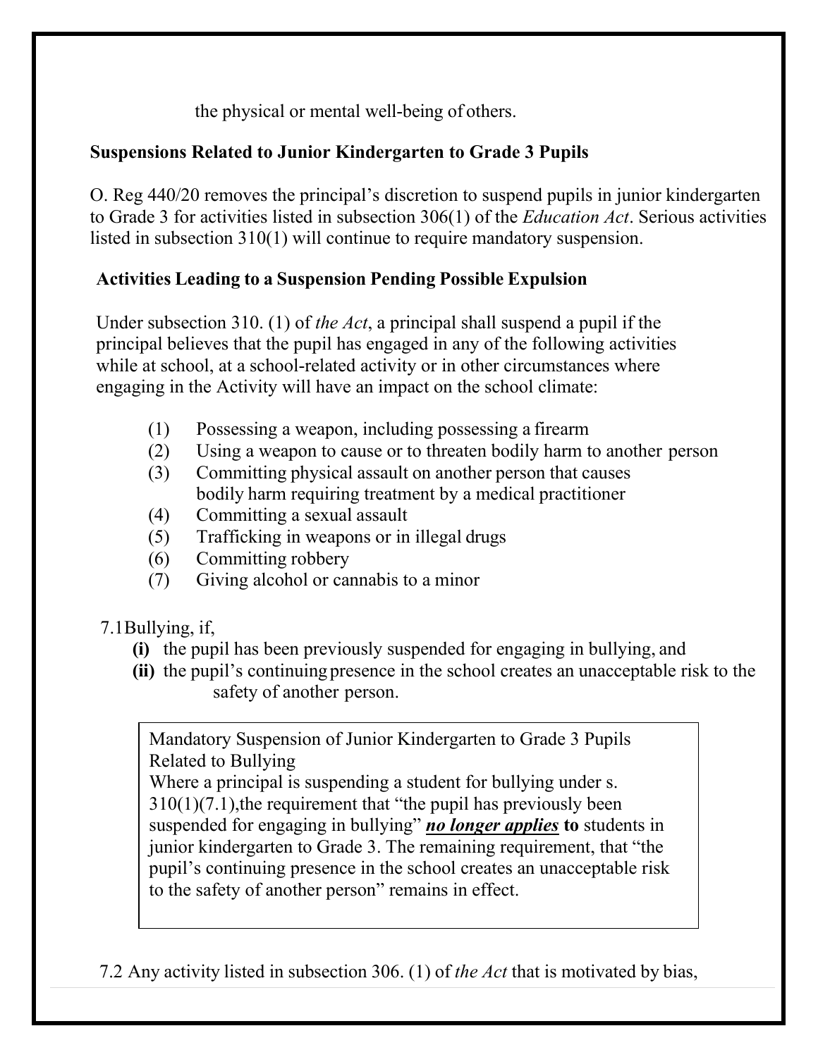the physical or mental well-being of others.

**Suspensions Related to Junior Kindergarten to Grade 3 Pupils**

O. Reg 440/20 removes the principal's discretion to suspend pupils in junior kindergarten to Grade 3 for activities listed in subsection 306(1) of the *Education Act*. Serious activities listed in subsection 310(1) will continue to require mandatory suspension.

**Activities Leading to a Suspension Pending Possible Expulsion**

Under subsection 310. (1) of *the Act*, a principal shall suspend a pupil if the principal believes that the pupil has engaged in any of the following activities while at school, at a school-related activity or in other circumstances where engaging in the Activity will have an impact on the school climate:

(1) Possessing a weapon, including possessing a firearm
(2) Using a weapon to cause or to threaten bodily harm to another person
(3) Committing physical assault on another person that causes bodily harm requiring treatment by a medical practitioner
(4) Committing a sexual assault
(5) Trafficking in weapons or in illegal drugs
(6) Committing robbery
(7) Giving alcohol or cannabis to a minor

7.1Bullying, if,

**(i)** the pupil has been previously suspended for engaging in bullying, and
**(ii)** the pupil's continuing presence in the school creates an unacceptable risk to the safety of another person.

> Mandatory Suspension of Junior Kindergarten to Grade 3 Pupils Related to Bullying
> Where a principal is suspending a student for bullying under s. 310(1)(7.1),the requirement that "the pupil has previously been suspended for engaging in bullying" ***no longer applies*** **to** students in junior kindergarten to Grade 3. The remaining requirement, that "the pupil's continuing presence in the school creates an unacceptable risk to the safety of another person" remains in effect.

7.2 Any activity listed in subsection 306. (1) of *the Act* that is motivated by bias,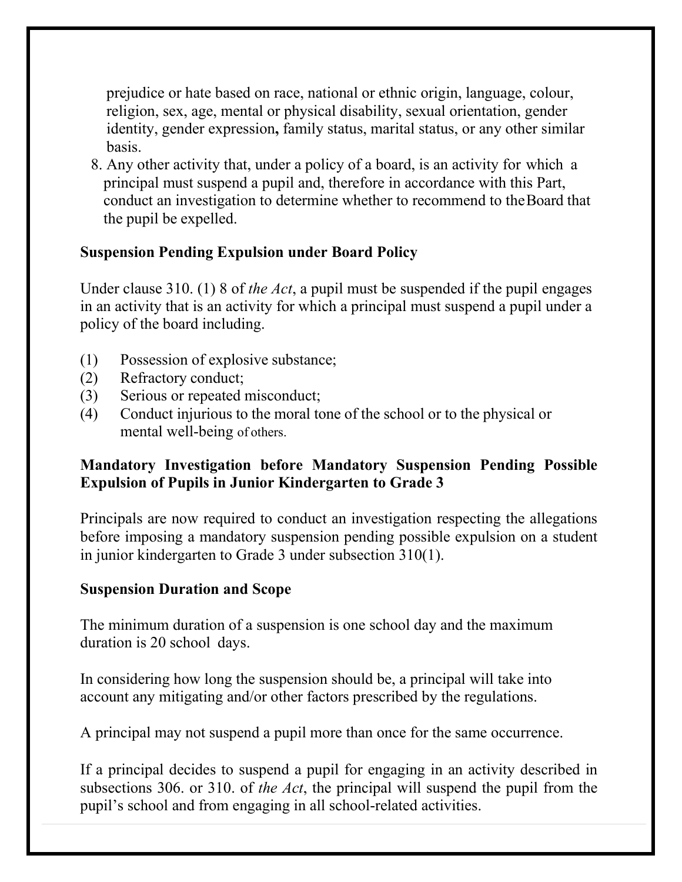prejudice or hate based on race, national or ethnic origin, language, colour, religion, sex, age, mental or physical disability, sexual orientation, gender identity, gender expression**,** family status, marital status, or any other similar basis.

8. Any other activity that, under a policy of a board, is an activity for which a principal must suspend a pupil and, therefore in accordance with this Part, conduct an investigation to determine whether to recommend to the Board that the pupil be expelled.

**Suspension Pending Expulsion under Board Policy**

Under clause 310. (1) 8 of *the Act*, a pupil must be suspended if the pupil engages in an activity that is an activity for which a principal must suspend a pupil under a policy of the board including.

(1) Possession of explosive substance;
(2) Refractory conduct;
(3) Serious or repeated misconduct;
(4) Conduct injurious to the moral tone of the school or to the physical or mental well-being of others.

**Mandatory Investigation before Mandatory Suspension Pending Possible Expulsion of Pupils in Junior Kindergarten to Grade 3**

Principals are now required to conduct an investigation respecting the allegations before imposing a mandatory suspension pending possible expulsion on a student in junior kindergarten to Grade 3 under subsection 310(1).

**Suspension Duration and Scope**

The minimum duration of a suspension is one school day and the maximum duration is 20 school days.

In considering how long the suspension should be, a principal will take into account any mitigating and/or other factors prescribed by the regulations.

A principal may not suspend a pupil more than once for the same occurrence.

If a principal decides to suspend a pupil for engaging in an activity described in subsections 306. or 310. of *the Act*, the principal will suspend the pupil from the pupil's school and from engaging in all school-related activities.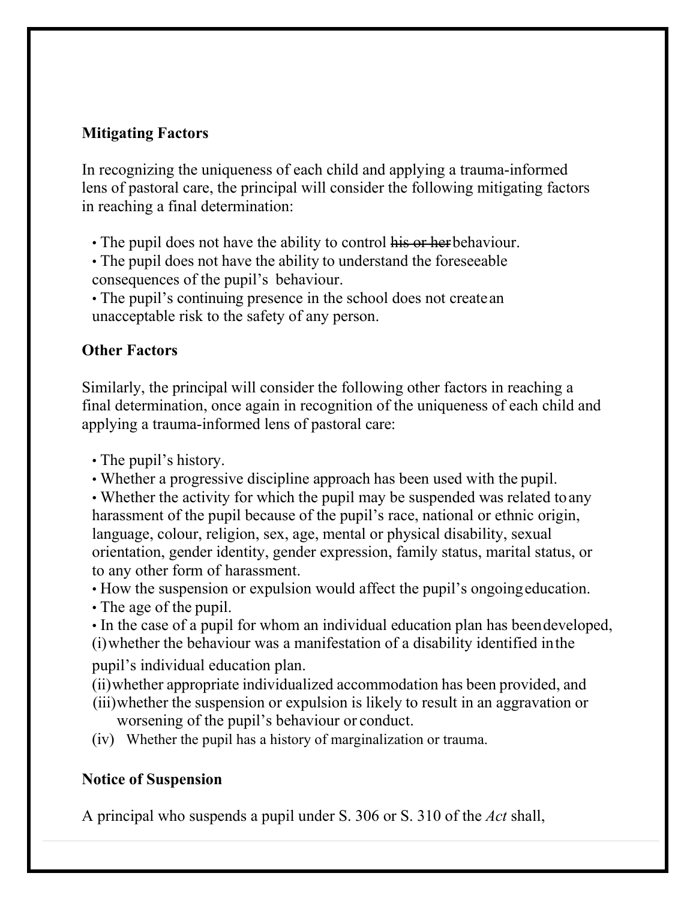**Mitigating Factors**

In recognizing the uniqueness of each child and applying a trauma-informed lens of pastoral care, the principal will consider the following mitigating factors in reaching a final determination:

- The pupil does not have the ability to control ~~his or her~~ behaviour.
- The pupil does not have the ability to understand the foreseeable consequences of the pupil's behaviour.
- The pupil's continuing presence in the school does not create an unacceptable risk to the safety of any person.

**Other Factors**

Similarly, the principal will consider the following other factors in reaching a final determination, once again in recognition of the uniqueness of each child and applying a trauma-informed lens of pastoral care:

- The pupil's history.
- Whether a progressive discipline approach has been used with the pupil.
- Whether the activity for which the pupil may be suspended was related to any harassment of the pupil because of the pupil's race, national or ethnic origin, language, colour, religion, sex, age, mental or physical disability, sexual orientation, gender identity, gender expression, family status, marital status, or to any other form of harassment.
- How the suspension or expulsion would affect the pupil's ongoing education.
- The age of the pupil.
- In the case of a pupil for whom an individual education plan has been developed,
  (i) whether the behaviour was a manifestation of a disability identified in the pupil's individual education plan.
  (ii) whether appropriate individualized accommodation has been provided, and
  (iii) whether the suspension or expulsion is likely to result in an aggravation or worsening of the pupil's behaviour or conduct.
  (iv) Whether the pupil has a history of marginalization or trauma.

**Notice of Suspension**

A principal who suspends a pupil under S. 306 or S. 310 of the *Act* shall,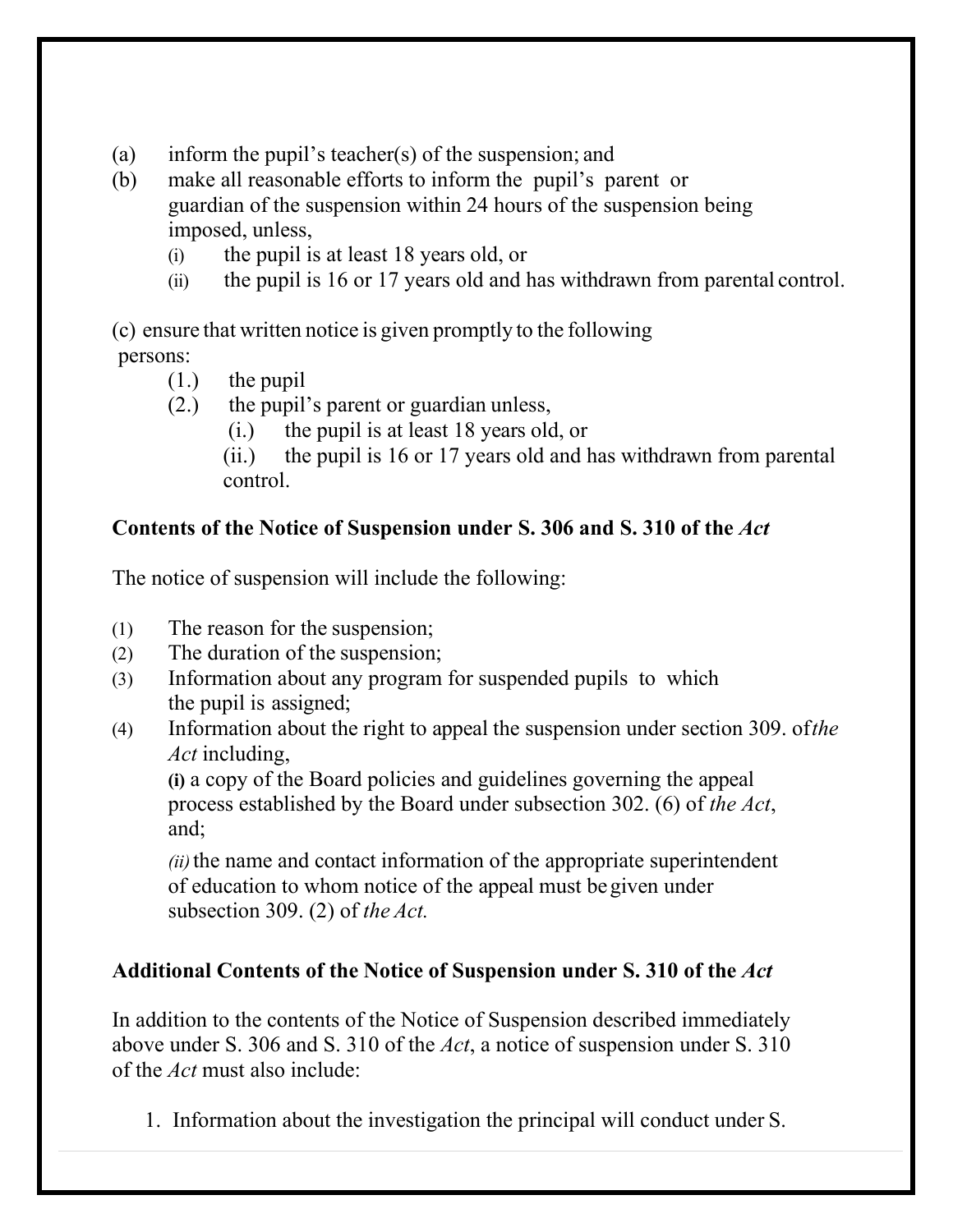(a) inform the pupil's teacher(s) of the suspension; and

(b) make all reasonable efforts to inform the pupil's parent or guardian of the suspension within 24 hours of the suspension being imposed, unless,

  (i) the pupil is at least 18 years old, or

  (ii) the pupil is 16 or 17 years old and has withdrawn from parental control.

(c) ensure that written notice is given promptly to the following persons:

  (1.) the pupil

  (2.) the pupil's parent or guardian unless,

    (i.) the pupil is at least 18 years old, or

    (ii.) the pupil is 16 or 17 years old and has withdrawn from parental control.

**Contents of the Notice of Suspension under S. 306 and S. 310 of the *Act***

The notice of suspension will include the following:

(1) The reason for the suspension;

(2) The duration of the suspension;

(3) Information about any program for suspended pupils to which the pupil is assigned;

(4) Information about the right to appeal the suspension under section 309. of *the Act* including,

  **(i)** a copy of the Board policies and guidelines governing the appeal process established by the Board under subsection 302. (6) of *the Act*, and;

  *(ii)* the name and contact information of the appropriate superintendent of education to whom notice of the appeal must be given under subsection 309. (2) of *the Act.*

**Additional Contents of the Notice of Suspension under S. 310 of the *Act***

In addition to the contents of the Notice of Suspension described immediately above under S. 306 and S. 310 of the *Act*, a notice of suspension under S. 310 of the *Act* must also include:

1. Information about the investigation the principal will conduct under S.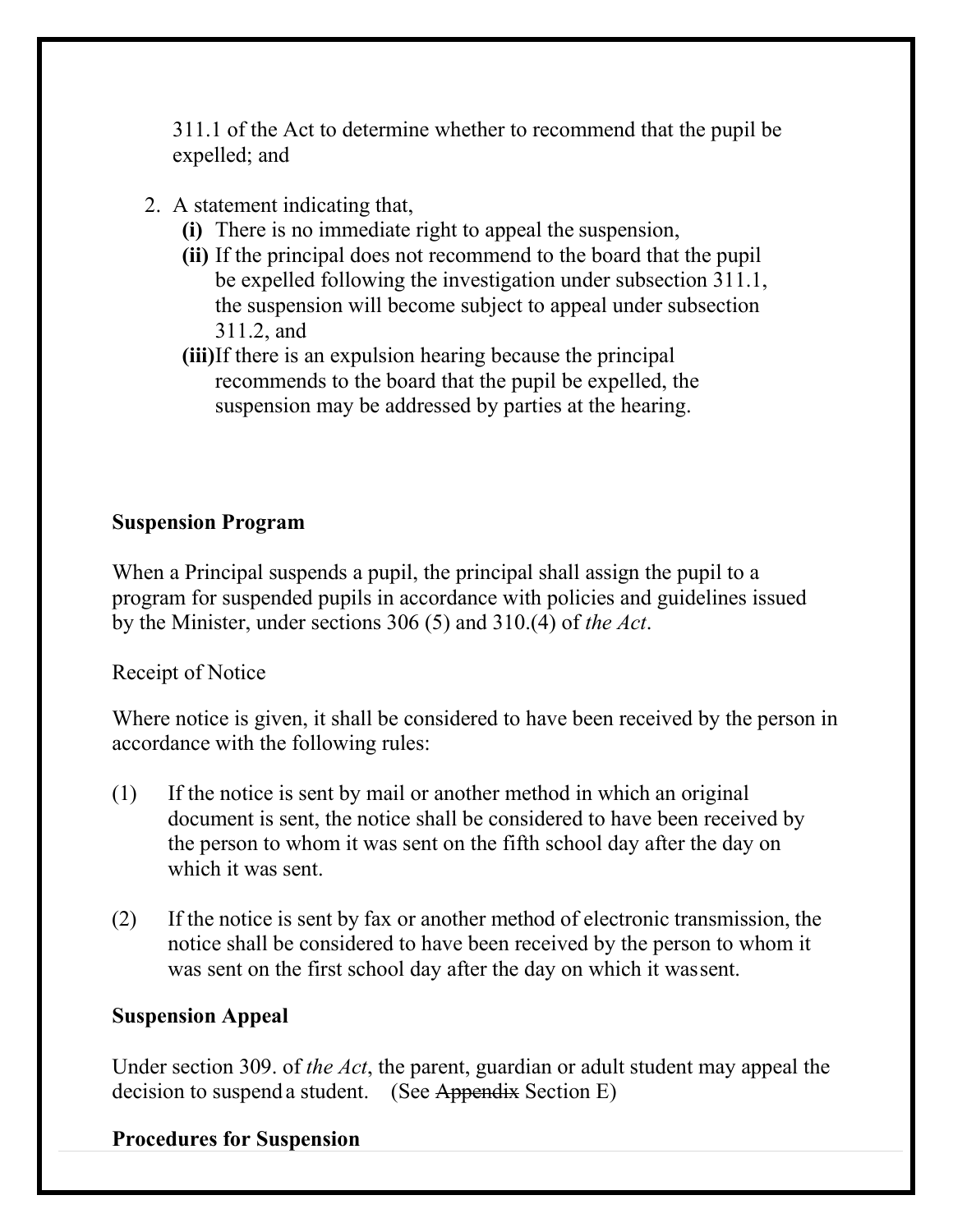311.1 of the Act to determine whether to recommend that the pupil be expelled; and

2. A statement indicating that,
   **(i)** There is no immediate right to appeal the suspension,
   **(ii)** If the principal does not recommend to the board that the pupil be expelled following the investigation under subsection 311.1, the suspension will become subject to appeal under subsection 311.2, and
   **(iii)** If there is an expulsion hearing because the principal recommends to the board that the pupil be expelled, the suspension may be addressed by parties at the hearing.

**Suspension Program**

When a Principal suspends a pupil, the principal shall assign the pupil to a program for suspended pupils in accordance with policies and guidelines issued by the Minister, under sections 306 (5) and 310.(4) of *the Act*.

Receipt of Notice

Where notice is given, it shall be considered to have been received by the person in accordance with the following rules:

(1) If the notice is sent by mail or another method in which an original document is sent, the notice shall be considered to have been received by the person to whom it was sent on the fifth school day after the day on which it was sent.

(2) If the notice is sent by fax or another method of electronic transmission, the notice shall be considered to have been received by the person to whom it was sent on the first school day after the day on which it was sent.

**Suspension Appeal**

Under section 309. of *the Act*, the parent, guardian or adult student may appeal the decision to suspend a student. (See ~~Appendix~~ Section E)

**Procedures for Suspension**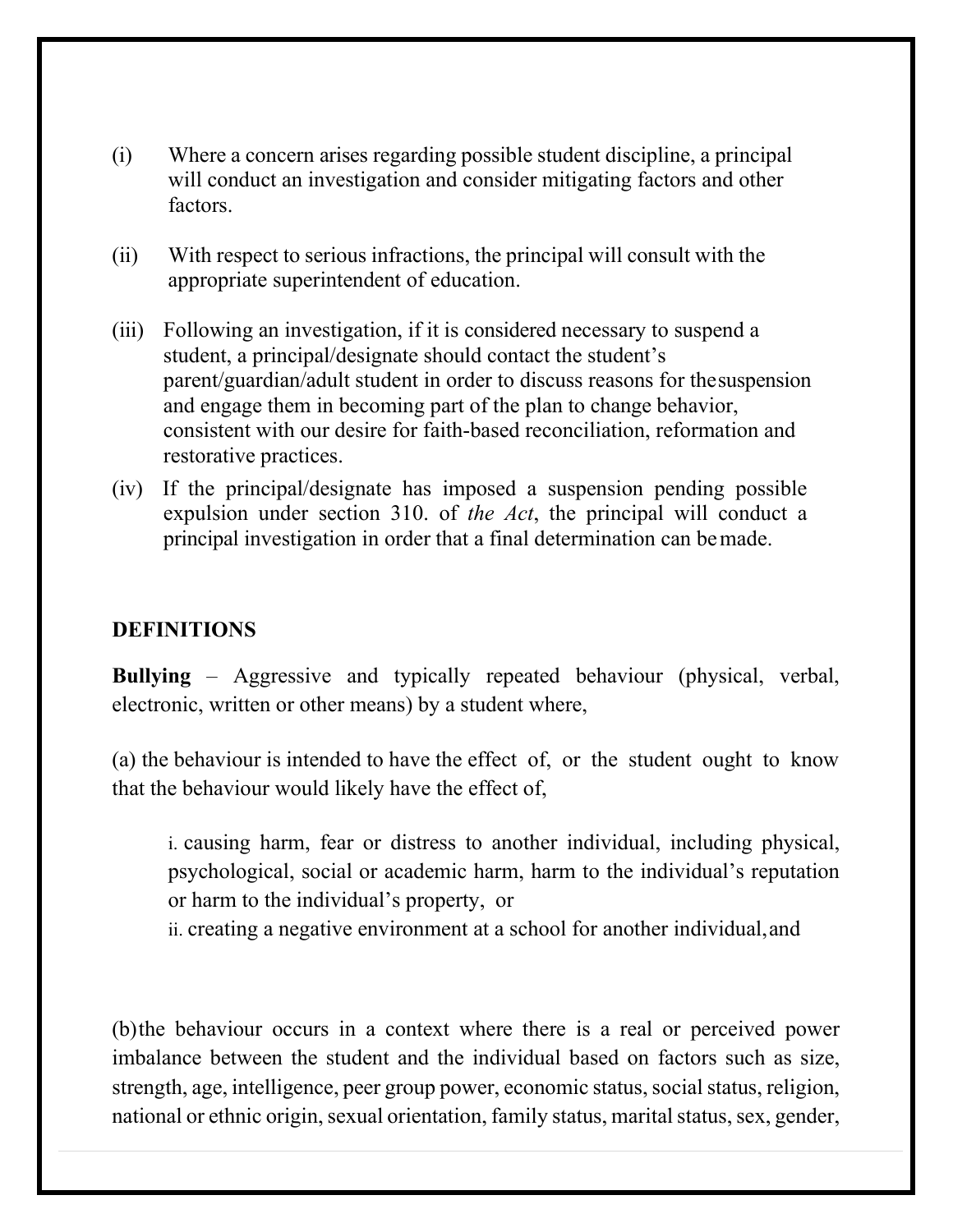(i) Where a concern arises regarding possible student discipline, a principal will conduct an investigation and consider mitigating factors and other factors.

(ii) With respect to serious infractions, the principal will consult with the appropriate superintendent of education.

(iii) Following an investigation, if it is considered necessary to suspend a student, a principal/designate should contact the student's parent/guardian/adult student in order to discuss reasons for the suspension and engage them in becoming part of the plan to change behavior, consistent with our desire for faith-based reconciliation, reformation and restorative practices.

(iv) If the principal/designate has imposed a suspension pending possible expulsion under section 310. of *the Act*, the principal will conduct a principal investigation in order that a final determination can be made.

## DEFINITIONS

**Bullying** – Aggressive and typically repeated behaviour (physical, verbal, electronic, written or other means) by a student where,

(a) the behaviour is intended to have the effect of, or the student ought to know that the behaviour would likely have the effect of,

> i. causing harm, fear or distress to another individual, including physical, psychological, social or academic harm, harm to the individual's reputation or harm to the individual's property, or
>
> ii. creating a negative environment at a school for another individual, and

(b) the behaviour occurs in a context where there is a real or perceived power imbalance between the student and the individual based on factors such as size, strength, age, intelligence, peer group power, economic status, social status, religion, national or ethnic origin, sexual orientation, family status, marital status, sex, gender,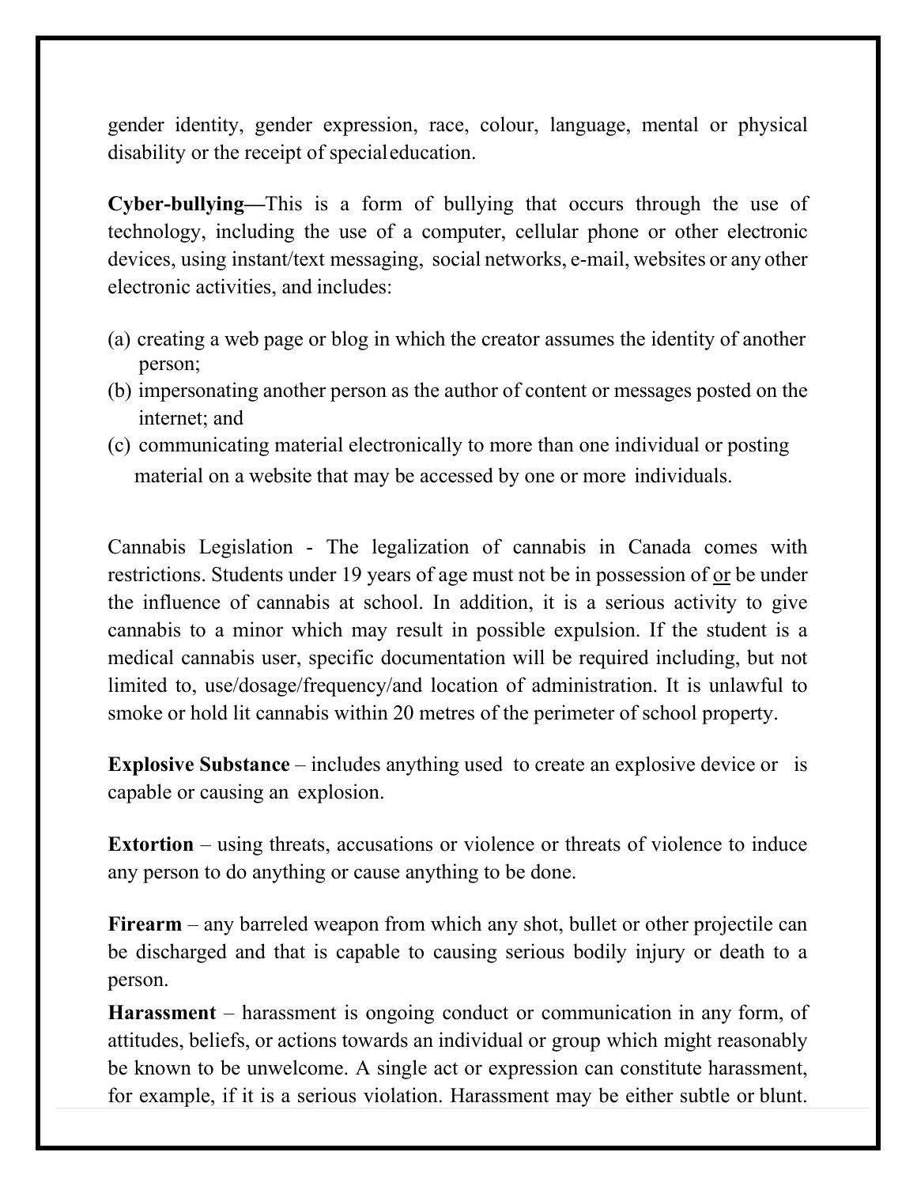gender identity, gender expression, race, colour, language, mental or physical disability or the receipt of special education.

**Cyber-bullying—**This is a form of bullying that occurs through the use of technology, including the use of a computer, cellular phone or other electronic devices, using instant/text messaging, social networks, e-mail, websites or any other electronic activities, and includes:

(a) creating a web page or blog in which the creator assumes the identity of another person;
(b) impersonating another person as the author of content or messages posted on the internet; and
(c) communicating material electronically to more than one individual or posting material on a website that may be accessed by one or more individuals.

Cannabis Legislation - The legalization of cannabis in Canada comes with restrictions. Students under 19 years of age must not be in possession of <u>or</u> be under the influence of cannabis at school. In addition, it is a serious activity to give cannabis to a minor which may result in possible expulsion. If the student is a medical cannabis user, specific documentation will be required including, but not limited to, use/dosage/frequency/and location of administration. It is unlawful to smoke or hold lit cannabis within 20 metres of the perimeter of school property.

**Explosive Substance** – includes anything used to create an explosive device or is capable or causing an explosion.

**Extortion** – using threats, accusations or violence or threats of violence to induce any person to do anything or cause anything to be done.

**Firearm** – any barreled weapon from which any shot, bullet or other projectile can be discharged and that is capable to causing serious bodily injury or death to a person.

**Harassment** – harassment is ongoing conduct or communication in any form, of attitudes, beliefs, or actions towards an individual or group which might reasonably be known to be unwelcome. A single act or expression can constitute harassment, for example, if it is a serious violation. Harassment may be either subtle or blunt.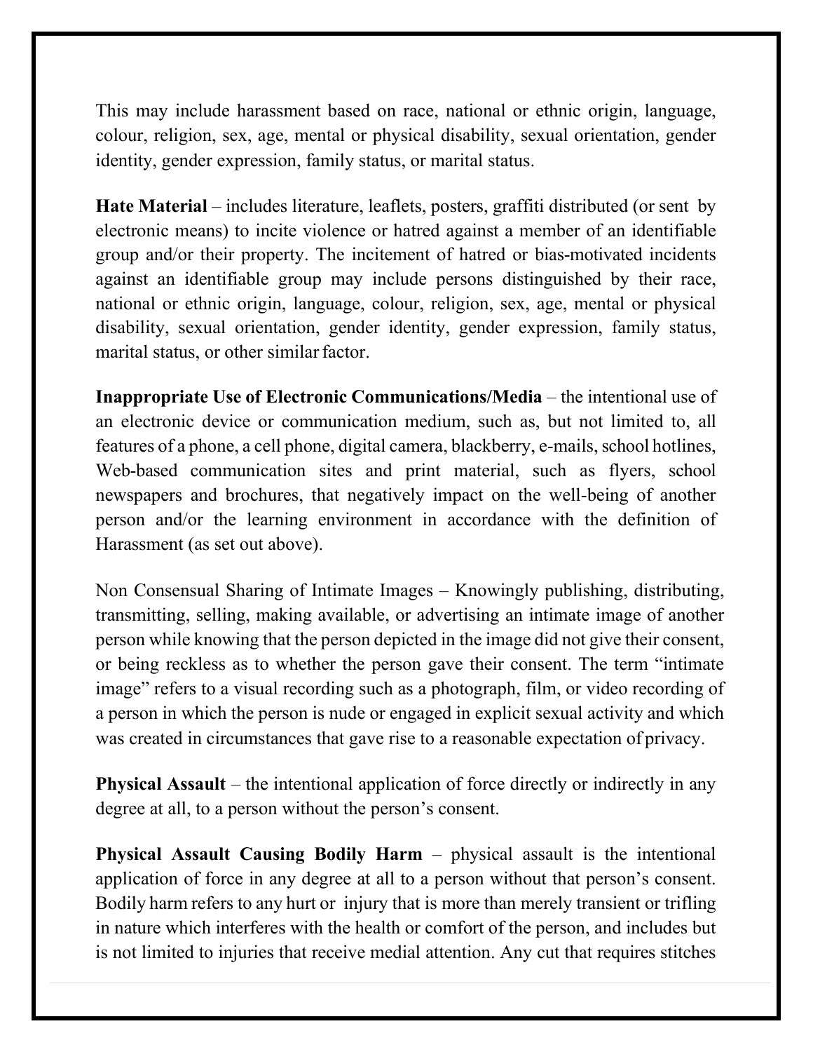This may include harassment based on race, national or ethnic origin, language, colour, religion, sex, age, mental or physical disability, sexual orientation, gender identity, gender expression, family status, or marital status.

**Hate Material** – includes literature, leaflets, posters, graffiti distributed (or sent by electronic means) to incite violence or hatred against a member of an identifiable group and/or their property. The incitement of hatred or bias-motivated incidents against an identifiable group may include persons distinguished by their race, national or ethnic origin, language, colour, religion, sex, age, mental or physical disability, sexual orientation, gender identity, gender expression, family status, marital status, or other similar factor.

**Inappropriate Use of Electronic Communications/Media** – the intentional use of an electronic device or communication medium, such as, but not limited to, all features of a phone, a cell phone, digital camera, blackberry, e-mails, school hotlines, Web-based communication sites and print material, such as flyers, school newspapers and brochures, that negatively impact on the well-being of another person and/or the learning environment in accordance with the definition of Harassment (as set out above).

Non Consensual Sharing of Intimate Images – Knowingly publishing, distributing, transmitting, selling, making available, or advertising an intimate image of another person while knowing that the person depicted in the image did not give their consent, or being reckless as to whether the person gave their consent. The term "intimate image" refers to a visual recording such as a photograph, film, or video recording of a person in which the person is nude or engaged in explicit sexual activity and which was created in circumstances that gave rise to a reasonable expectation of privacy.

**Physical Assault** – the intentional application of force directly or indirectly in any degree at all, to a person without the person's consent.

**Physical Assault Causing Bodily Harm** – physical assault is the intentional application of force in any degree at all to a person without that person's consent. Bodily harm refers to any hurt or injury that is more than merely transient or trifling in nature which interferes with the health or comfort of the person, and includes but is not limited to injuries that receive medial attention. Any cut that requires stitches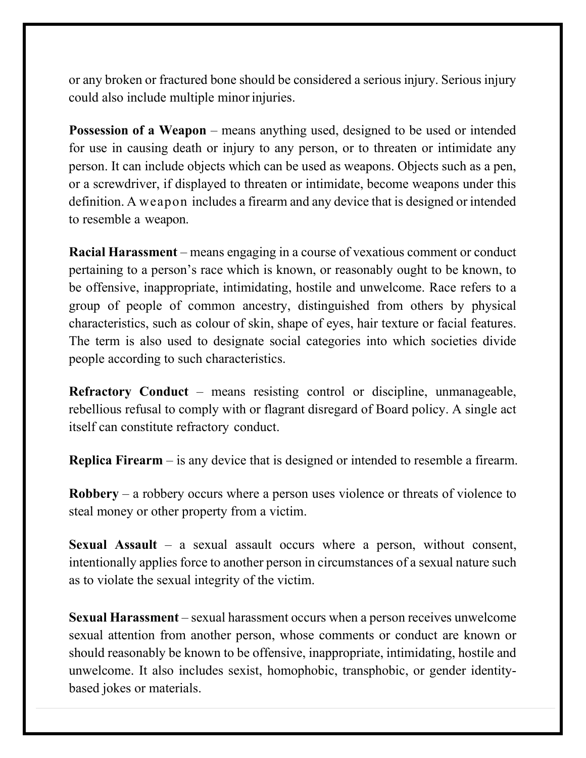or any broken or fractured bone should be considered a serious injury. Serious injury could also include multiple minor injuries.

**Possession of a Weapon** – means anything used, designed to be used or intended for use in causing death or injury to any person, or to threaten or intimidate any person. It can include objects which can be used as weapons. Objects such as a pen, or a screwdriver, if displayed to threaten or intimidate, become weapons under this definition. A weapon includes a firearm and any device that is designed or intended to resemble a weapon.

**Racial Harassment** – means engaging in a course of vexatious comment or conduct pertaining to a person's race which is known, or reasonably ought to be known, to be offensive, inappropriate, intimidating, hostile and unwelcome. Race refers to a group of people of common ancestry, distinguished from others by physical characteristics, such as colour of skin, shape of eyes, hair texture or facial features. The term is also used to designate social categories into which societies divide people according to such characteristics.

**Refractory Conduct** – means resisting control or discipline, unmanageable, rebellious refusal to comply with or flagrant disregard of Board policy. A single act itself can constitute refractory conduct.

**Replica Firearm** – is any device that is designed or intended to resemble a firearm.

**Robbery** – a robbery occurs where a person uses violence or threats of violence to steal money or other property from a victim.

**Sexual Assault** – a sexual assault occurs where a person, without consent, intentionally applies force to another person in circumstances of a sexual nature such as to violate the sexual integrity of the victim.

**Sexual Harassment** – sexual harassment occurs when a person receives unwelcome sexual attention from another person, whose comments or conduct are known or should reasonably be known to be offensive, inappropriate, intimidating, hostile and unwelcome. It also includes sexist, homophobic, transphobic, or gender identity-based jokes or materials.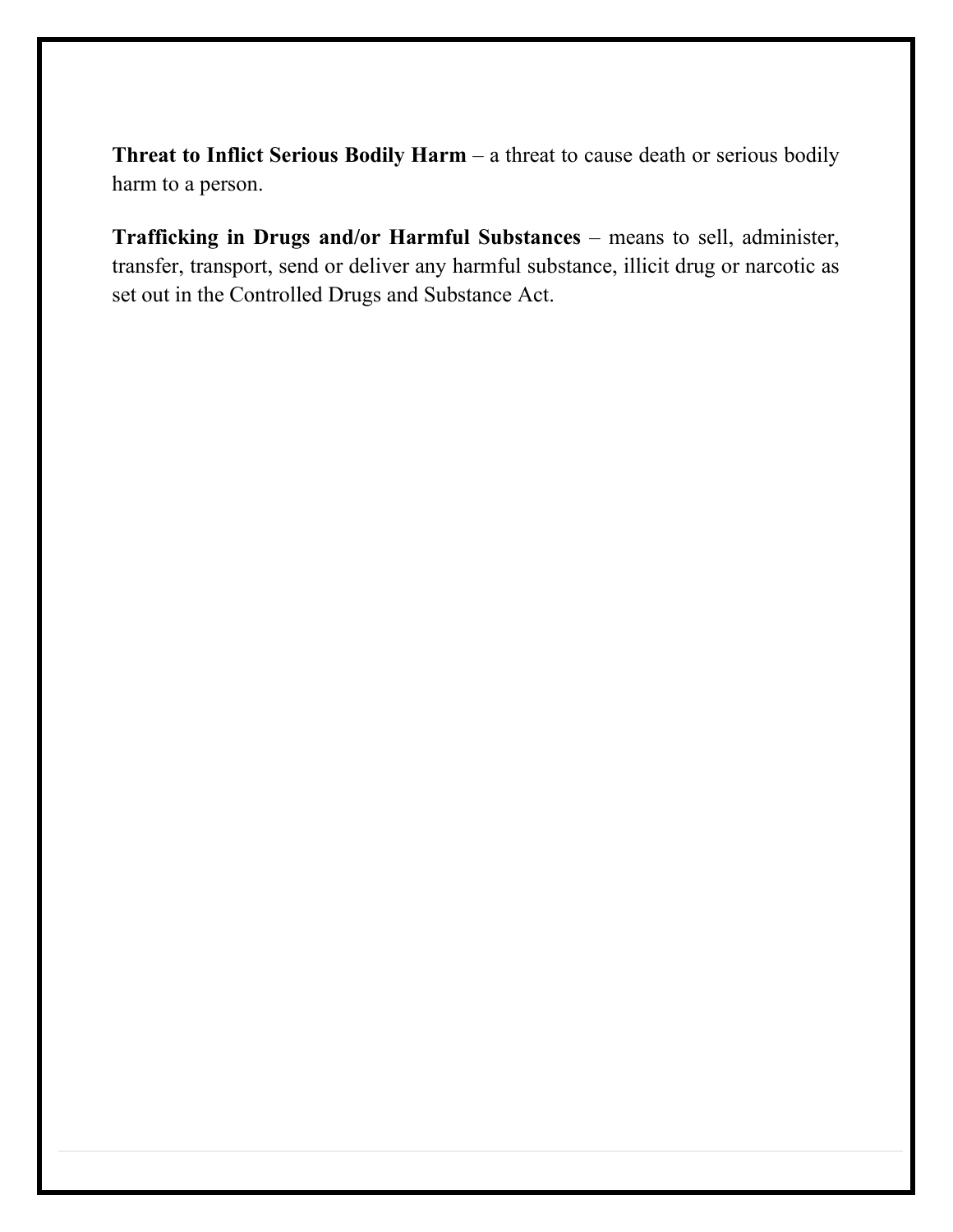**Threat to Inflict Serious Bodily Harm** – a threat to cause death or serious bodily harm to a person.

**Trafficking in Drugs and/or Harmful Substances** – means to sell, administer, transfer, transport, send or deliver any harmful substance, illicit drug or narcotic as set out in the Controlled Drugs and Substance Act.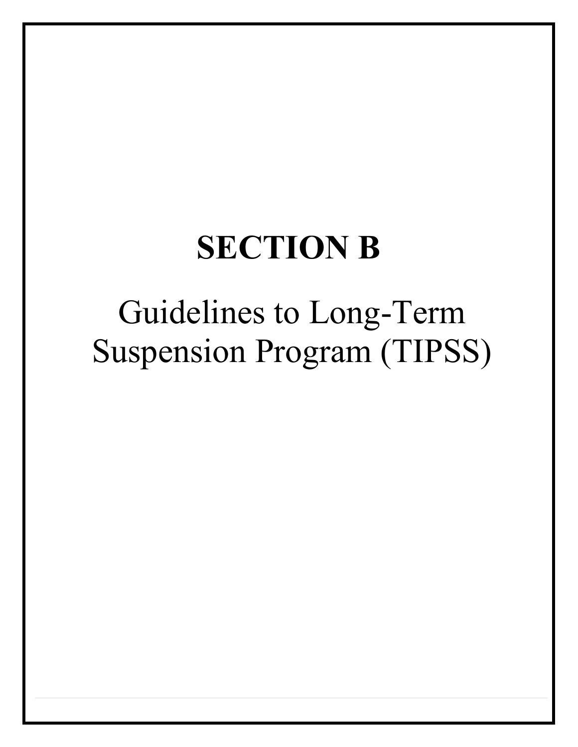# SECTION B

Guidelines to Long-Term Suspension Program (TIPSS)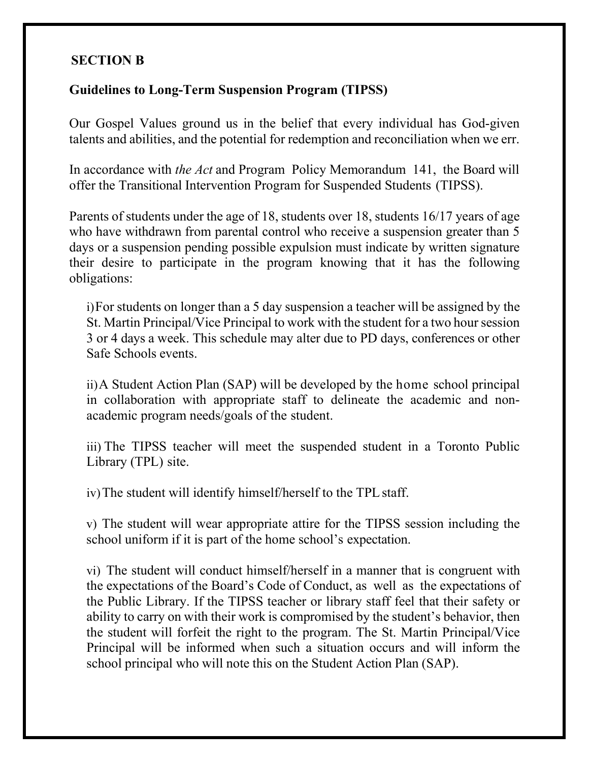**SECTION B**

**Guidelines to Long-Term Suspension Program (TIPSS)**

Our Gospel Values ground us in the belief that every individual has God-given talents and abilities, and the potential for redemption and reconciliation when we err.

In accordance with *the Act* and Program Policy Memorandum 141, the Board will offer the Transitional Intervention Program for Suspended Students (TIPSS).

Parents of students under the age of 18, students over 18, students 16/17 years of age who have withdrawn from parental control who receive a suspension greater than 5 days or a suspension pending possible expulsion must indicate by written signature their desire to participate in the program knowing that it has the following obligations:

i) For students on longer than a 5 day suspension a teacher will be assigned by the St. Martin Principal/Vice Principal to work with the student for a two hour session 3 or 4 days a week. This schedule may alter due to PD days, conferences or other Safe Schools events.

ii) A Student Action Plan (SAP) will be developed by the home school principal in collaboration with appropriate staff to delineate the academic and non-academic program needs/goals of the student.

iii) The TIPSS teacher will meet the suspended student in a Toronto Public Library (TPL) site.

iv) The student will identify himself/herself to the TPL staff.

v) The student will wear appropriate attire for the TIPSS session including the school uniform if it is part of the home school's expectation.

vi) The student will conduct himself/herself in a manner that is congruent with the expectations of the Board's Code of Conduct, as well as the expectations of the Public Library. If the TIPSS teacher or library staff feel that their safety or ability to carry on with their work is compromised by the student's behavior, then the student will forfeit the right to the program. The St. Martin Principal/Vice Principal will be informed when such a situation occurs and will inform the school principal who will note this on the Student Action Plan (SAP).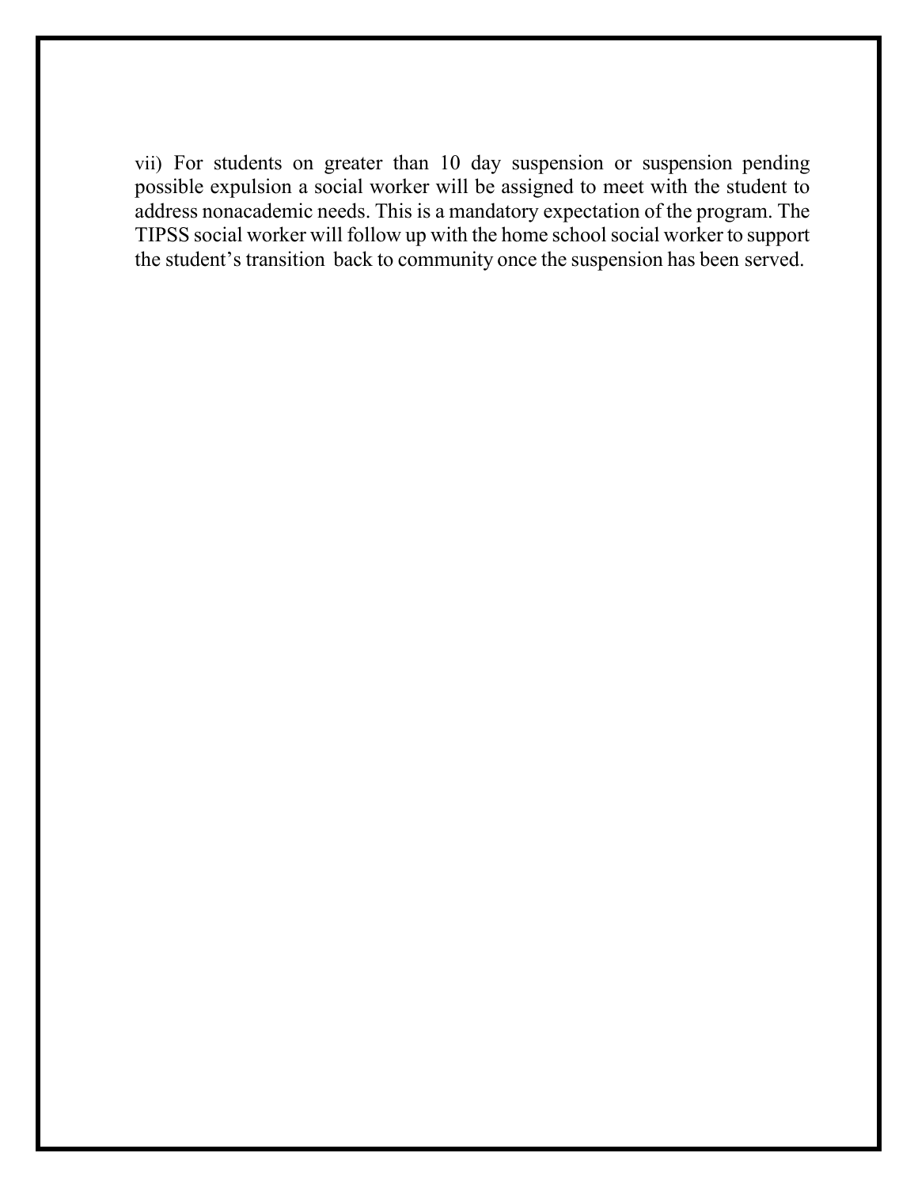vii) For students on greater than 10 day suspension or suspension pending possible expulsion a social worker will be assigned to meet with the student to address nonacademic needs. This is a mandatory expectation of the program. The TIPSS social worker will follow up with the home school social worker to support the student's transition back to community once the suspension has been served.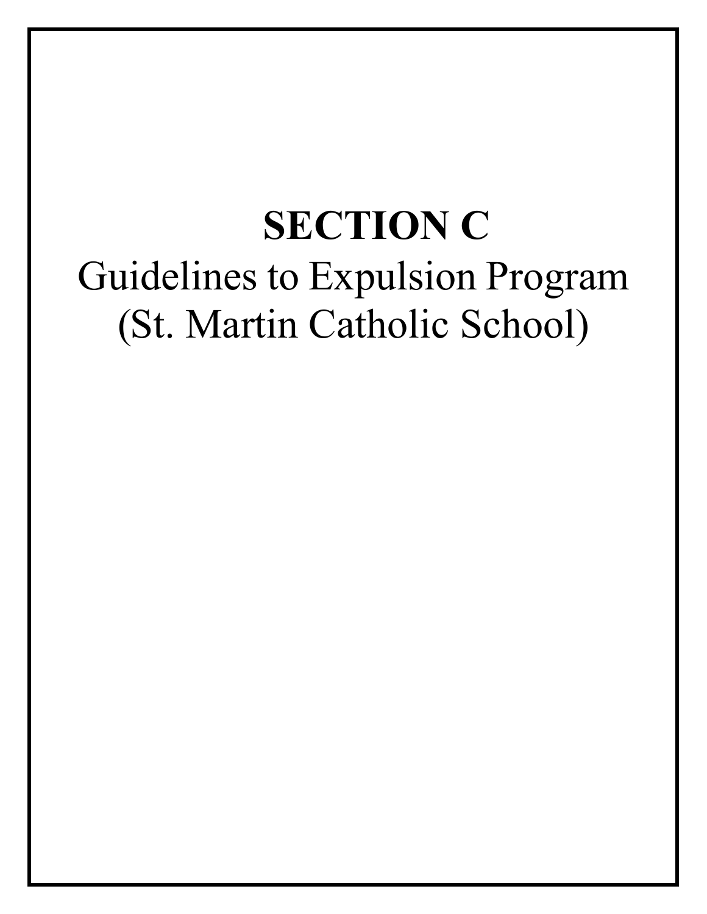# SECTION C

Guidelines to Expulsion Program
(St. Martin Catholic School)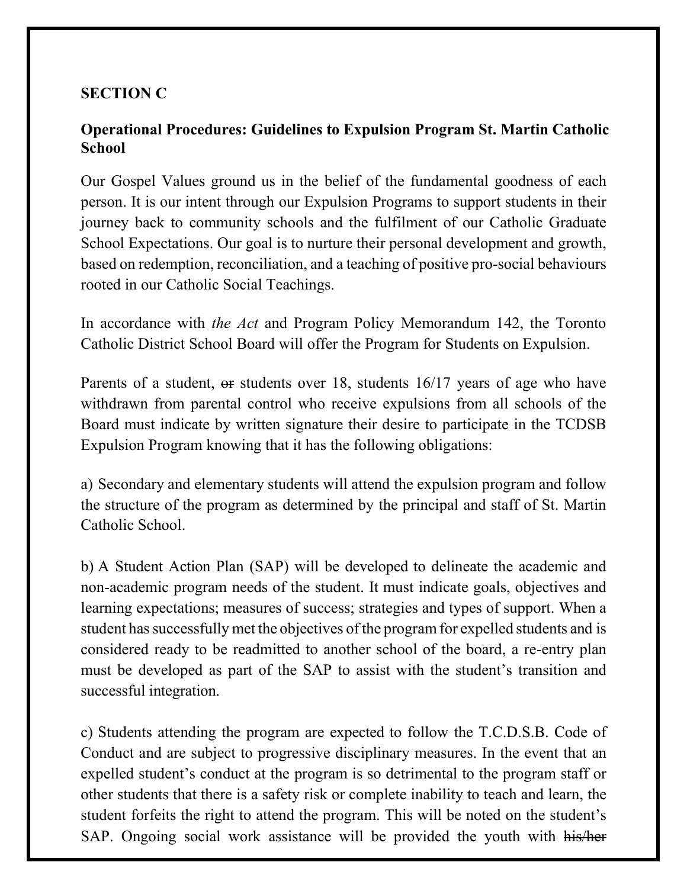**SECTION C**

**Operational Procedures: Guidelines to Expulsion Program St. Martin Catholic School**

Our Gospel Values ground us in the belief of the fundamental goodness of each person. It is our intent through our Expulsion Programs to support students in their journey back to community schools and the fulfilment of our Catholic Graduate School Expectations. Our goal is to nurture their personal development and growth, based on redemption, reconciliation, and a teaching of positive pro-social behaviours rooted in our Catholic Social Teachings.

In accordance with *the Act* and Program Policy Memorandum 142, the Toronto Catholic District School Board will offer the Program for Students on Expulsion.

Parents of a student, ~~or~~ students over 18, students 16/17 years of age who have withdrawn from parental control who receive expulsions from all schools of the Board must indicate by written signature their desire to participate in the TCDSB Expulsion Program knowing that it has the following obligations:

a) Secondary and elementary students will attend the expulsion program and follow the structure of the program as determined by the principal and staff of St. Martin Catholic School.

b) A Student Action Plan (SAP) will be developed to delineate the academic and non-academic program needs of the student. It must indicate goals, objectives and learning expectations; measures of success; strategies and types of support. When a student has successfully met the objectives of the program for expelled students and is considered ready to be readmitted to another school of the board, a re-entry plan must be developed as part of the SAP to assist with the student's transition and successful integration.

c) Students attending the program are expected to follow the T.C.D.S.B. Code of Conduct and are subject to progressive disciplinary measures. In the event that an expelled student's conduct at the program is so detrimental to the program staff or other students that there is a safety risk or complete inability to teach and learn, the student forfeits the right to attend the program. This will be noted on the student's SAP. Ongoing social work assistance will be provided the youth with ~~his/her~~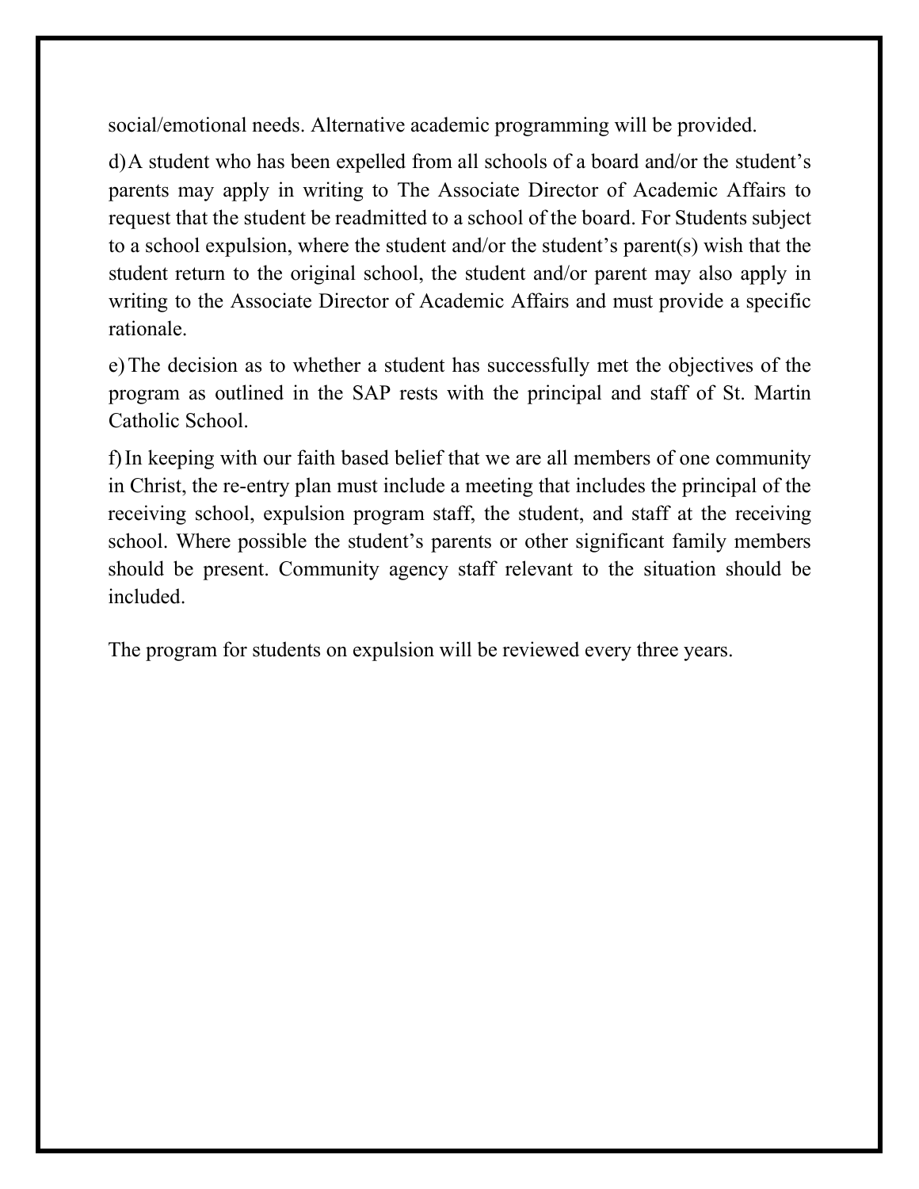social/emotional needs. Alternative academic programming will be provided.

d) A student who has been expelled from all schools of a board and/or the student's parents may apply in writing to The Associate Director of Academic Affairs to request that the student be readmitted to a school of the board. For Students subject to a school expulsion, where the student and/or the student's parent(s) wish that the student return to the original school, the student and/or parent may also apply in writing to the Associate Director of Academic Affairs and must provide a specific rationale.

e) The decision as to whether a student has successfully met the objectives of the program as outlined in the SAP rests with the principal and staff of St. Martin Catholic School.

f) In keeping with our faith based belief that we are all members of one community in Christ, the re-entry plan must include a meeting that includes the principal of the receiving school, expulsion program staff, the student, and staff at the receiving school. Where possible the student's parents or other significant family members should be present. Community agency staff relevant to the situation should be included.

The program for students on expulsion will be reviewed every three years.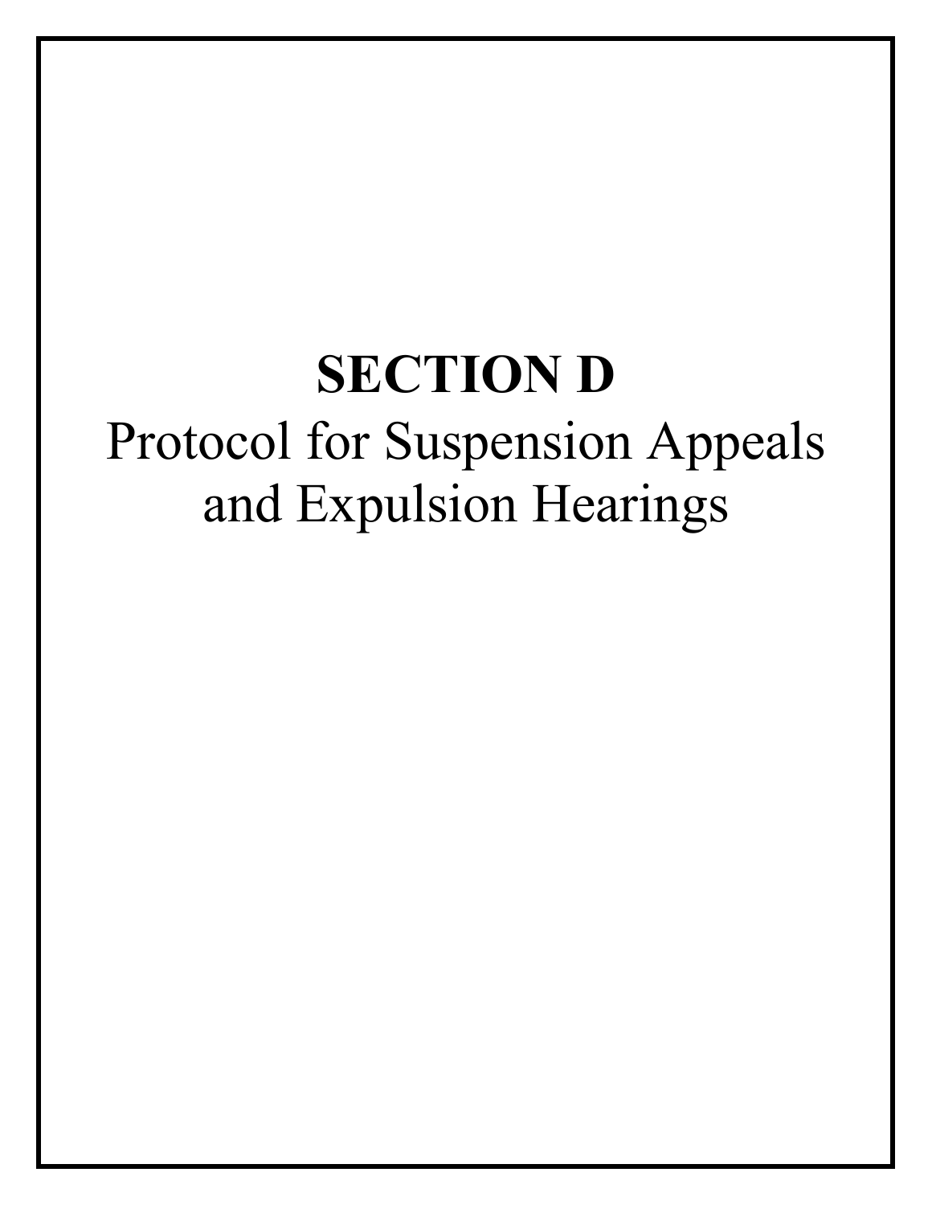# SECTION D

Protocol for Suspension Appeals and Expulsion Hearings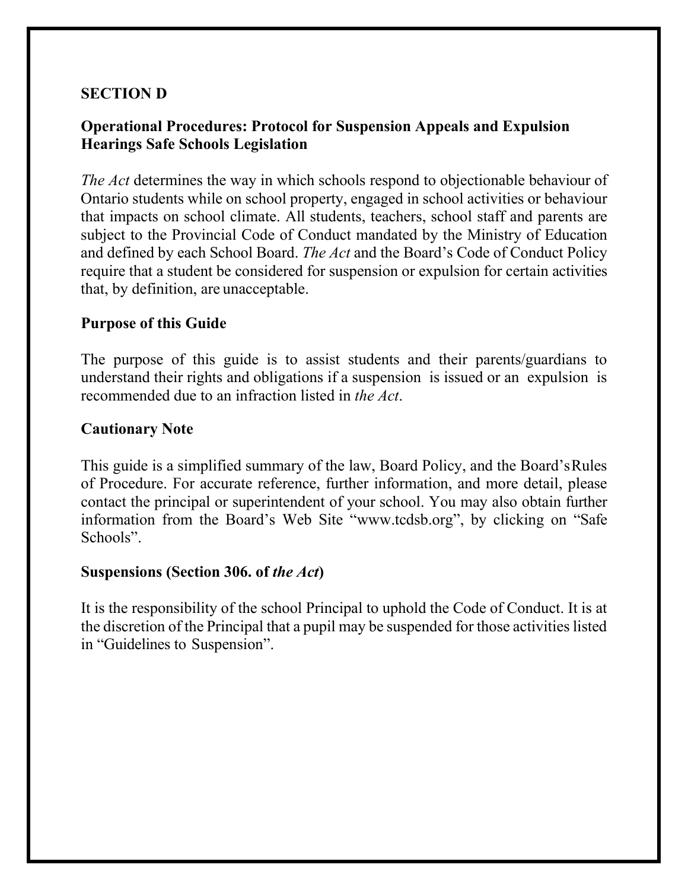**SECTION D**

**Operational Procedures: Protocol for Suspension Appeals and Expulsion Hearings Safe Schools Legislation**

*The Act* determines the way in which schools respond to objectionable behaviour of Ontario students while on school property, engaged in school activities or behaviour that impacts on school climate. All students, teachers, school staff and parents are subject to the Provincial Code of Conduct mandated by the Ministry of Education and defined by each School Board. *The Act* and the Board's Code of Conduct Policy require that a student be considered for suspension or expulsion for certain activities that, by definition, are unacceptable.

**Purpose of this Guide**

The purpose of this guide is to assist students and their parents/guardians to understand their rights and obligations if a suspension is issued or an expulsion is recommended due to an infraction listed in *the Act*.

**Cautionary Note**

This guide is a simplified summary of the law, Board Policy, and the Board's Rules of Procedure. For accurate reference, further information, and more detail, please contact the principal or superintendent of your school. You may also obtain further information from the Board's Web Site "www.tcdsb.org", by clicking on "Safe Schools".

**Suspensions (Section 306. of *the Act*)**

It is the responsibility of the school Principal to uphold the Code of Conduct. It is at the discretion of the Principal that a pupil may be suspended for those activities listed in "Guidelines to Suspension".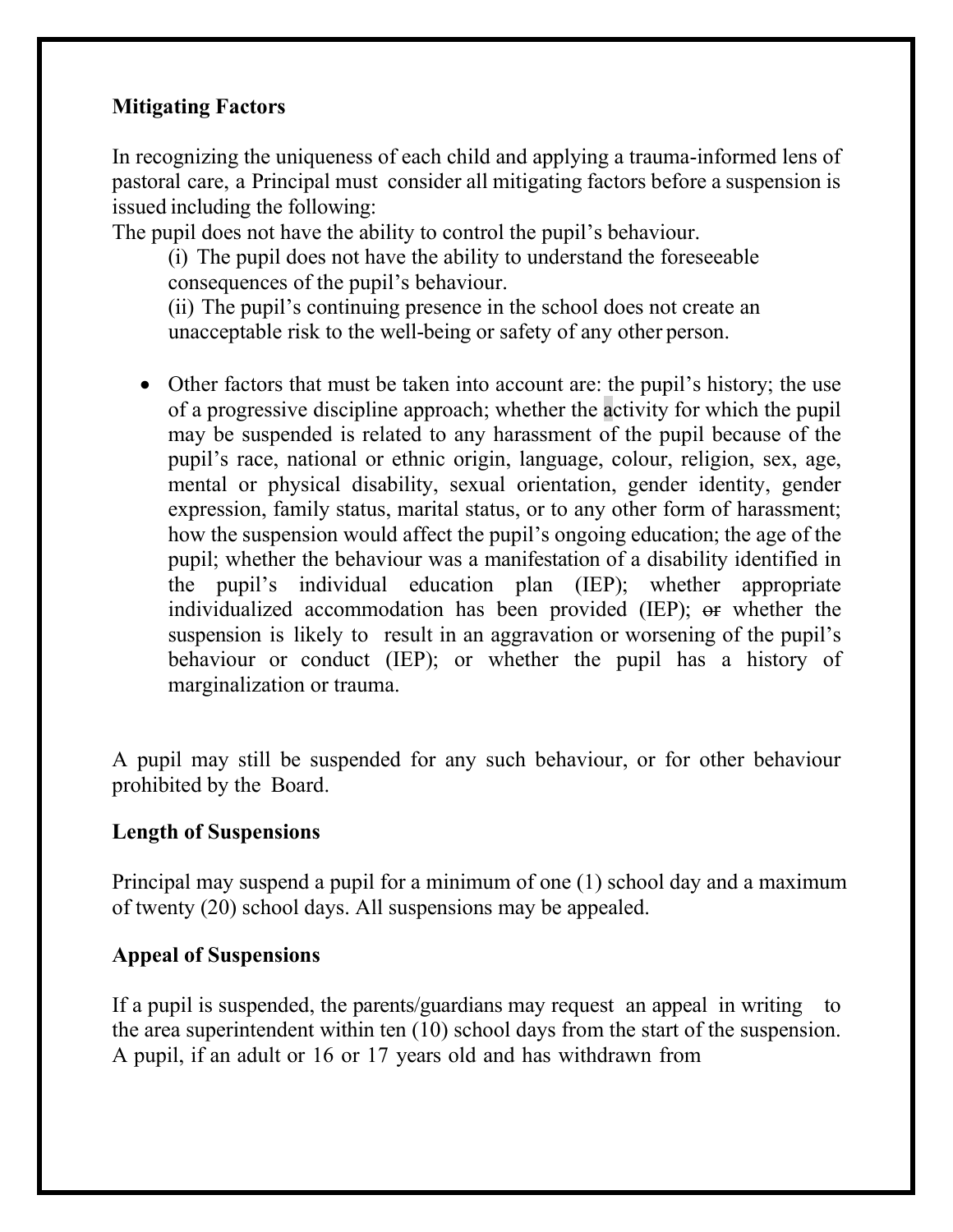**Mitigating Factors**

In recognizing the uniqueness of each child and applying a trauma-informed lens of pastoral care, a Principal must consider all mitigating factors before a suspension is issued including the following:

The pupil does not have the ability to control the pupil's behaviour.

(i) The pupil does not have the ability to understand the foreseeable consequences of the pupil's behaviour.

(ii) The pupil's continuing presence in the school does not create an unacceptable risk to the well-being or safety of any other person.

- Other factors that must be taken into account are: the pupil's history; the use of a progressive discipline approach; whether the activity for which the pupil may be suspended is related to any harassment of the pupil because of the pupil's race, national or ethnic origin, language, colour, religion, sex, age, mental or physical disability, sexual orientation, gender identity, gender expression, family status, marital status, or to any other form of harassment; how the suspension would affect the pupil's ongoing education; the age of the pupil; whether the behaviour was a manifestation of a disability identified in the pupil's individual education plan (IEP); whether appropriate individualized accommodation has been provided (IEP); ~~or~~ whether the suspension is likely to result in an aggravation or worsening of the pupil's behaviour or conduct (IEP); or whether the pupil has a history of marginalization or trauma.

A pupil may still be suspended for any such behaviour, or for other behaviour prohibited by the Board.

**Length of Suspensions**

Principal may suspend a pupil for a minimum of one (1) school day and a maximum of twenty (20) school days. All suspensions may be appealed.

**Appeal of Suspensions**

If a pupil is suspended, the parents/guardians may request an appeal in writing to the area superintendent within ten (10) school days from the start of the suspension. A pupil, if an adult or 16 or 17 years old and has withdrawn from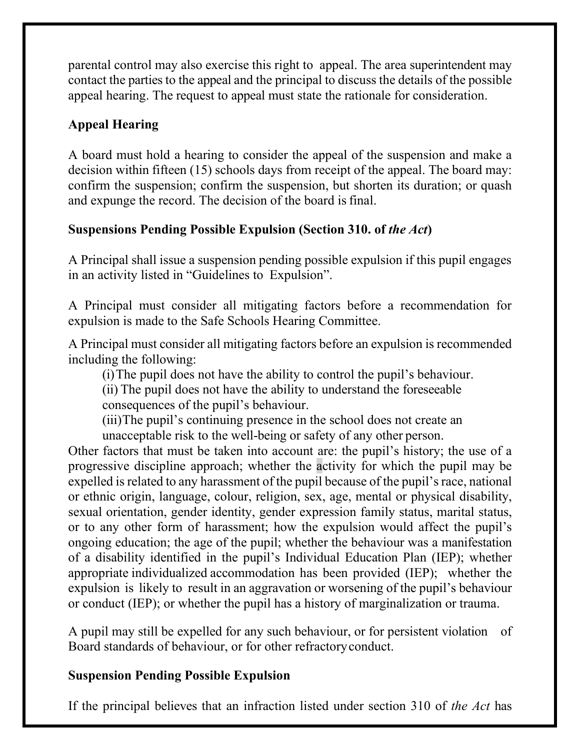parental control may also exercise this right to appeal. The area superintendent may contact the parties to the appeal and the principal to discuss the details of the possible appeal hearing. The request to appeal must state the rationale for consideration.

**Appeal Hearing**

A board must hold a hearing to consider the appeal of the suspension and make a decision within fifteen (15) schools days from receipt of the appeal. The board may: confirm the suspension; confirm the suspension, but shorten its duration; or quash and expunge the record. The decision of the board is final.

**Suspensions Pending Possible Expulsion (Section 310. of *the Act*)**

A Principal shall issue a suspension pending possible expulsion if this pupil engages in an activity listed in "Guidelines to Expulsion".

A Principal must consider all mitigating factors before a recommendation for expulsion is made to the Safe Schools Hearing Committee.

A Principal must consider all mitigating factors before an expulsion is recommended including the following:

(i) The pupil does not have the ability to control the pupil's behaviour.
(ii) The pupil does not have the ability to understand the foreseeable consequences of the pupil's behaviour.
(iii) The pupil's continuing presence in the school does not create an unacceptable risk to the well-being or safety of any other person.

Other factors that must be taken into account are: the pupil's history; the use of a progressive discipline approach; whether the activity for which the pupil may be expelled is related to any harassment of the pupil because of the pupil's race, national or ethnic origin, language, colour, religion, sex, age, mental or physical disability, sexual orientation, gender identity, gender expression family status, marital status, or to any other form of harassment; how the expulsion would affect the pupil's ongoing education; the age of the pupil; whether the behaviour was a manifestation of a disability identified in the pupil's Individual Education Plan (IEP); whether appropriate individualized accommodation has been provided (IEP); whether the expulsion is likely to result in an aggravation or worsening of the pupil's behaviour or conduct (IEP); or whether the pupil has a history of marginalization or trauma.

A pupil may still be expelled for any such behaviour, or for persistent violation of Board standards of behaviour, or for other refractory conduct.

**Suspension Pending Possible Expulsion**

If the principal believes that an infraction listed under section 310 of *the Act* has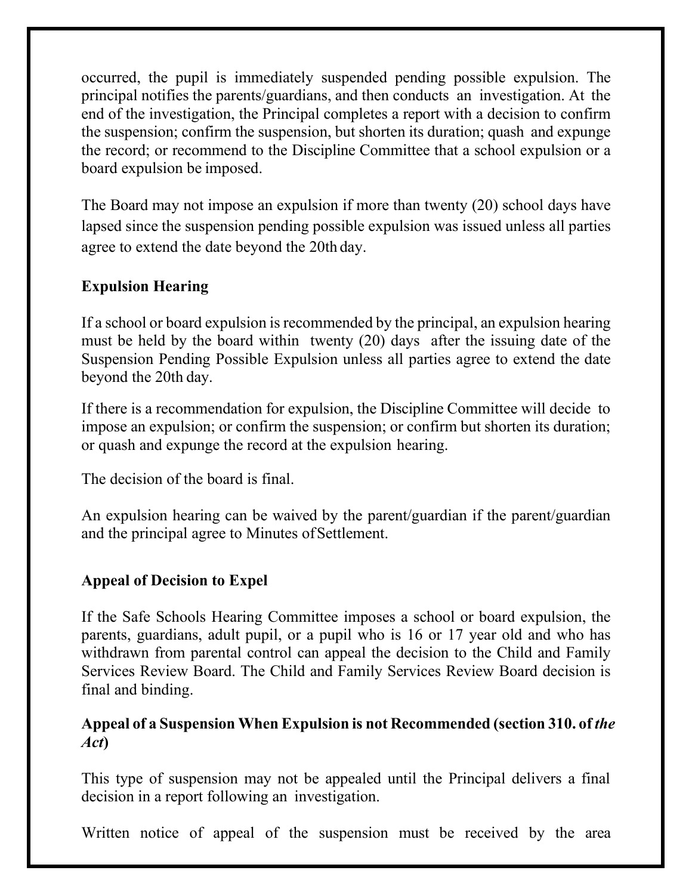occurred, the pupil is immediately suspended pending possible expulsion. The principal notifies the parents/guardians, and then conducts an investigation. At the end of the investigation, the Principal completes a report with a decision to confirm the suspension; confirm the suspension, but shorten its duration; quash and expunge the record; or recommend to the Discipline Committee that a school expulsion or a board expulsion be imposed.

The Board may not impose an expulsion if more than twenty (20) school days have lapsed since the suspension pending possible expulsion was issued unless all parties agree to extend the date beyond the 20th day.

**Expulsion Hearing**

If a school or board expulsion is recommended by the principal, an expulsion hearing must be held by the board within twenty (20) days after the issuing date of the Suspension Pending Possible Expulsion unless all parties agree to extend the date beyond the 20th day.

If there is a recommendation for expulsion, the Discipline Committee will decide to impose an expulsion; or confirm the suspension; or confirm but shorten its duration; or quash and expunge the record at the expulsion hearing.

The decision of the board is final.

An expulsion hearing can be waived by the parent/guardian if the parent/guardian and the principal agree to Minutes of Settlement.

**Appeal of Decision to Expel**

If the Safe Schools Hearing Committee imposes a school or board expulsion, the parents, guardians, adult pupil, or a pupil who is 16 or 17 year old and who has withdrawn from parental control can appeal the decision to the Child and Family Services Review Board. The Child and Family Services Review Board decision is final and binding.

**Appeal of a Suspension When Expulsion is not Recommended (section 310. of *the Act*)**

This type of suspension may not be appealed until the Principal delivers a final decision in a report following an investigation.

Written notice of appeal of the suspension must be received by the area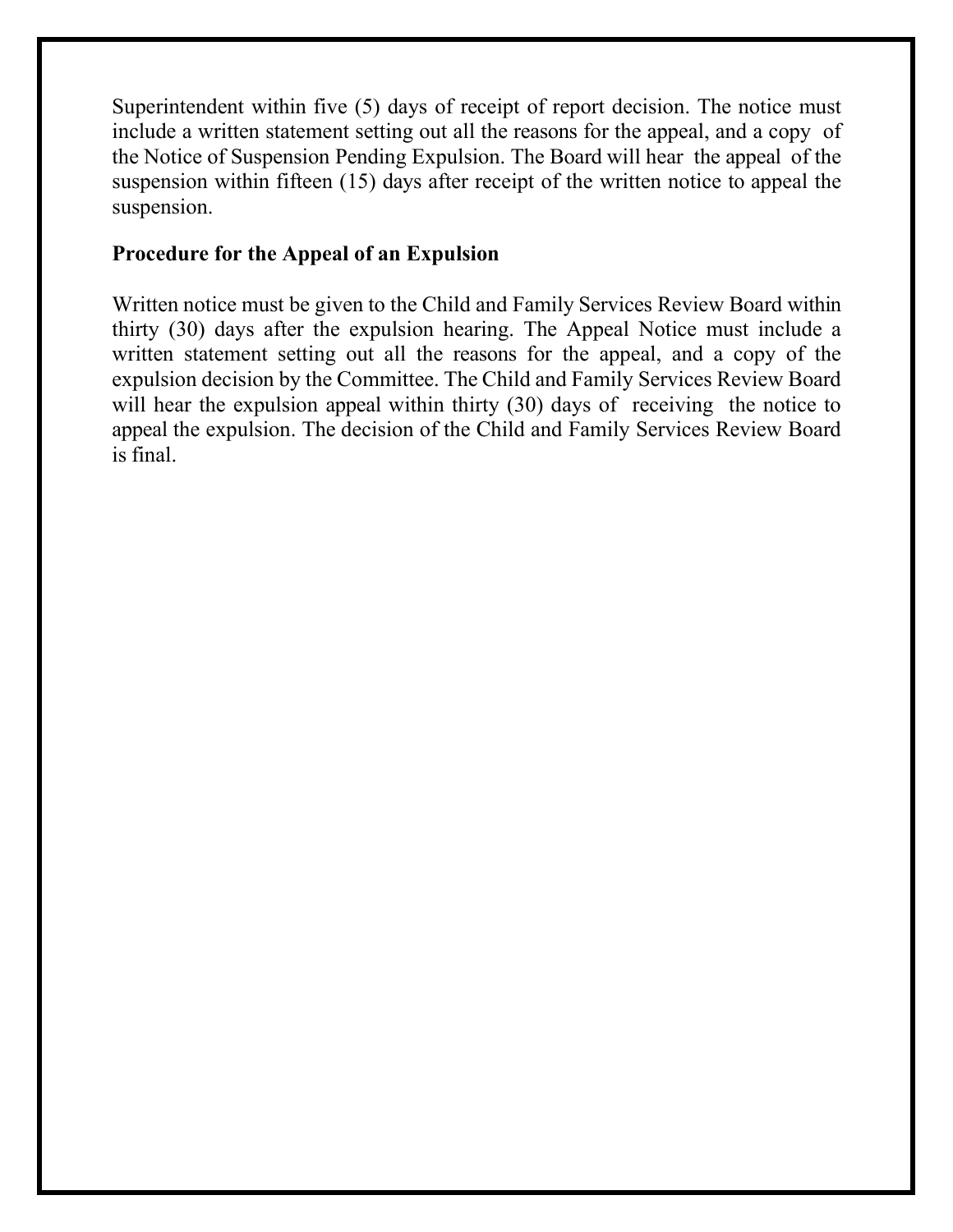Superintendent within five (5) days of receipt of report decision. The notice must include a written statement setting out all the reasons for the appeal, and a copy of the Notice of Suspension Pending Expulsion. The Board will hear the appeal of the suspension within fifteen (15) days after receipt of the written notice to appeal the suspension.

**Procedure for the Appeal of an Expulsion**

Written notice must be given to the Child and Family Services Review Board within thirty (30) days after the expulsion hearing. The Appeal Notice must include a written statement setting out all the reasons for the appeal, and a copy of the expulsion decision by the Committee. The Child and Family Services Review Board will hear the expulsion appeal within thirty (30) days of receiving the notice to appeal the expulsion. The decision of the Child and Family Services Review Board is final.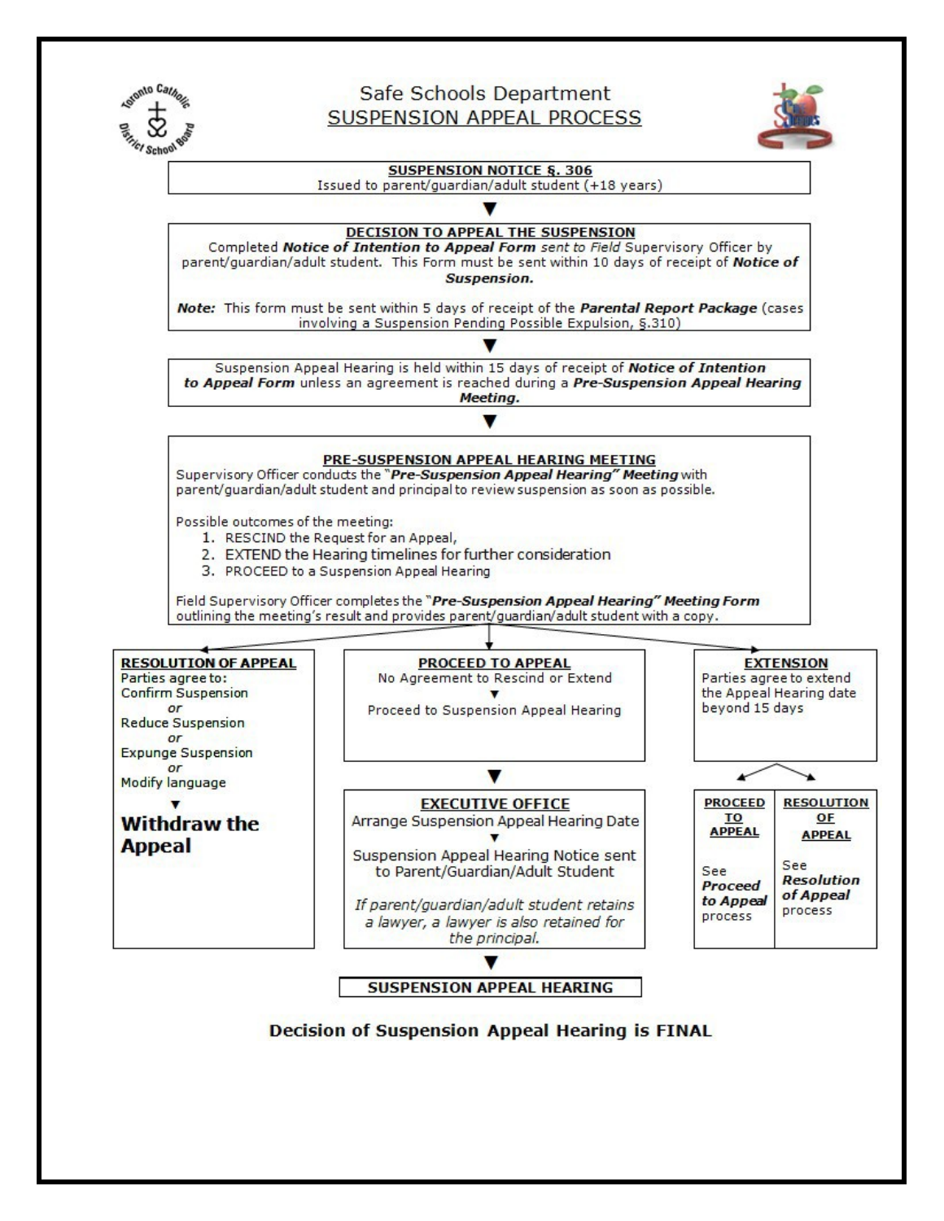# Safe Schools Department

## SUSPENSION APPEAL PROCESS

**SUSPENSION NOTICE §. 306**

Issued to parent/guardian/adult student (+18 years)

▼

**DECISION TO APPEAL THE SUSPENSION**

Completed ***Notice of Intention to Appeal Form*** *sent to Field* Supervisory Officer by parent/guardian/adult student. This Form must be sent within 10 days of receipt of ***Notice of Suspension.***

***Note:*** This form must be sent within 5 days of receipt of the ***Parental Report Package*** (cases involving a Suspension Pending Possible Expulsion, §.310)

▼

Suspension Appeal Hearing is held within 15 days of receipt of ***Notice of Intention to Appeal Form*** unless an agreement is reached during a ***Pre-Suspension Appeal Hearing Meeting.***

▼

**PRE-SUSPENSION APPEAL HEARING MEETING**

Supervisory Officer conducts the "***Pre-Suspension Appeal Hearing" Meeting*** with parent/guardian/adult student and principal to review suspension as soon as possible.

Possible outcomes of the meeting:

1. RESCIND the Request for an Appeal,
2. EXTEND the Hearing timelines for further consideration
3. PROCEED to a Suspension Appeal Hearing

Field Supervisory Officer completes the "***Pre-Suspension Appeal Hearing" Meeting Form*** outlining the meeting's result and provides parent/guardian/adult student with a copy.

---

**RESOLUTION OF APPEAL**

Parties agree to:

Confirm Suspension
*or*
Reduce Suspension
*or*
Expunge Suspension
*or*
Modify language

▼

**Withdraw the Appeal**

---

**PROCEED TO APPEAL**

No Agreement to Rescind or Extend

▼

Proceed to Suspension Appeal Hearing

▼

**EXECUTIVE OFFICE**

Arrange Suspension Appeal Hearing Date

▼

Suspension Appeal Hearing Notice sent to Parent/Guardian/Adult Student

*If parent/guardian/adult student retains a lawyer, a lawyer is also retained for the principal.*

▼

**SUSPENSION APPEAL HEARING**

---

**EXTENSION**

Parties agree to extend the Appeal Hearing date beyond 15 days

| **PROCEED TO APPEAL** | **RESOLUTION OF APPEAL** |
| --- | --- |
| See ***Proceed to Appeal*** process | See ***Resolution of Appeal*** process |

---

**Decision of Suspension Appeal Hearing is FINAL**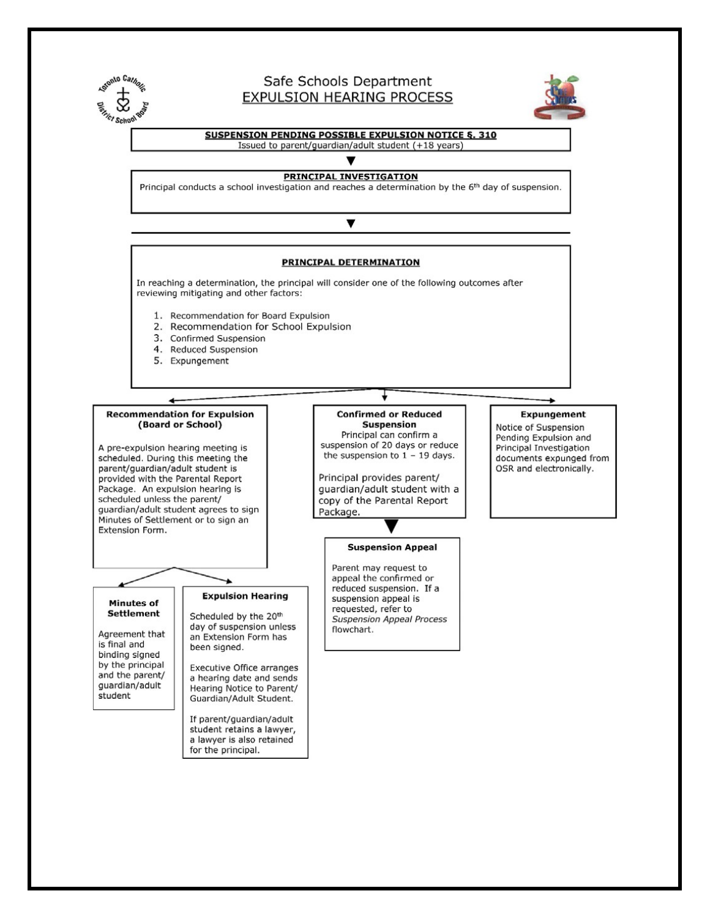# Safe Schools Department

## EXPULSION HEARING PROCESS

**SUSPENSION PENDING POSSIBLE EXPULSION NOTICE §. 310**

Issued to parent/guardian/adult student (+18 years)

▼

**PRINCIPAL INVESTIGATION**

Principal conducts a school investigation and reaches a determination by the 6th day of suspension.

▼

**PRINCIPAL DETERMINATION**

In reaching a determination, the principal will consider one of the following outcomes after reviewing mitigating and other factors:

1. Recommendation for Board Expulsion
2. Recommendation for School Expulsion
3. Confirmed Suspension
4. Reduced Suspension
5. Expungement

### Recommendation for Expulsion (Board or School)

A pre-expulsion hearing meeting is scheduled. During this meeting the parent/guardian/adult student is provided with the Parental Report Package. An expulsion hearing is scheduled unless the parent/guardian/adult student agrees to sign Minutes of Settlement or to sign an Extension Form.

#### Minutes of Settlement

Agreement that is final and binding signed by the principal and the parent/guardian/adult student

#### Expulsion Hearing

Scheduled by the 20th day of suspension unless an Extension Form has been signed.

Executive Office arranges a hearing date and sends Hearing Notice to Parent/Guardian/Adult Student.

If parent/guardian/adult student retains a lawyer, a lawyer is also retained for the principal.

### Confirmed or Reduced Suspension

Principal can confirm a suspension of 20 days or reduce the suspension to 1 – 19 days.

Principal provides parent/guardian/adult student with a copy of the Parental Report Package.

▼

#### Suspension Appeal

Parent may request to appeal the confirmed or reduced suspension. If a suspension appeal is requested, refer to *Suspension Appeal Process* flowchart.

### Expungement

Notice of Suspension Pending Expulsion and Principal Investigation documents expunged from OSR and electronically.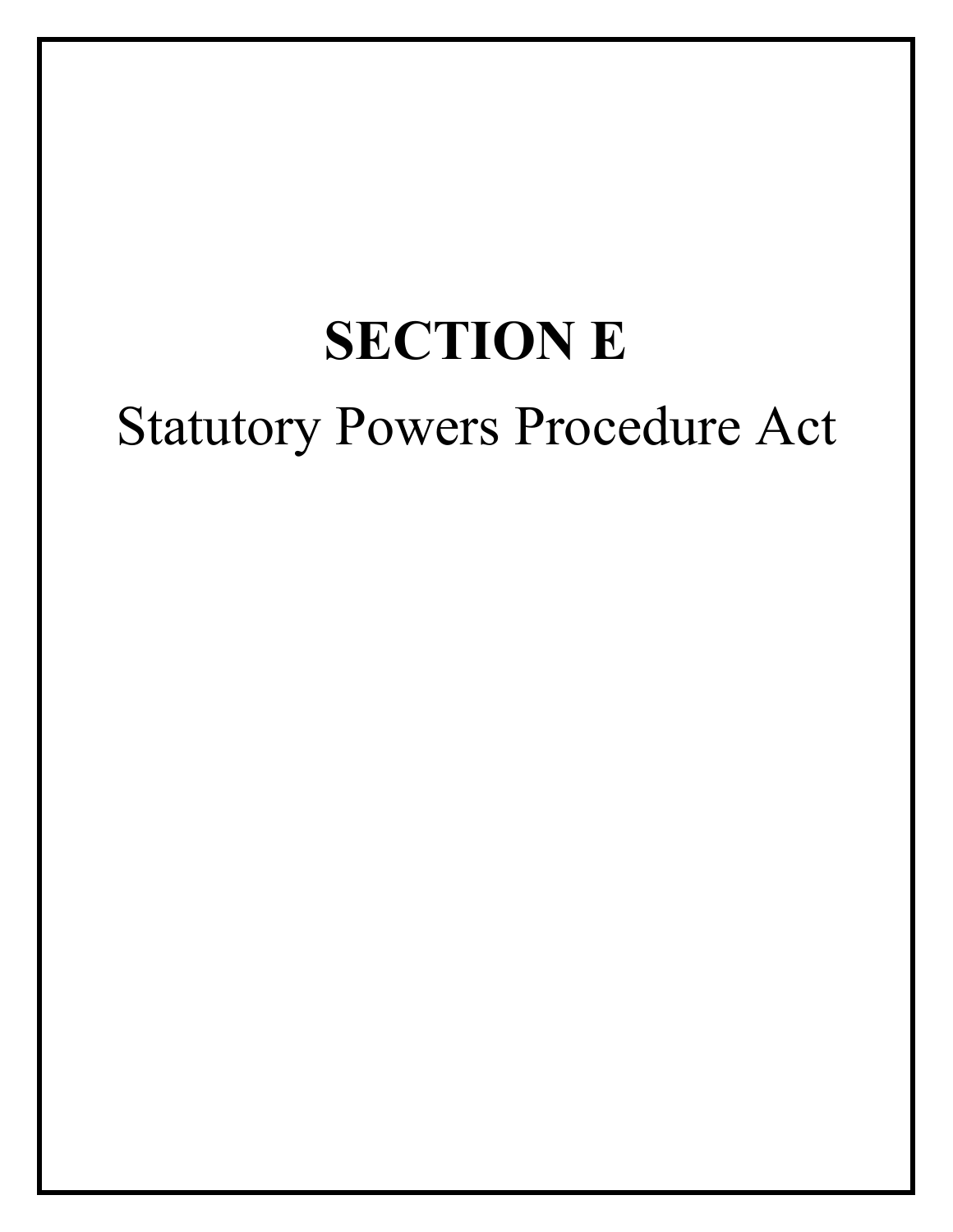# SECTION E

Statutory Powers Procedure Act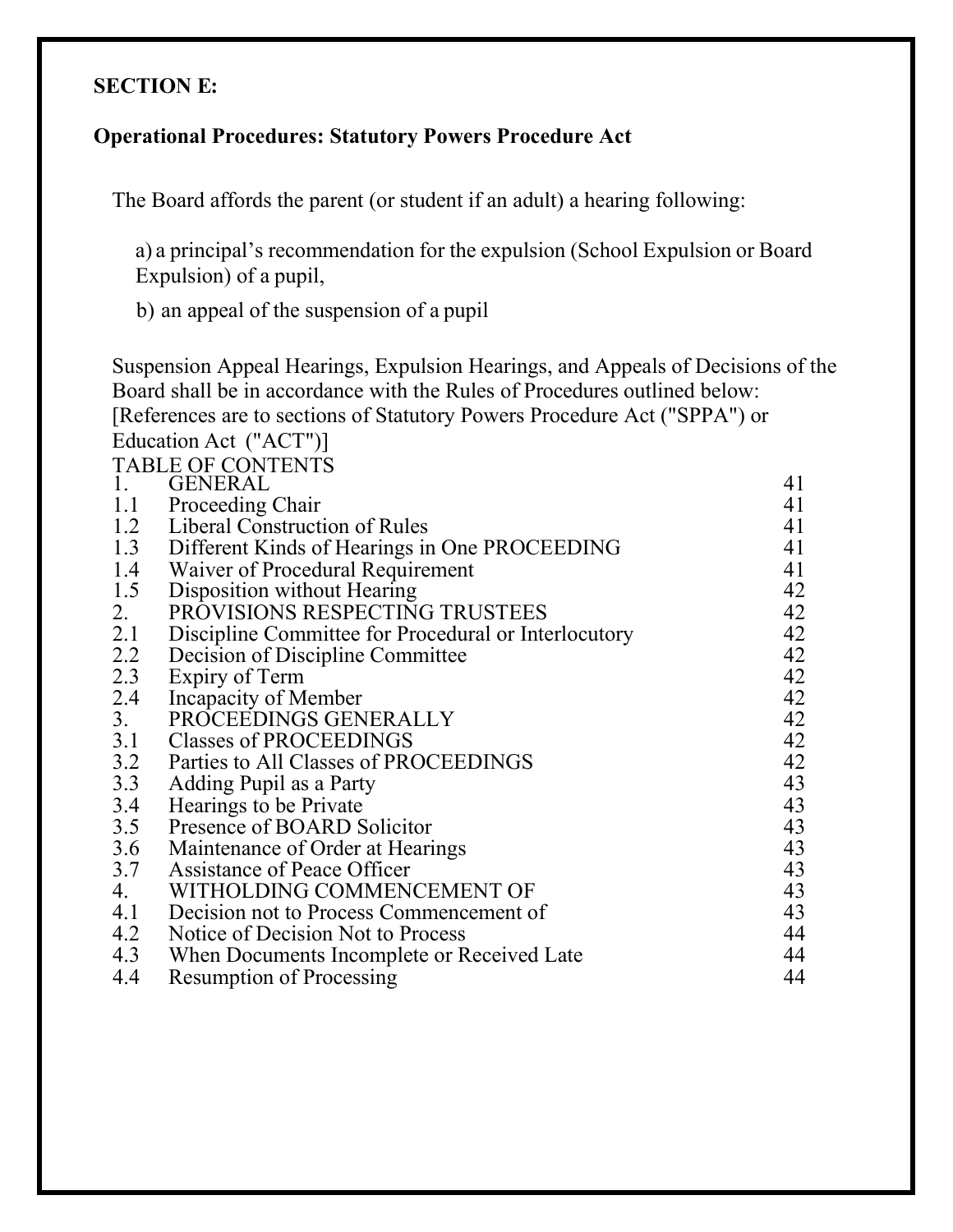**SECTION E:**

**Operational Procedures: Statutory Powers Procedure Act**

The Board affords the parent (or student if an adult) a hearing following:

a) a principal's recommendation for the expulsion (School Expulsion or Board Expulsion) of a pupil,

b) an appeal of the suspension of a pupil

Suspension Appeal Hearings, Expulsion Hearings, and Appeals of Decisions of the Board shall be in accordance with the Rules of Procedures outlined below: [References are to sections of Statutory Powers Procedure Act ("SPPA") or Education Act ("ACT")]

TABLE OF CONTENTS

| | | |
|---|---|---|
| 1. | GENERAL | 41 |
| 1.1 | Proceeding Chair | 41 |
| 1.2 | Liberal Construction of Rules | 41 |
| 1.3 | Different Kinds of Hearings in One PROCEEDING | 41 |
| 1.4 | Waiver of Procedural Requirement | 41 |
| 1.5 | Disposition without Hearing | 42 |
| 2. | PROVISIONS RESPECTING TRUSTEES | 42 |
| 2.1 | Discipline Committee for Procedural or Interlocutory | 42 |
| 2.2 | Decision of Discipline Committee | 42 |
| 2.3 | Expiry of Term | 42 |
| 2.4 | Incapacity of Member | 42 |
| 3. | PROCEEDINGS GENERALLY | 42 |
| 3.1 | Classes of PROCEEDINGS | 42 |
| 3.2 | Parties to All Classes of PROCEEDINGS | 42 |
| 3.3 | Adding Pupil as a Party | 43 |
| 3.4 | Hearings to be Private | 43 |
| 3.5 | Presence of BOARD Solicitor | 43 |
| 3.6 | Maintenance of Order at Hearings | 43 |
| 3.7 | Assistance of Peace Officer | 43 |
| 4. | WITHOLDING COMMENCEMENT OF | 43 |
| 4.1 | Decision not to Process Commencement of | 43 |
| 4.2 | Notice of Decision Not to Process | 44 |
| 4.3 | When Documents Incomplete or Received Late | 44 |
| 4.4 | Resumption of Processing | 44 |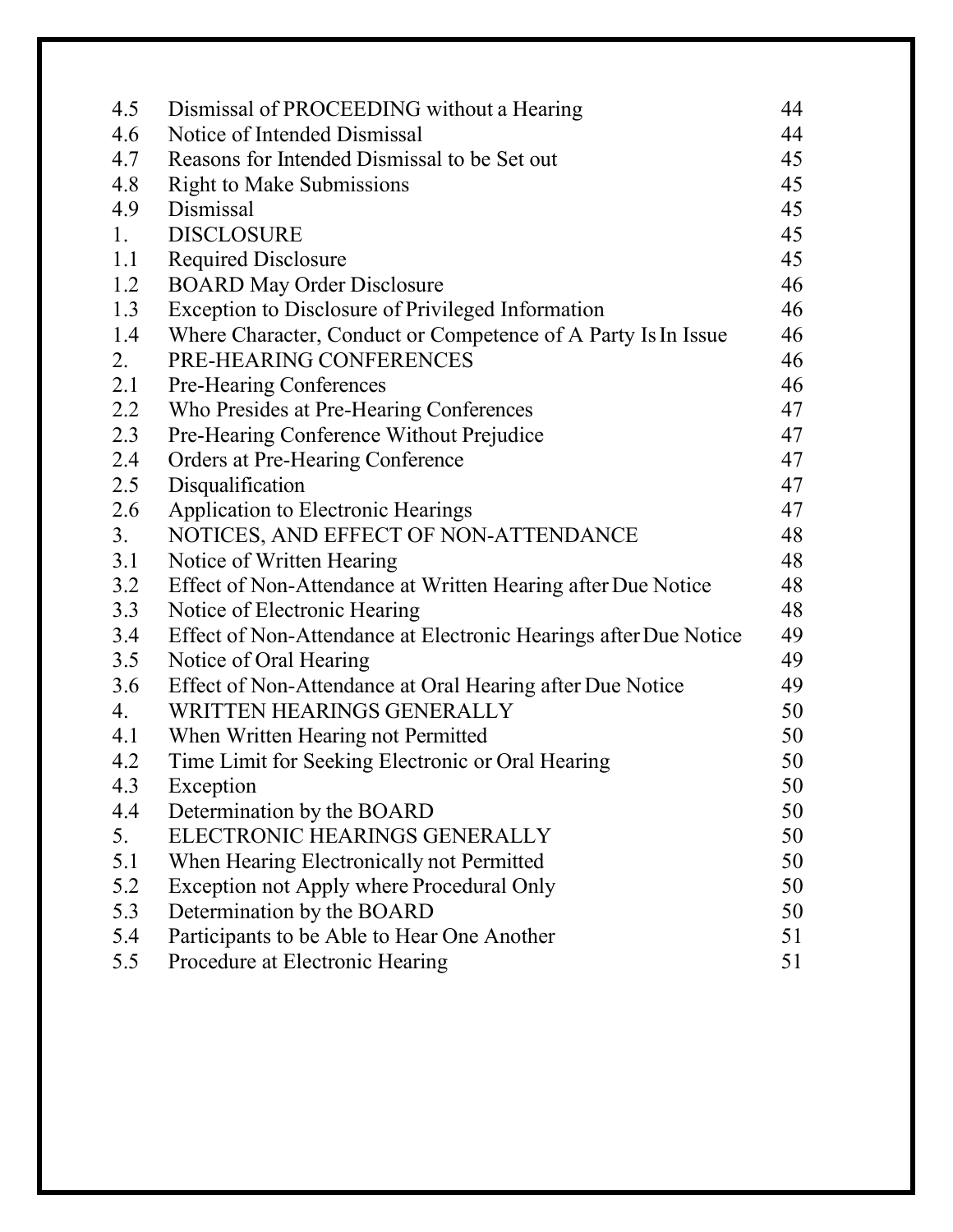| | | |
|---|---|---|
| 4.5 | Dismissal of PROCEEDING without a Hearing | 44 |
| 4.6 | Notice of Intended Dismissal | 44 |
| 4.7 | Reasons for Intended Dismissal to be Set out | 45 |
| 4.8 | Right to Make Submissions | 45 |
| 4.9 | Dismissal | 45 |
| 1. | DISCLOSURE | 45 |
| 1.1 | Required Disclosure | 45 |
| 1.2 | BOARD May Order Disclosure | 46 |
| 1.3 | Exception to Disclosure of Privileged Information | 46 |
| 1.4 | Where Character, Conduct or Competence of A Party Is In Issue | 46 |
| 2. | PRE-HEARING CONFERENCES | 46 |
| 2.1 | Pre-Hearing Conferences | 46 |
| 2.2 | Who Presides at Pre-Hearing Conferences | 47 |
| 2.3 | Pre-Hearing Conference Without Prejudice | 47 |
| 2.4 | Orders at Pre-Hearing Conference | 47 |
| 2.5 | Disqualification | 47 |
| 2.6 | Application to Electronic Hearings | 47 |
| 3. | NOTICES, AND EFFECT OF NON-ATTENDANCE | 48 |
| 3.1 | Notice of Written Hearing | 48 |
| 3.2 | Effect of Non-Attendance at Written Hearing after Due Notice | 48 |
| 3.3 | Notice of Electronic Hearing | 48 |
| 3.4 | Effect of Non-Attendance at Electronic Hearings after Due Notice | 49 |
| 3.5 | Notice of Oral Hearing | 49 |
| 3.6 | Effect of Non-Attendance at Oral Hearing after Due Notice | 49 |
| 4. | WRITTEN HEARINGS GENERALLY | 50 |
| 4.1 | When Written Hearing not Permitted | 50 |
| 4.2 | Time Limit for Seeking Electronic or Oral Hearing | 50 |
| 4.3 | Exception | 50 |
| 4.4 | Determination by the BOARD | 50 |
| 5. | ELECTRONIC HEARINGS GENERALLY | 50 |
| 5.1 | When Hearing Electronically not Permitted | 50 |
| 5.2 | Exception not Apply where Procedural Only | 50 |
| 5.3 | Determination by the BOARD | 50 |
| 5.4 | Participants to be Able to Hear One Another | 51 |
| 5.5 | Procedure at Electronic Hearing | 51 |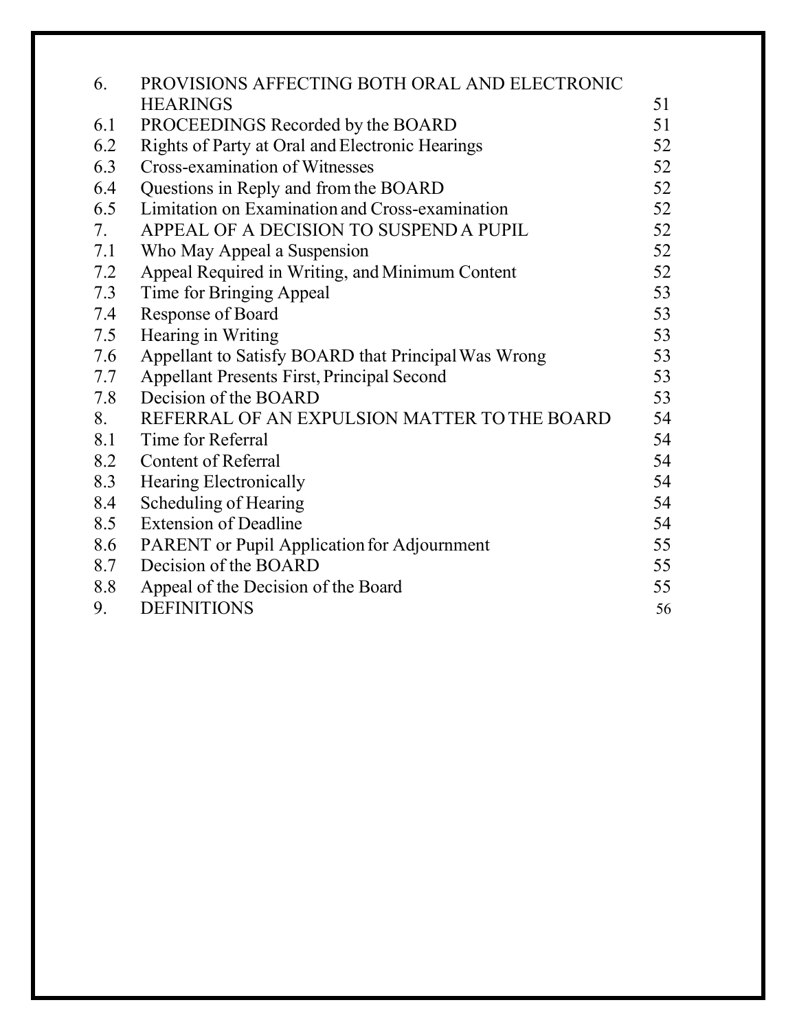| | | |
|---|---|---|
| 6. | PROVISIONS AFFECTING BOTH ORAL AND ELECTRONIC HEARINGS | 51 |
| 6.1 | PROCEEDINGS Recorded by the BOARD | 51 |
| 6.2 | Rights of Party at Oral and Electronic Hearings | 52 |
| 6.3 | Cross-examination of Witnesses | 52 |
| 6.4 | Questions in Reply and from the BOARD | 52 |
| 6.5 | Limitation on Examination and Cross-examination | 52 |
| 7. | APPEAL OF A DECISION TO SUSPEND A PUPIL | 52 |
| 7.1 | Who May Appeal a Suspension | 52 |
| 7.2 | Appeal Required in Writing, and Minimum Content | 52 |
| 7.3 | Time for Bringing Appeal | 53 |
| 7.4 | Response of Board | 53 |
| 7.5 | Hearing in Writing | 53 |
| 7.6 | Appellant to Satisfy BOARD that Principal Was Wrong | 53 |
| 7.7 | Appellant Presents First, Principal Second | 53 |
| 7.8 | Decision of the BOARD | 53 |
| 8. | REFERRAL OF AN EXPULSION MATTER TO THE BOARD | 54 |
| 8.1 | Time for Referral | 54 |
| 8.2 | Content of Referral | 54 |
| 8.3 | Hearing Electronically | 54 |
| 8.4 | Scheduling of Hearing | 54 |
| 8.5 | Extension of Deadline | 54 |
| 8.6 | PARENT or Pupil Application for Adjournment | 55 |
| 8.7 | Decision of the BOARD | 55 |
| 8.8 | Appeal of the Decision of the Board | 55 |
| 9. | DEFINITIONS | 56 |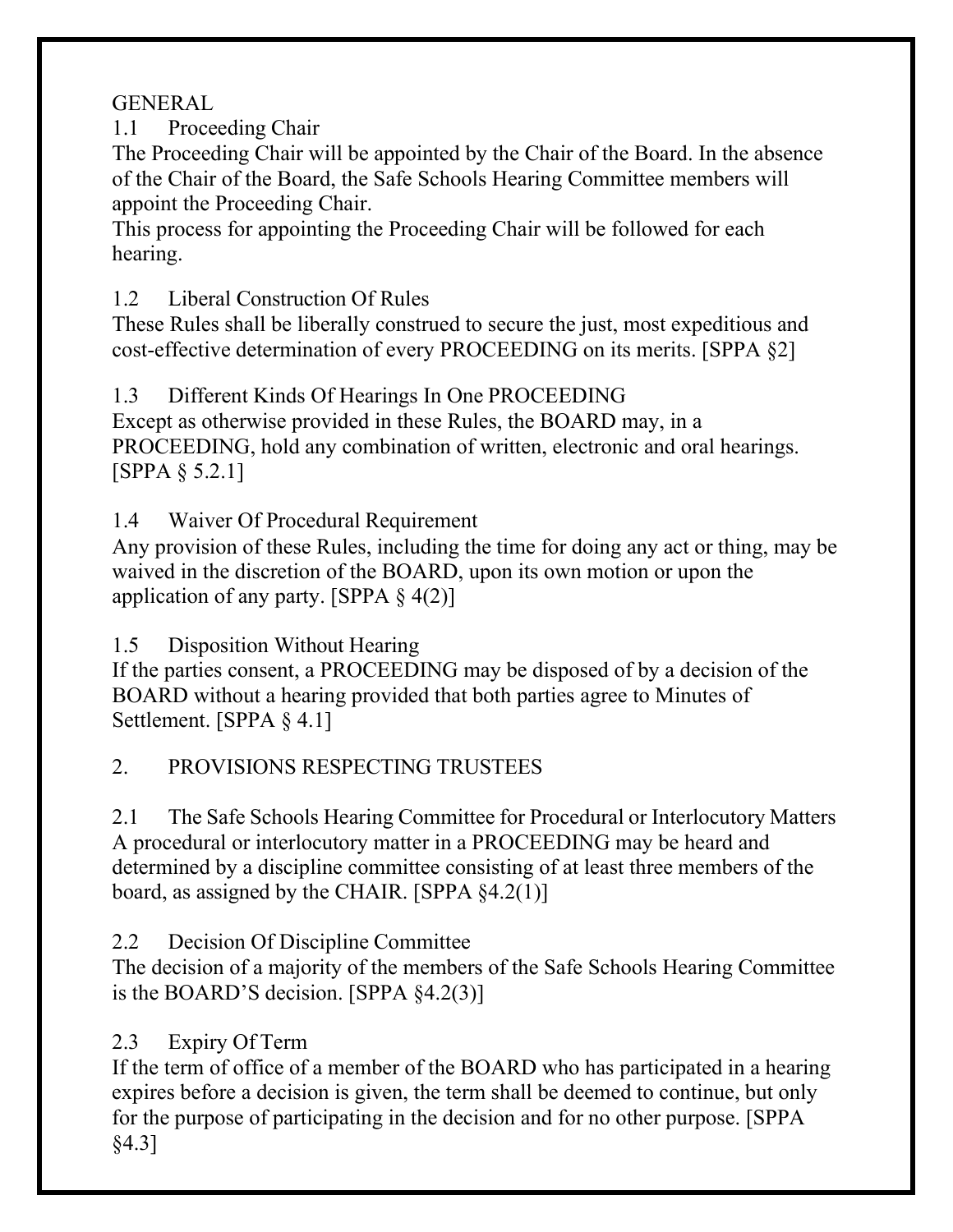GENERAL

### 1.1 Proceeding Chair

The Proceeding Chair will be appointed by the Chair of the Board. In the absence of the Chair of the Board, the Safe Schools Hearing Committee members will appoint the Proceeding Chair.

This process for appointing the Proceeding Chair will be followed for each hearing.

### 1.2 Liberal Construction Of Rules

These Rules shall be liberally construed to secure the just, most expeditious and cost-effective determination of every PROCEEDING on its merits. [SPPA §2]

### 1.3 Different Kinds Of Hearings In One PROCEEDING

Except as otherwise provided in these Rules, the BOARD may, in a PROCEEDING, hold any combination of written, electronic and oral hearings. [SPPA § 5.2.1]

### 1.4 Waiver Of Procedural Requirement

Any provision of these Rules, including the time for doing any act or thing, may be waived in the discretion of the BOARD, upon its own motion or upon the application of any party. [SPPA § 4(2)]

### 1.5 Disposition Without Hearing

If the parties consent, a PROCEEDING may be disposed of by a decision of the BOARD without a hearing provided that both parties agree to Minutes of Settlement. [SPPA § 4.1]

## 2. PROVISIONS RESPECTING TRUSTEES

### 2.1 The Safe Schools Hearing Committee for Procedural or Interlocutory Matters

A procedural or interlocutory matter in a PROCEEDING may be heard and determined by a discipline committee consisting of at least three members of the board, as assigned by the CHAIR. [SPPA §4.2(1)]

### 2.2 Decision Of Discipline Committee

The decision of a majority of the members of the Safe Schools Hearing Committee is the BOARD'S decision. [SPPA §4.2(3)]

### 2.3 Expiry Of Term

If the term of office of a member of the BOARD who has participated in a hearing expires before a decision is given, the term shall be deemed to continue, but only for the purpose of participating in the decision and for no other purpose. [SPPA §4.3]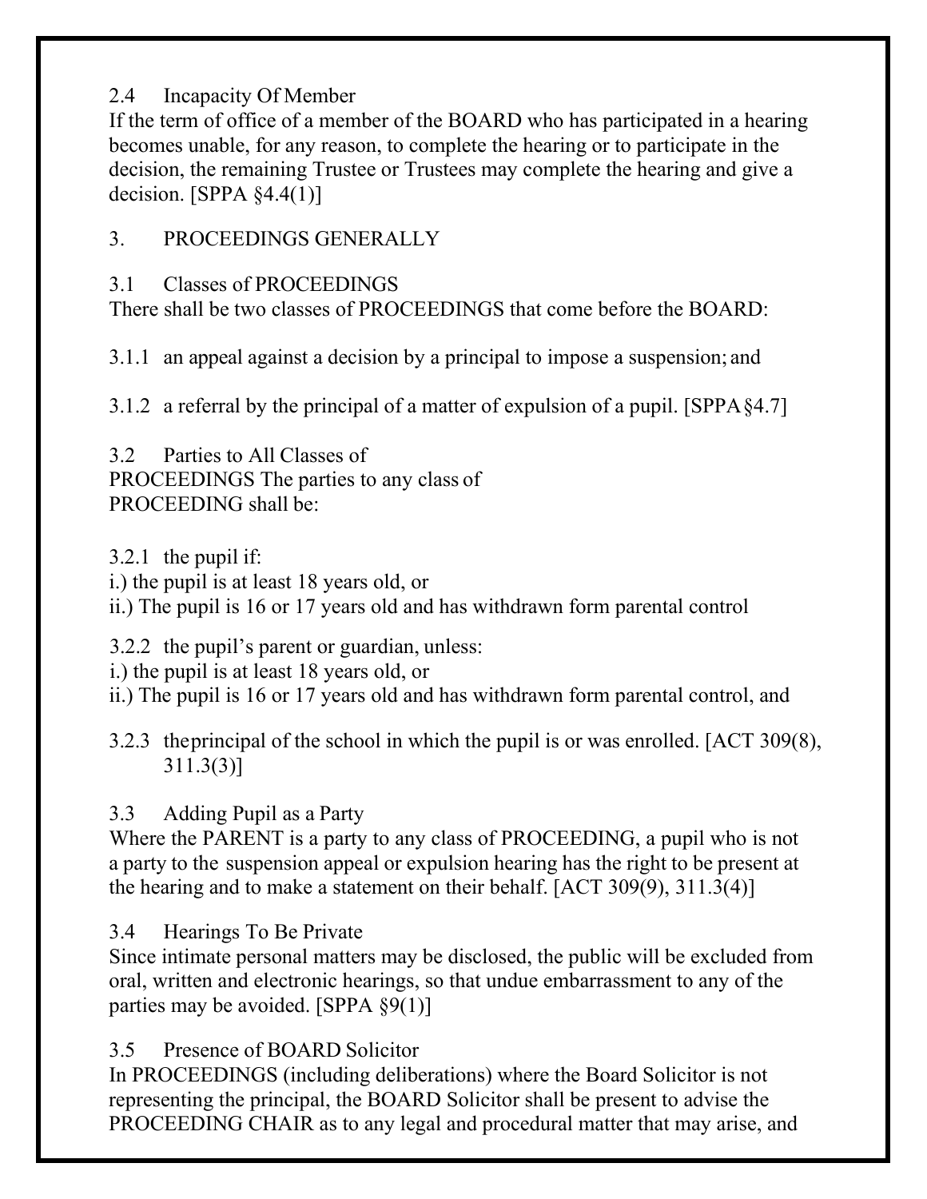2.4 Incapacity Of Member

If the term of office of a member of the BOARD who has participated in a hearing becomes unable, for any reason, to complete the hearing or to participate in the decision, the remaining Trustee or Trustees may complete the hearing and give a decision. [SPPA §4.4(1)]

3. PROCEEDINGS GENERALLY

3.1 Classes of PROCEEDINGS

There shall be two classes of PROCEEDINGS that come before the BOARD:

3.1.1 an appeal against a decision by a principal to impose a suspension; and

3.1.2 a referral by the principal of a matter of expulsion of a pupil. [SPPA §4.7]

3.2 Parties to All Classes of PROCEEDINGS The parties to any class of PROCEEDING shall be:

3.2.1 the pupil if:
i.) the pupil is at least 18 years old, or
ii.) The pupil is 16 or 17 years old and has withdrawn form parental control

3.2.2 the pupil's parent or guardian, unless:
i.) the pupil is at least 18 years old, or
ii.) The pupil is 16 or 17 years old and has withdrawn form parental control, and

3.2.3 the principal of the school in which the pupil is or was enrolled. [ACT 309(8), 311.3(3)]

3.3 Adding Pupil as a Party

Where the PARENT is a party to any class of PROCEEDING, a pupil who is not a party to the suspension appeal or expulsion hearing has the right to be present at the hearing and to make a statement on their behalf. [ACT 309(9), 311.3(4)]

3.4 Hearings To Be Private

Since intimate personal matters may be disclosed, the public will be excluded from oral, written and electronic hearings, so that undue embarrassment to any of the parties may be avoided. [SPPA §9(1)]

3.5 Presence of BOARD Solicitor

In PROCEEDINGS (including deliberations) where the Board Solicitor is not representing the principal, the BOARD Solicitor shall be present to advise the PROCEEDING CHAIR as to any legal and procedural matter that may arise, and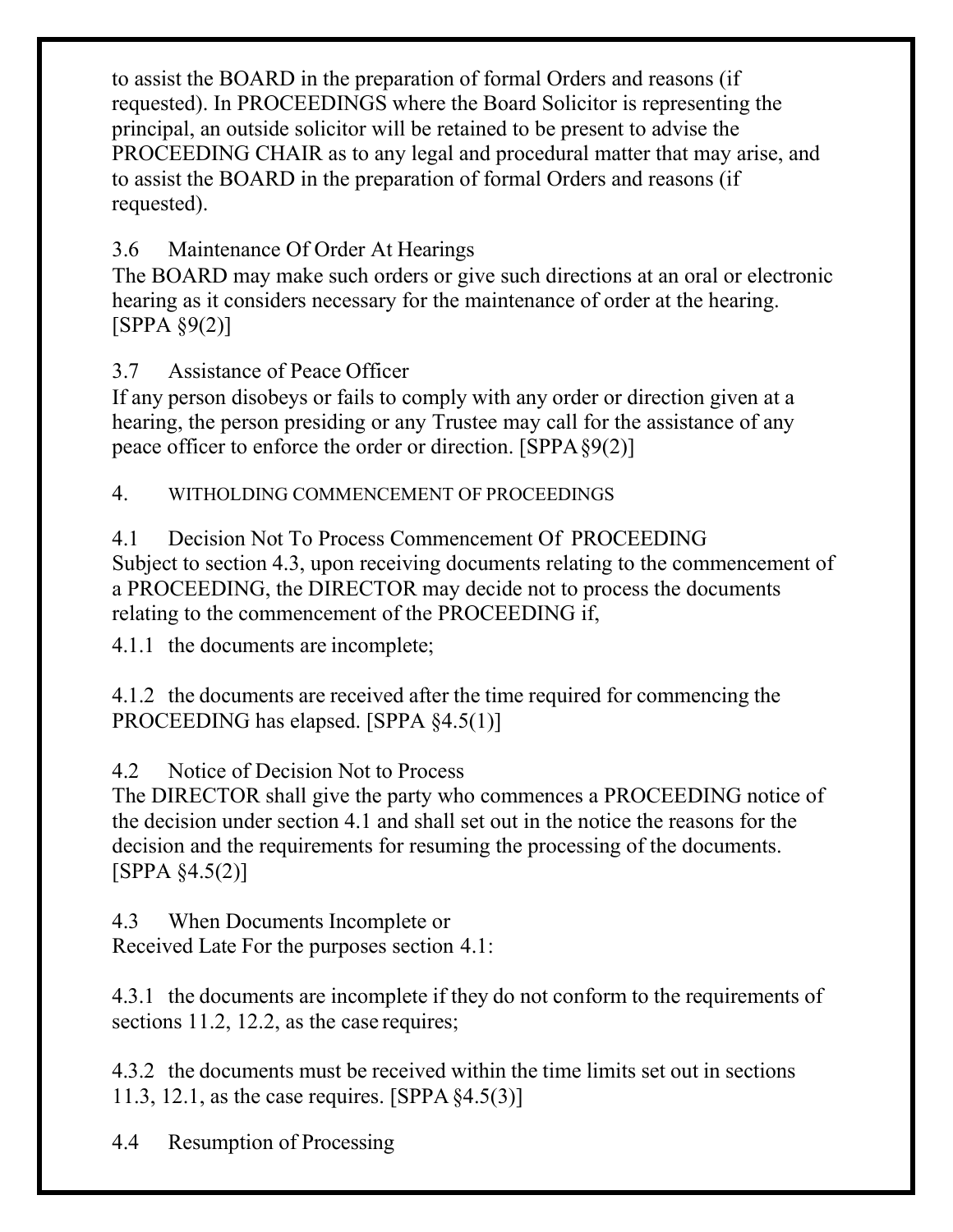to assist the BOARD in the preparation of formal Orders and reasons (if requested). In PROCEEDINGS where the Board Solicitor is representing the principal, an outside solicitor will be retained to be present to advise the PROCEEDING CHAIR as to any legal and procedural matter that may arise, and to assist the BOARD in the preparation of formal Orders and reasons (if requested).

3.6 Maintenance Of Order At Hearings
The BOARD may make such orders or give such directions at an oral or electronic hearing as it considers necessary for the maintenance of order at the hearing. [SPPA §9(2)]

3.7 Assistance of Peace Officer
If any person disobeys or fails to comply with any order or direction given at a hearing, the person presiding or any Trustee may call for the assistance of any peace officer to enforce the order or direction. [SPPA §9(2)]

4. WITHOLDING COMMENCEMENT OF PROCEEDINGS

4.1 Decision Not To Process Commencement Of PROCEEDING
Subject to section 4.3, upon receiving documents relating to the commencement of a PROCEEDING, the DIRECTOR may decide not to process the documents relating to the commencement of the PROCEEDING if,

4.1.1 the documents are incomplete;

4.1.2 the documents are received after the time required for commencing the PROCEEDING has elapsed. [SPPA §4.5(1)]

4.2 Notice of Decision Not to Process
The DIRECTOR shall give the party who commences a PROCEEDING notice of the decision under section 4.1 and shall set out in the notice the reasons for the decision and the requirements for resuming the processing of the documents. [SPPA §4.5(2)]

4.3 When Documents Incomplete or
Received Late For the purposes section 4.1:

4.3.1 the documents are incomplete if they do not conform to the requirements of sections 11.2, 12.2, as the case requires;

4.3.2 the documents must be received within the time limits set out in sections 11.3, 12.1, as the case requires. [SPPA §4.5(3)]

4.4 Resumption of Processing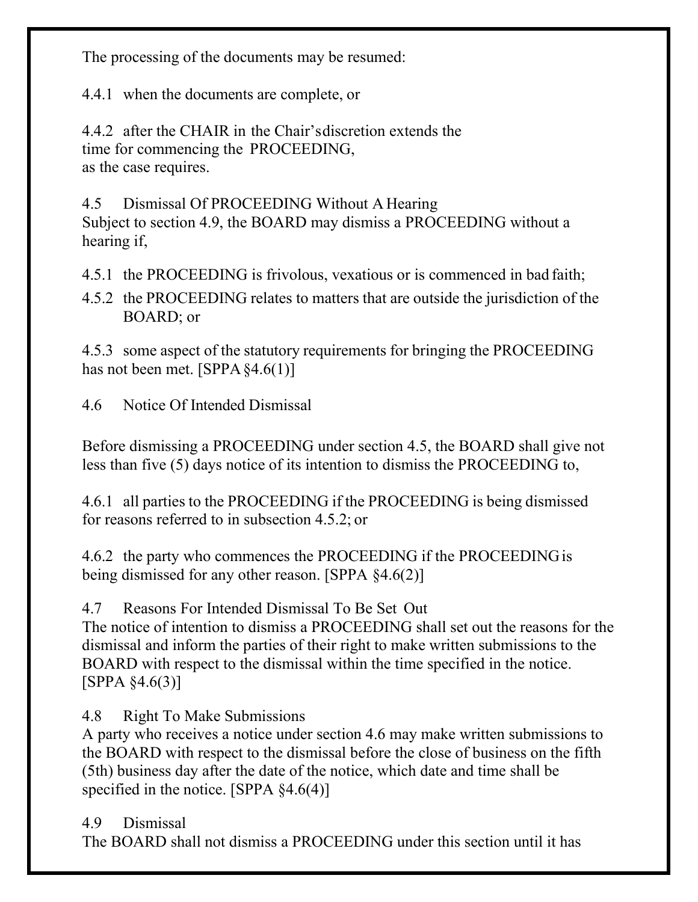The processing of the documents may be resumed:

4.4.1 when the documents are complete, or

4.4.2 after the CHAIR in the Chair's discretion extends the time for commencing the PROCEEDING, as the case requires.

4.5 Dismissal Of PROCEEDING Without A Hearing

Subject to section 4.9, the BOARD may dismiss a PROCEEDING without a hearing if,

4.5.1 the PROCEEDING is frivolous, vexatious or is commenced in bad faith;

4.5.2 the PROCEEDING relates to matters that are outside the jurisdiction of the BOARD; or

4.5.3 some aspect of the statutory requirements for bringing the PROCEEDING has not been met. [SPPA §4.6(1)]

4.6 Notice Of Intended Dismissal

Before dismissing a PROCEEDING under section 4.5, the BOARD shall give not less than five (5) days notice of its intention to dismiss the PROCEEDING to,

4.6.1 all parties to the PROCEEDING if the PROCEEDING is being dismissed for reasons referred to in subsection 4.5.2; or

4.6.2 the party who commences the PROCEEDING if the PROCEEDING is being dismissed for any other reason. [SPPA §4.6(2)]

4.7 Reasons For Intended Dismissal To Be Set Out

The notice of intention to dismiss a PROCEEDING shall set out the reasons for the dismissal and inform the parties of their right to make written submissions to the BOARD with respect to the dismissal within the time specified in the notice. [SPPA §4.6(3)]

4.8 Right To Make Submissions

A party who receives a notice under section 4.6 may make written submissions to the BOARD with respect to the dismissal before the close of business on the fifth (5th) business day after the date of the notice, which date and time shall be specified in the notice. [SPPA §4.6(4)]

4.9 Dismissal

The BOARD shall not dismiss a PROCEEDING under this section until it has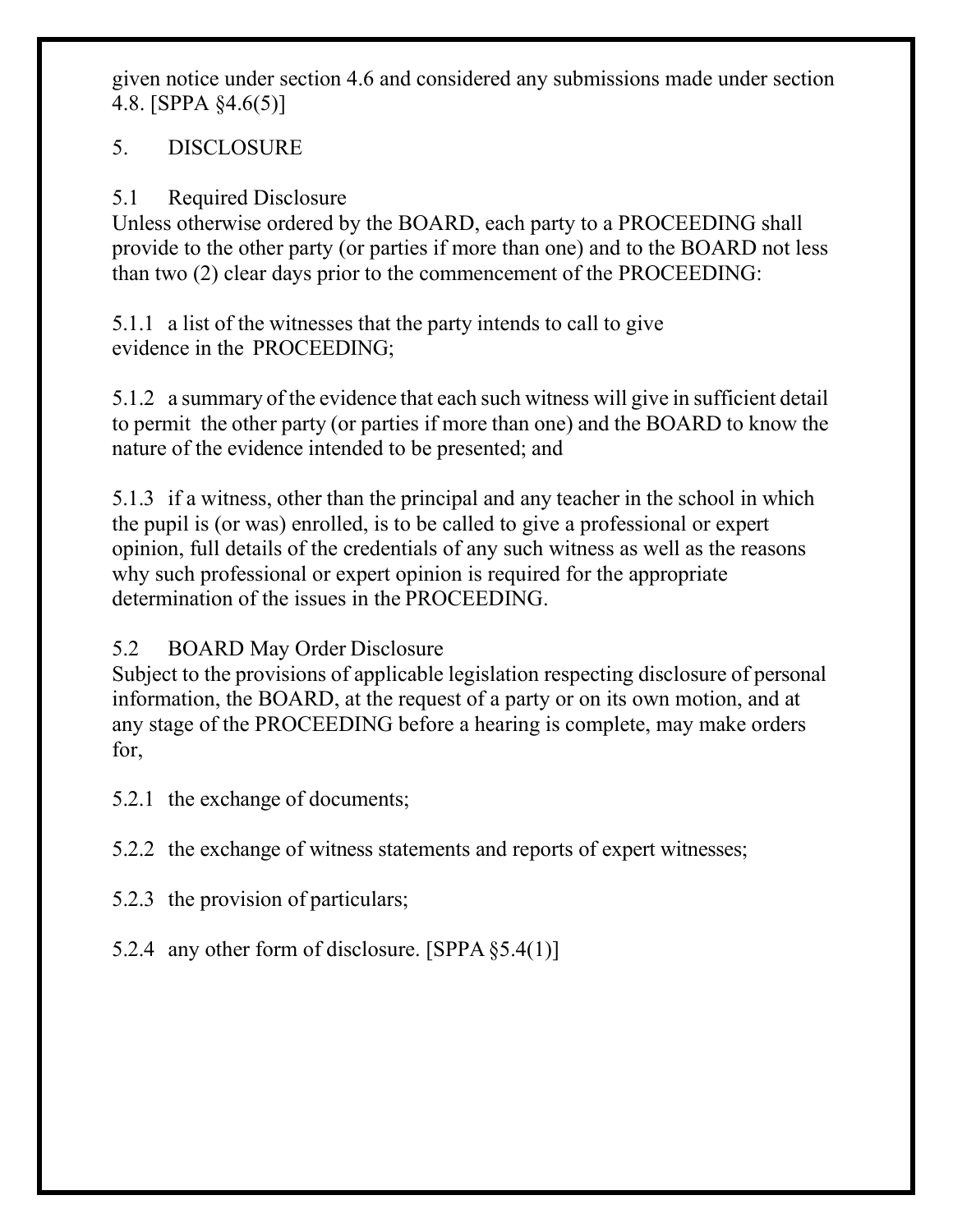given notice under section 4.6 and considered any submissions made under section 4.8. [SPPA §4.6(5)]

## 5. DISCLOSURE

### 5.1 Required Disclosure

Unless otherwise ordered by the BOARD, each party to a PROCEEDING shall provide to the other party (or parties if more than one) and to the BOARD not less than two (2) clear days prior to the commencement of the PROCEEDING:

5.1.1 a list of the witnesses that the party intends to call to give evidence in the PROCEEDING;

5.1.2 a summary of the evidence that each such witness will give in sufficient detail to permit the other party (or parties if more than one) and the BOARD to know the nature of the evidence intended to be presented; and

5.1.3 if a witness, other than the principal and any teacher in the school in which the pupil is (or was) enrolled, is to be called to give a professional or expert opinion, full details of the credentials of any such witness as well as the reasons why such professional or expert opinion is required for the appropriate determination of the issues in the PROCEEDING.

### 5.2 BOARD May Order Disclosure

Subject to the provisions of applicable legislation respecting disclosure of personal information, the BOARD, at the request of a party or on its own motion, and at any stage of the PROCEEDING before a hearing is complete, may make orders for,

5.2.1 the exchange of documents;

5.2.2 the exchange of witness statements and reports of expert witnesses;

5.2.3 the provision of particulars;

5.2.4 any other form of disclosure. [SPPA §5.4(1)]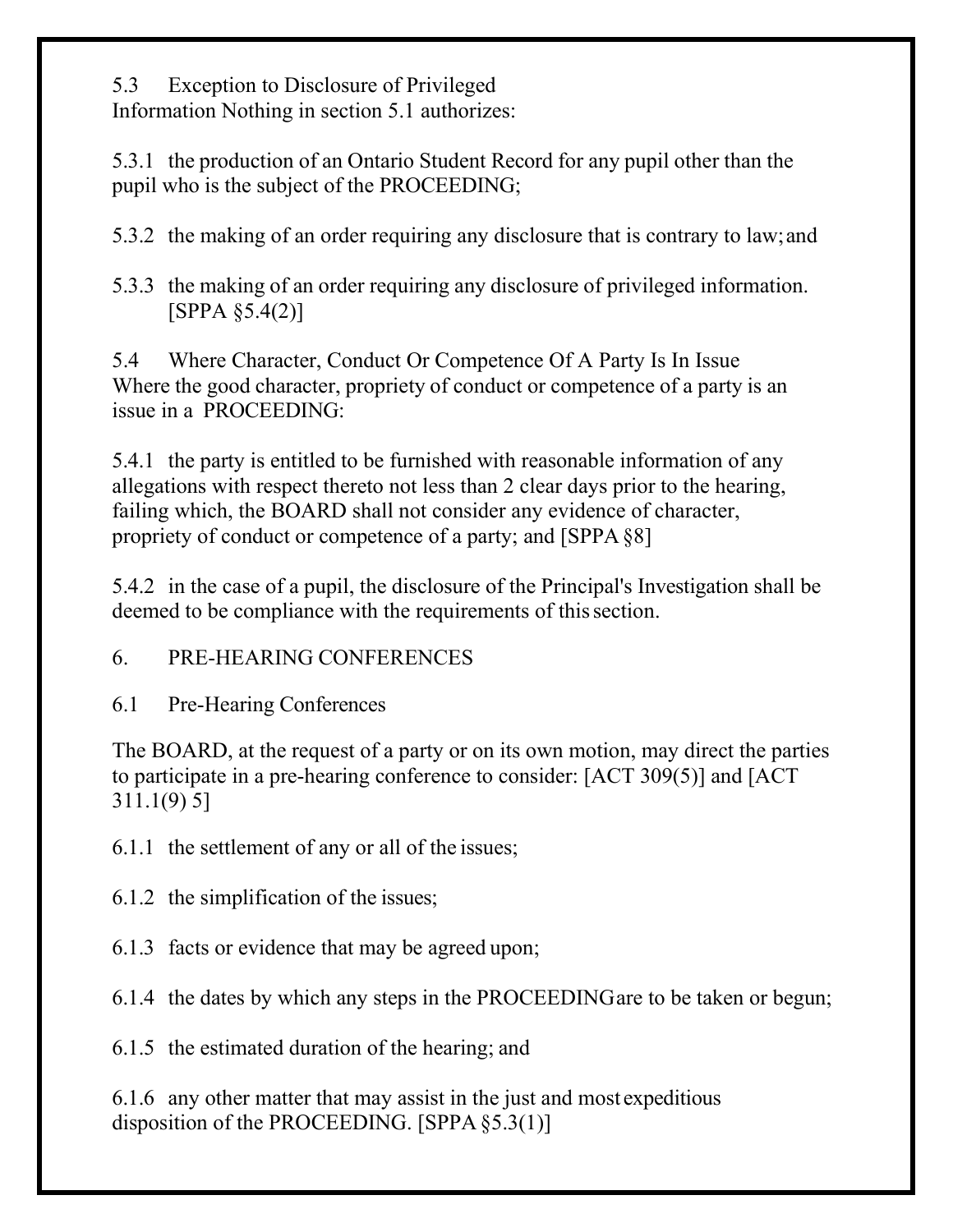5.3 Exception to Disclosure of Privileged Information Nothing in section 5.1 authorizes:

5.3.1 the production of an Ontario Student Record for any pupil other than the pupil who is the subject of the PROCEEDING;

5.3.2 the making of an order requiring any disclosure that is contrary to law; and

5.3.3 the making of an order requiring any disclosure of privileged information. [SPPA §5.4(2)]

5.4 Where Character, Conduct Or Competence Of A Party Is In Issue
Where the good character, propriety of conduct or competence of a party is an issue in a PROCEEDING:

5.4.1 the party is entitled to be furnished with reasonable information of any allegations with respect thereto not less than 2 clear days prior to the hearing, failing which, the BOARD shall not consider any evidence of character, propriety of conduct or competence of a party; and [SPPA §8]

5.4.2 in the case of a pupil, the disclosure of the Principal's Investigation shall be deemed to be compliance with the requirements of this section.

6. PRE-HEARING CONFERENCES

6.1 Pre-Hearing Conferences

The BOARD, at the request of a party or on its own motion, may direct the parties to participate in a pre-hearing conference to consider: [ACT 309(5)] and [ACT 311.1(9) 5]

6.1.1 the settlement of any or all of the issues;

6.1.2 the simplification of the issues;

6.1.3 facts or evidence that may be agreed upon;

6.1.4 the dates by which any steps in the PROCEEDING are to be taken or begun;

6.1.5 the estimated duration of the hearing; and

6.1.6 any other matter that may assist in the just and most expeditious disposition of the PROCEEDING. [SPPA §5.3(1)]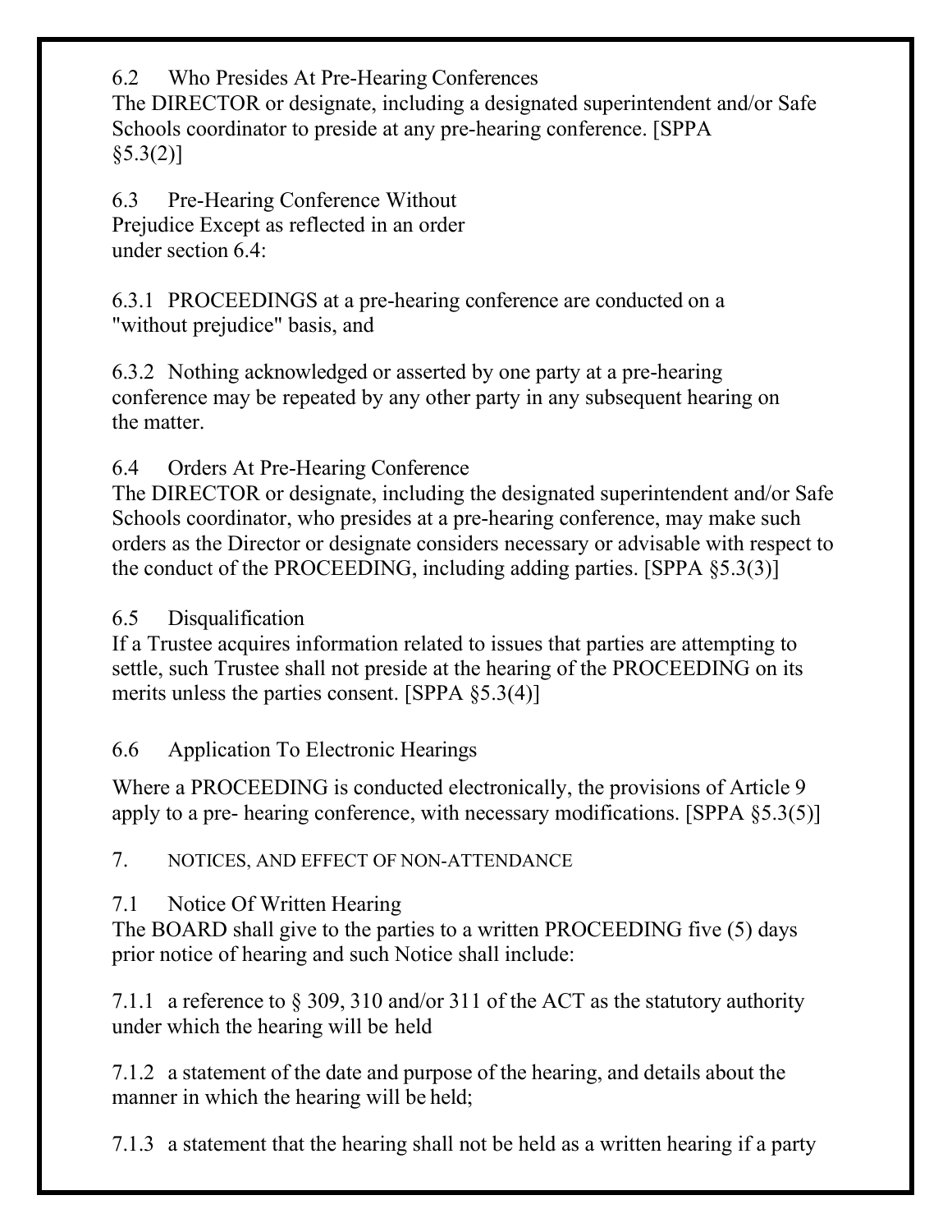6.2 Who Presides At Pre-Hearing Conferences

The DIRECTOR or designate, including a designated superintendent and/or Safe Schools coordinator to preside at any pre-hearing conference. [SPPA §5.3(2)]

6.3 Pre-Hearing Conference Without Prejudice Except as reflected in an order under section 6.4:

6.3.1 PROCEEDINGS at a pre-hearing conference are conducted on a "without prejudice" basis, and

6.3.2 Nothing acknowledged or asserted by one party at a pre-hearing conference may be repeated by any other party in any subsequent hearing on the matter.

6.4 Orders At Pre-Hearing Conference

The DIRECTOR or designate, including the designated superintendent and/or Safe Schools coordinator, who presides at a pre-hearing conference, may make such orders as the Director or designate considers necessary or advisable with respect to the conduct of the PROCEEDING, including adding parties. [SPPA §5.3(3)]

6.5 Disqualification

If a Trustee acquires information related to issues that parties are attempting to settle, such Trustee shall not preside at the hearing of the PROCEEDING on its merits unless the parties consent. [SPPA §5.3(4)]

6.6 Application To Electronic Hearings

Where a PROCEEDING is conducted electronically, the provisions of Article 9 apply to a pre- hearing conference, with necessary modifications. [SPPA §5.3(5)]

7. NOTICES, AND EFFECT OF NON-ATTENDANCE

7.1 Notice Of Written Hearing

The BOARD shall give to the parties to a written PROCEEDING five (5) days prior notice of hearing and such Notice shall include:

7.1.1 a reference to § 309, 310 and/or 311 of the ACT as the statutory authority under which the hearing will be held

7.1.2 a statement of the date and purpose of the hearing, and details about the manner in which the hearing will be held;

7.1.3 a statement that the hearing shall not be held as a written hearing if a party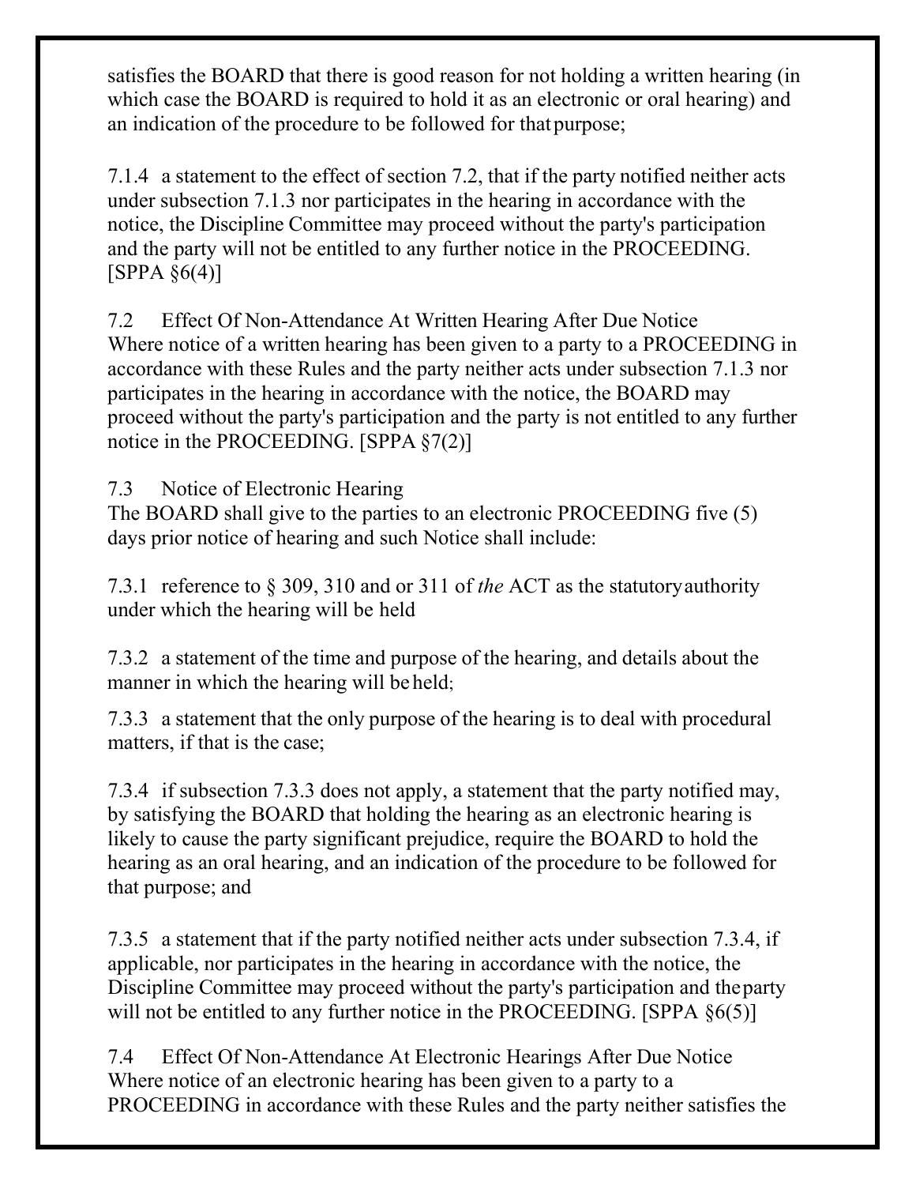satisfies the BOARD that there is good reason for not holding a written hearing (in which case the BOARD is required to hold it as an electronic or oral hearing) and an indication of the procedure to be followed for that purpose;

7.1.4 a statement to the effect of section 7.2, that if the party notified neither acts under subsection 7.1.3 nor participates in the hearing in accordance with the notice, the Discipline Committee may proceed without the party's participation and the party will not be entitled to any further notice in the PROCEEDING. [SPPA §6(4)]

7.2 Effect Of Non-Attendance At Written Hearing After Due Notice
Where notice of a written hearing has been given to a party to a PROCEEDING in accordance with these Rules and the party neither acts under subsection 7.1.3 nor participates in the hearing in accordance with the notice, the BOARD may proceed without the party's participation and the party is not entitled to any further notice in the PROCEEDING. [SPPA §7(2)]

7.3 Notice of Electronic Hearing
The BOARD shall give to the parties to an electronic PROCEEDING five (5) days prior notice of hearing and such Notice shall include:

7.3.1 reference to § 309, 310 and or 311 of *the* ACT as the statutory authority under which the hearing will be held

7.3.2 a statement of the time and purpose of the hearing, and details about the manner in which the hearing will be held;

7.3.3 a statement that the only purpose of the hearing is to deal with procedural matters, if that is the case;

7.3.4 if subsection 7.3.3 does not apply, a statement that the party notified may, by satisfying the BOARD that holding the hearing as an electronic hearing is likely to cause the party significant prejudice, require the BOARD to hold the hearing as an oral hearing, and an indication of the procedure to be followed for that purpose; and

7.3.5 a statement that if the party notified neither acts under subsection 7.3.4, if applicable, nor participates in the hearing in accordance with the notice, the Discipline Committee may proceed without the party's participation and the party will not be entitled to any further notice in the PROCEEDING. [SPPA §6(5)]

7.4 Effect Of Non-Attendance At Electronic Hearings After Due Notice
Where notice of an electronic hearing has been given to a party to a PROCEEDING in accordance with these Rules and the party neither satisfies the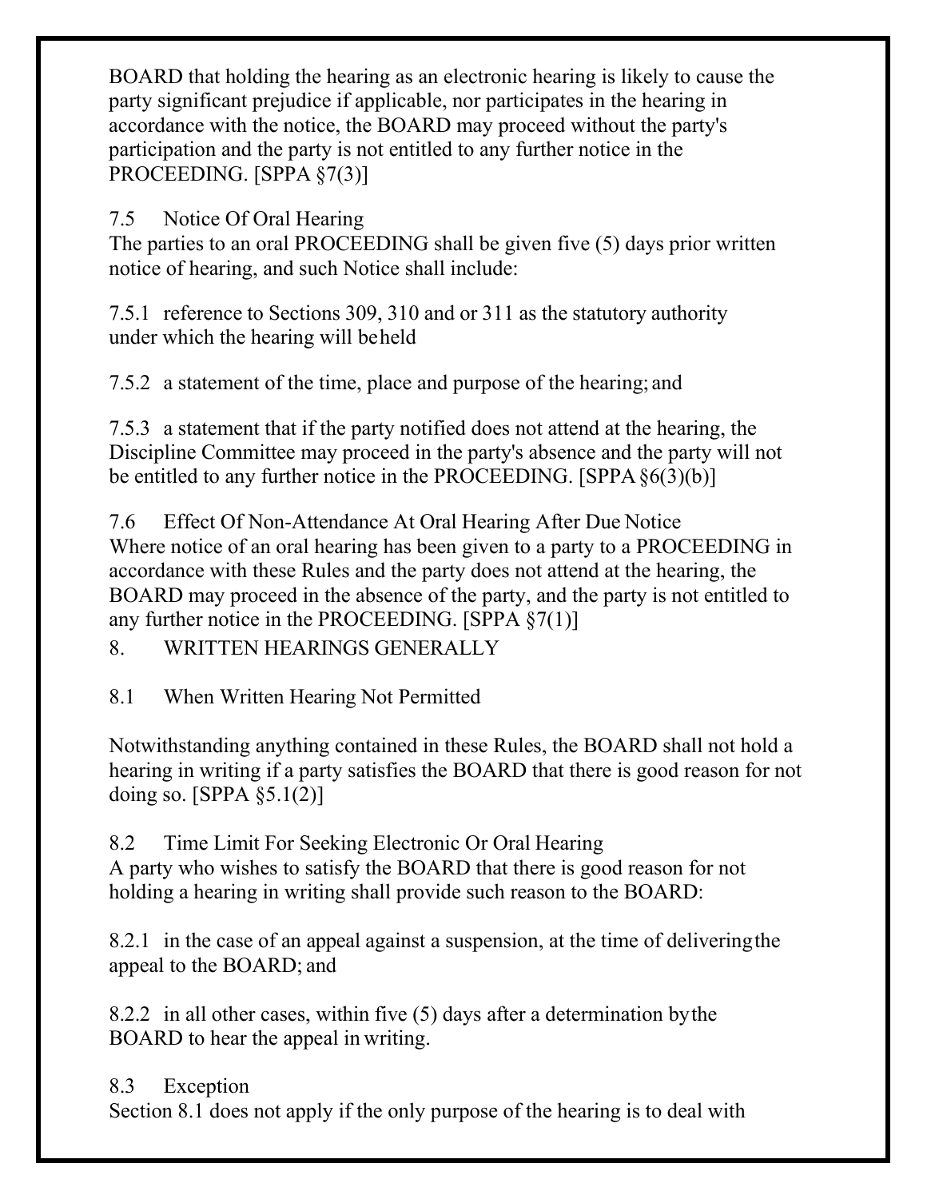BOARD that holding the hearing as an electronic hearing is likely to cause the party significant prejudice if applicable, nor participates in the hearing in accordance with the notice, the BOARD may proceed without the party's participation and the party is not entitled to any further notice in the PROCEEDING. [SPPA §7(3)]

7.5 Notice Of Oral Hearing

The parties to an oral PROCEEDING shall be given five (5) days prior written notice of hearing, and such Notice shall include:

7.5.1 reference to Sections 309, 310 and or 311 as the statutory authority under which the hearing will be held

7.5.2 a statement of the time, place and purpose of the hearing; and

7.5.3 a statement that if the party notified does not attend at the hearing, the Discipline Committee may proceed in the party's absence and the party will not be entitled to any further notice in the PROCEEDING. [SPPA §6(3)(b)]

7.6 Effect Of Non-Attendance At Oral Hearing After Due Notice

Where notice of an oral hearing has been given to a party to a PROCEEDING in accordance with these Rules and the party does not attend at the hearing, the BOARD may proceed in the absence of the party, and the party is not entitled to any further notice in the PROCEEDING. [SPPA §7(1)]

8. WRITTEN HEARINGS GENERALLY

8.1 When Written Hearing Not Permitted

Notwithstanding anything contained in these Rules, the BOARD shall not hold a hearing in writing if a party satisfies the BOARD that there is good reason for not doing so. [SPPA §5.1(2)]

8.2 Time Limit For Seeking Electronic Or Oral Hearing

A party who wishes to satisfy the BOARD that there is good reason for not holding a hearing in writing shall provide such reason to the BOARD:

8.2.1 in the case of an appeal against a suspension, at the time of delivering the appeal to the BOARD; and

8.2.2 in all other cases, within five (5) days after a determination by the BOARD to hear the appeal in writing.

8.3 Exception

Section 8.1 does not apply if the only purpose of the hearing is to deal with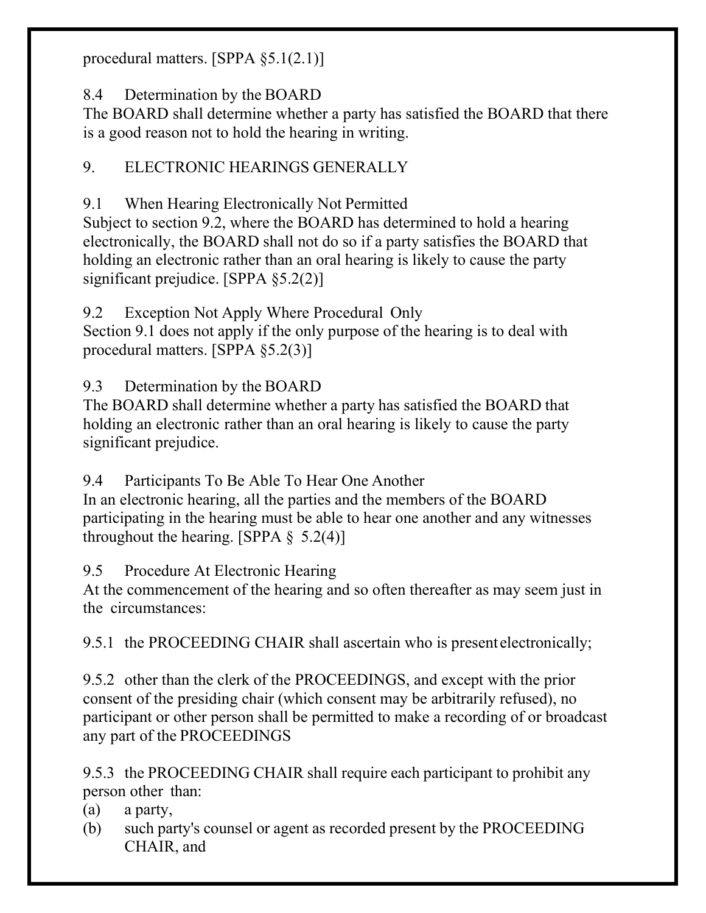procedural matters. [SPPA §5.1(2.1)]

8.4 Determination by the BOARD
The BOARD shall determine whether a party has satisfied the BOARD that there is a good reason not to hold the hearing in writing.

## 9. ELECTRONIC HEARINGS GENERALLY

9.1 When Hearing Electronically Not Permitted
Subject to section 9.2, where the BOARD has determined to hold a hearing electronically, the BOARD shall not do so if a party satisfies the BOARD that holding an electronic rather than an oral hearing is likely to cause the party significant prejudice. [SPPA §5.2(2)]

9.2 Exception Not Apply Where Procedural Only
Section 9.1 does not apply if the only purpose of the hearing is to deal with procedural matters. [SPPA §5.2(3)]

9.3 Determination by the BOARD
The BOARD shall determine whether a party has satisfied the BOARD that holding an electronic rather than an oral hearing is likely to cause the party significant prejudice.

9.4 Participants To Be Able To Hear One Another
In an electronic hearing, all the parties and the members of the BOARD participating in the hearing must be able to hear one another and any witnesses throughout the hearing. [SPPA § 5.2(4)]

9.5 Procedure At Electronic Hearing
At the commencement of the hearing and so often thereafter as may seem just in the circumstances:

9.5.1 the PROCEEDING CHAIR shall ascertain who is present electronically;

9.5.2 other than the clerk of the PROCEEDINGS, and except with the prior consent of the presiding chair (which consent may be arbitrarily refused), no participant or other person shall be permitted to make a recording of or broadcast any part of the PROCEEDINGS

9.5.3 the PROCEEDING CHAIR shall require each participant to prohibit any person other than:

(a) a party,
(b) such party's counsel or agent as recorded present by the PROCEEDING CHAIR, and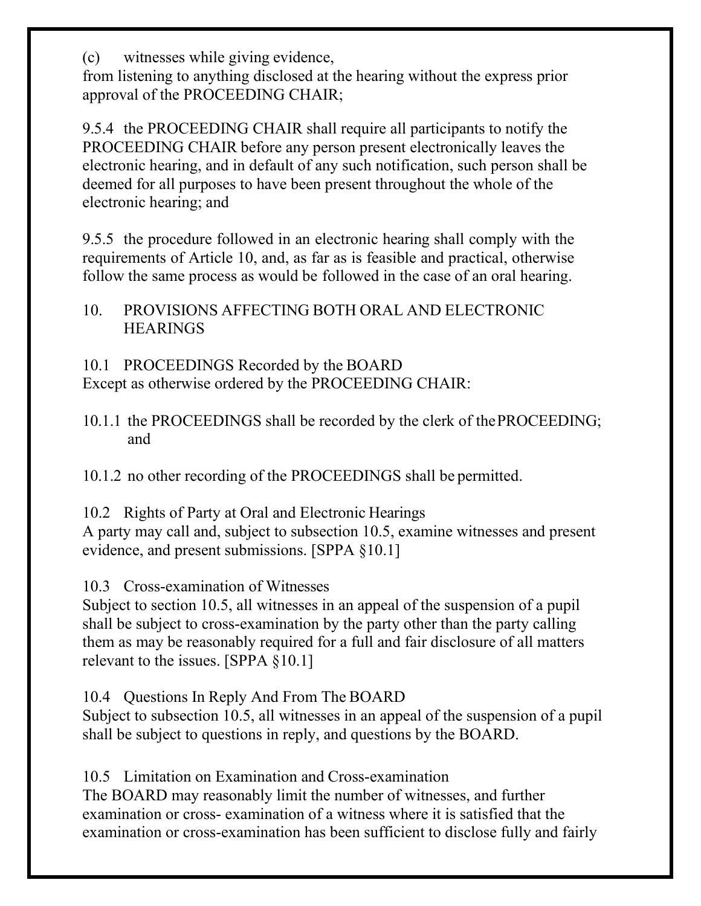(c) witnesses while giving evidence,

from listening to anything disclosed at the hearing without the express prior approval of the PROCEEDING CHAIR;

9.5.4 the PROCEEDING CHAIR shall require all participants to notify the PROCEEDING CHAIR before any person present electronically leaves the electronic hearing, and in default of any such notification, such person shall be deemed for all purposes to have been present throughout the whole of the electronic hearing; and

9.5.5 the procedure followed in an electronic hearing shall comply with the requirements of Article 10, and, as far as is feasible and practical, otherwise follow the same process as would be followed in the case of an oral hearing.

## 10. PROVISIONS AFFECTING BOTH ORAL AND ELECTRONIC HEARINGS

### 10.1 PROCEEDINGS Recorded by the BOARD

Except as otherwise ordered by the PROCEEDING CHAIR:

10.1.1 the PROCEEDINGS shall be recorded by the clerk of the PROCEEDING; and

10.1.2 no other recording of the PROCEEDINGS shall be permitted.

### 10.2 Rights of Party at Oral and Electronic Hearings

A party may call and, subject to subsection 10.5, examine witnesses and present evidence, and present submissions. [SPPA §10.1]

### 10.3 Cross-examination of Witnesses

Subject to section 10.5, all witnesses in an appeal of the suspension of a pupil shall be subject to cross-examination by the party other than the party calling them as may be reasonably required for a full and fair disclosure of all matters relevant to the issues. [SPPA §10.1]

### 10.4 Questions In Reply And From The BOARD

Subject to subsection 10.5, all witnesses in an appeal of the suspension of a pupil shall be subject to questions in reply, and questions by the BOARD.

### 10.5 Limitation on Examination and Cross-examination

The BOARD may reasonably limit the number of witnesses, and further examination or cross- examination of a witness where it is satisfied that the examination or cross-examination has been sufficient to disclose fully and fairly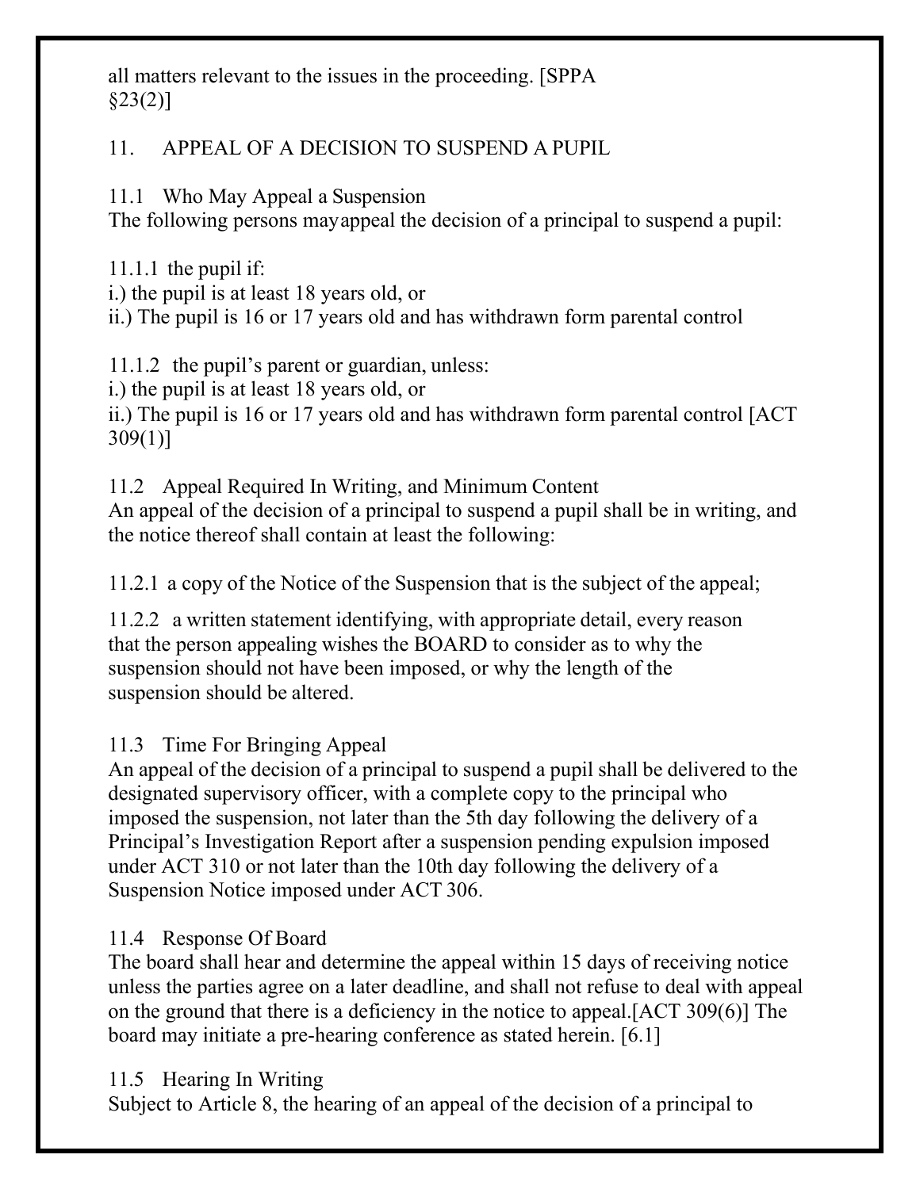all matters relevant to the issues in the proceeding. [SPPA §23(2)]

## 11. APPEAL OF A DECISION TO SUSPEND A PUPIL

### 11.1 Who May Appeal a Suspension

The following persons mayappeal the decision of a principal to suspend a pupil:

11.1.1 the pupil if:
i.) the pupil is at least 18 years old, or
ii.) The pupil is 16 or 17 years old and has withdrawn form parental control

11.1.2 the pupil's parent or guardian, unless:
i.) the pupil is at least 18 years old, or
ii.) The pupil is 16 or 17 years old and has withdrawn form parental control [ACT 309(1)]

### 11.2 Appeal Required In Writing, and Minimum Content

An appeal of the decision of a principal to suspend a pupil shall be in writing, and the notice thereof shall contain at least the following:

11.2.1 a copy of the Notice of the Suspension that is the subject of the appeal;

11.2.2 a written statement identifying, with appropriate detail, every reason that the person appealing wishes the BOARD to consider as to why the suspension should not have been imposed, or why the length of the suspension should be altered.

### 11.3 Time For Bringing Appeal

An appeal of the decision of a principal to suspend a pupil shall be delivered to the designated supervisory officer, with a complete copy to the principal who imposed the suspension, not later than the 5th day following the delivery of a Principal's Investigation Report after a suspension pending expulsion imposed under ACT 310 or not later than the 10th day following the delivery of a Suspension Notice imposed under ACT 306.

### 11.4 Response Of Board

The board shall hear and determine the appeal within 15 days of receiving notice unless the parties agree on a later deadline, and shall not refuse to deal with appeal on the ground that there is a deficiency in the notice to appeal.[ACT 309(6)] The board may initiate a pre-hearing conference as stated herein. [6.1]

### 11.5 Hearing In Writing

Subject to Article 8, the hearing of an appeal of the decision of a principal to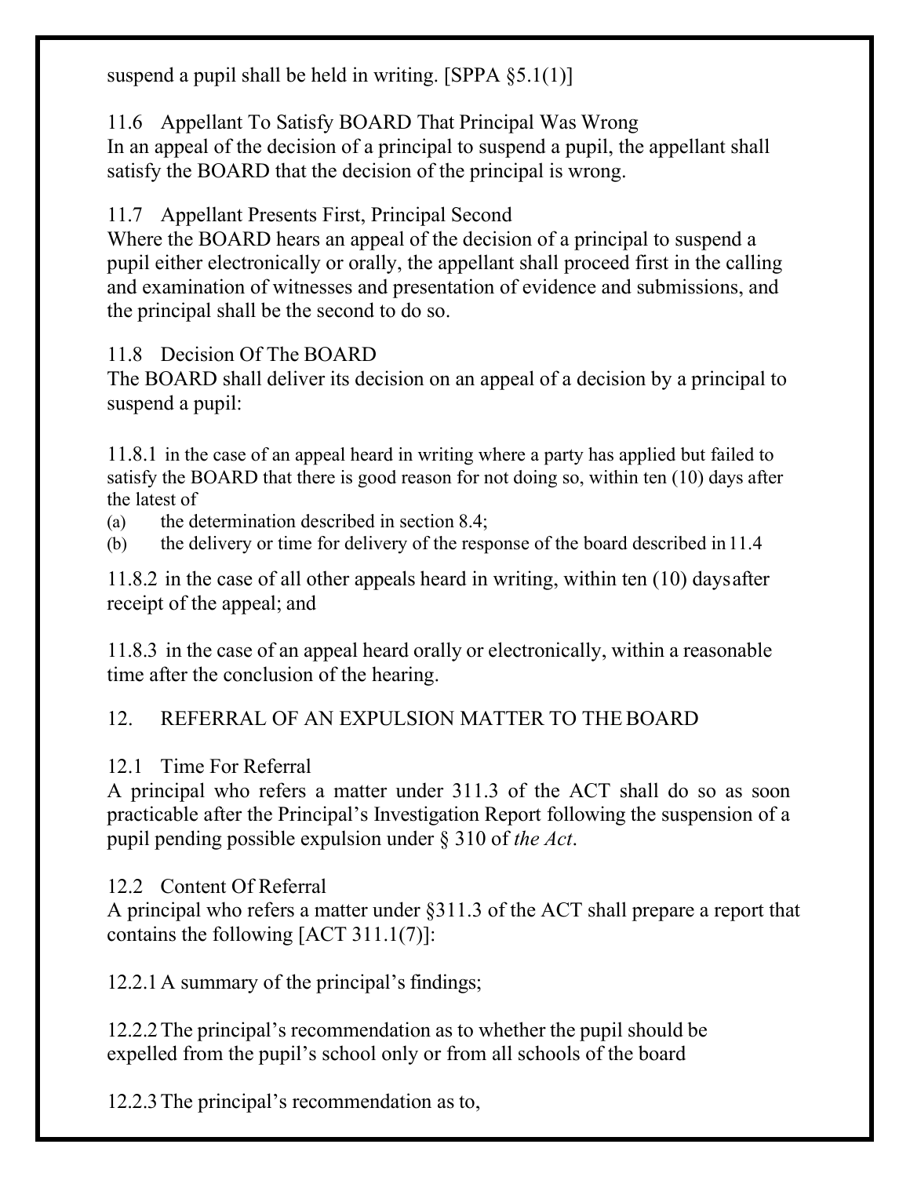suspend a pupil shall be held in writing. [SPPA §5.1(1)]

11.6 Appellant To Satisfy BOARD That Principal Was Wrong
In an appeal of the decision of a principal to suspend a pupil, the appellant shall satisfy the BOARD that the decision of the principal is wrong.

11.7 Appellant Presents First, Principal Second
Where the BOARD hears an appeal of the decision of a principal to suspend a pupil either electronically or orally, the appellant shall proceed first in the calling and examination of witnesses and presentation of evidence and submissions, and the principal shall be the second to do so.

11.8 Decision Of The BOARD
The BOARD shall deliver its decision on an appeal of a decision by a principal to suspend a pupil:

11.8.1 in the case of an appeal heard in writing where a party has applied but failed to satisfy the BOARD that there is good reason for not doing so, within ten (10) days after the latest of

(a) the determination described in section 8.4;
(b) the delivery or time for delivery of the response of the board described in 11.4

11.8.2 in the case of all other appeals heard in writing, within ten (10) days after receipt of the appeal; and

11.8.3 in the case of an appeal heard orally or electronically, within a reasonable time after the conclusion of the hearing.

## 12. REFERRAL OF AN EXPULSION MATTER TO THE BOARD

12.1 Time For Referral
A principal who refers a matter under 311.3 of the ACT shall do so as soon practicable after the Principal's Investigation Report following the suspension of a pupil pending possible expulsion under § 310 of *the Act*.

12.2 Content Of Referral
A principal who refers a matter under §311.3 of the ACT shall prepare a report that contains the following [ACT 311.1(7)]:

12.2.1 A summary of the principal's findings;

12.2.2 The principal's recommendation as to whether the pupil should be expelled from the pupil's school only or from all schools of the board

12.2.3 The principal's recommendation as to,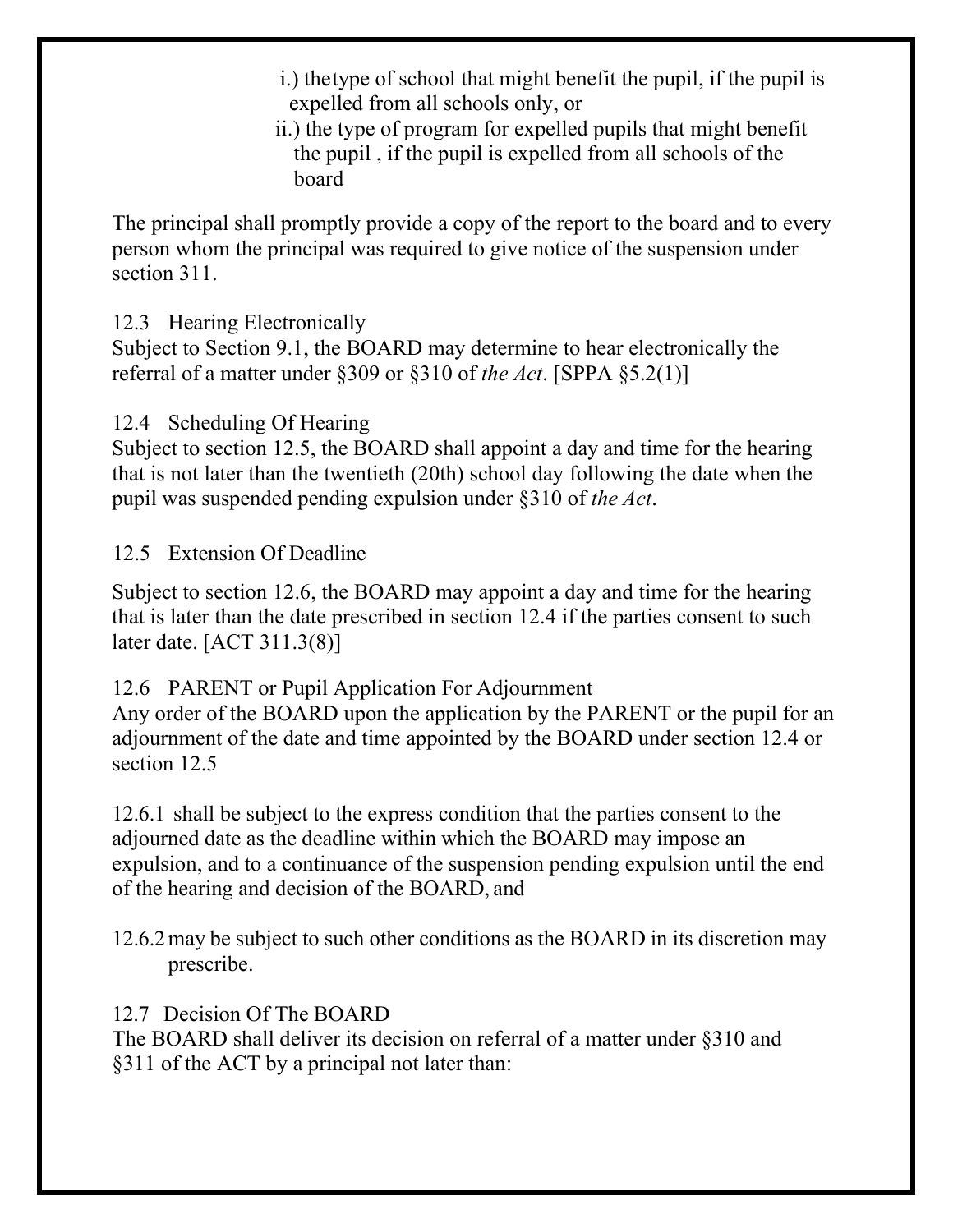i.) thetype of school that might benefit the pupil, if the pupil is expelled from all schools only, or

ii.) the type of program for expelled pupils that might benefit the pupil , if the pupil is expelled from all schools of the board

The principal shall promptly provide a copy of the report to the board and to every person whom the principal was required to give notice of the suspension under section 311.

12.3 Hearing Electronically
Subject to Section 9.1, the BOARD may determine to hear electronically the referral of a matter under §309 or §310 of *the Act*. [SPPA §5.2(1)]

12.4 Scheduling Of Hearing
Subject to section 12.5, the BOARD shall appoint a day and time for the hearing that is not later than the twentieth (20th) school day following the date when the pupil was suspended pending expulsion under §310 of *the Act*.

12.5 Extension Of Deadline

Subject to section 12.6, the BOARD may appoint a day and time for the hearing that is later than the date prescribed in section 12.4 if the parties consent to such later date. [ACT 311.3(8)]

12.6 PARENT or Pupil Application For Adjournment
Any order of the BOARD upon the application by the PARENT or the pupil for an adjournment of the date and time appointed by the BOARD under section 12.4 or section 12.5

12.6.1 shall be subject to the express condition that the parties consent to the adjourned date as the deadline within which the BOARD may impose an expulsion, and to a continuance of the suspension pending expulsion until the end of the hearing and decision of the BOARD, and

12.6.2 may be subject to such other conditions as the BOARD in its discretion may prescribe.

12.7 Decision Of The BOARD
The BOARD shall deliver its decision on referral of a matter under §310 and §311 of the ACT by a principal not later than: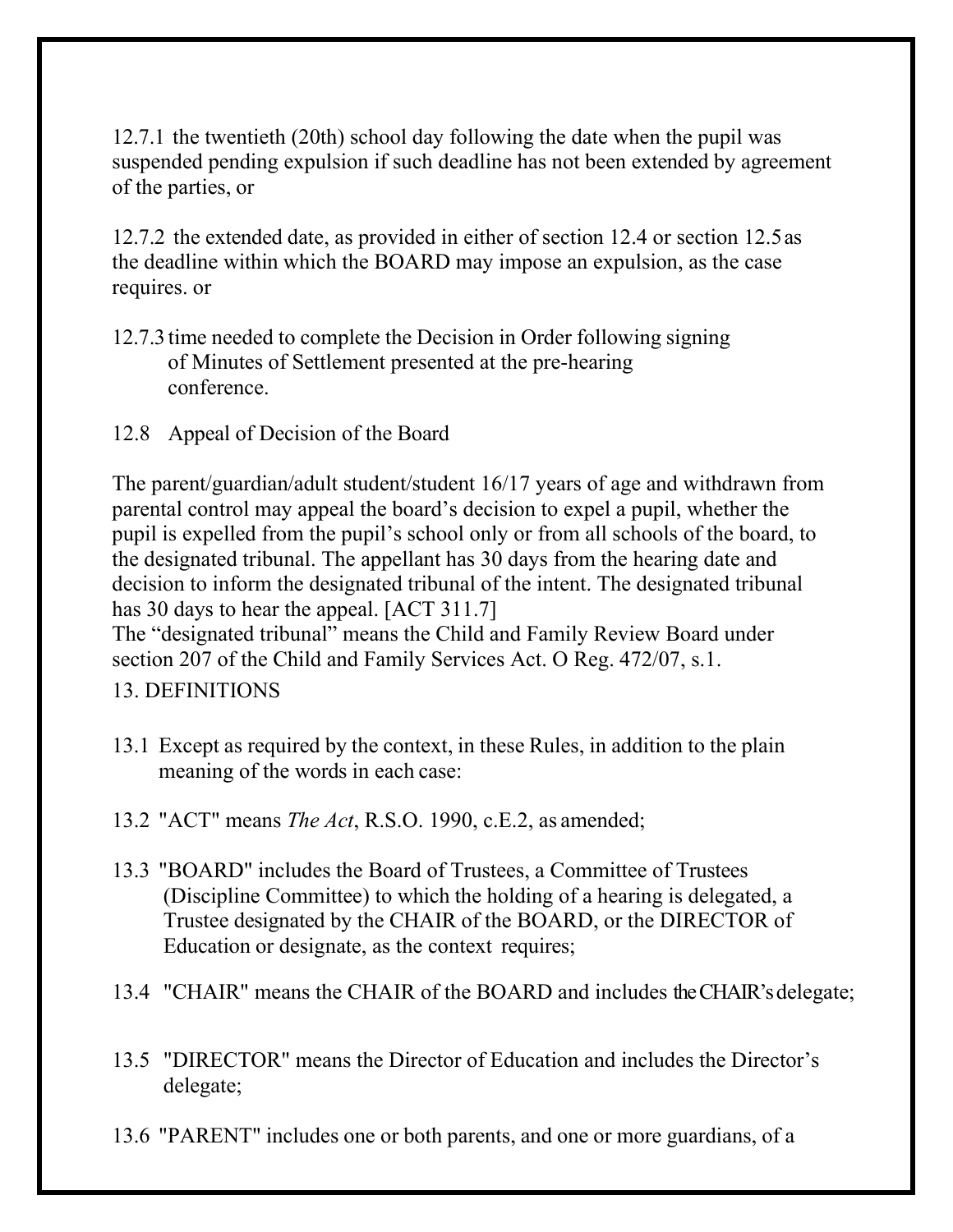12.7.1 the twentieth (20th) school day following the date when the pupil was suspended pending expulsion if such deadline has not been extended by agreement of the parties, or

12.7.2 the extended date, as provided in either of section 12.4 or section 12.5 as the deadline within which the BOARD may impose an expulsion, as the case requires. or

12.7.3 time needed to complete the Decision in Order following signing of Minutes of Settlement presented at the pre-hearing conference.

12.8 Appeal of Decision of the Board

The parent/guardian/adult student/student 16/17 years of age and withdrawn from parental control may appeal the board's decision to expel a pupil, whether the pupil is expelled from the pupil's school only or from all schools of the board, to the designated tribunal. The appellant has 30 days from the hearing date and decision to inform the designated tribunal of the intent. The designated tribunal has 30 days to hear the appeal. [ACT 311.7]

The "designated tribunal" means the Child and Family Review Board under section 207 of the Child and Family Services Act. O Reg. 472/07, s.1.

13. DEFINITIONS

13.1 Except as required by the context, in these Rules, in addition to the plain meaning of the words in each case:

13.2 "ACT" means *The Act*, R.S.O. 1990, c.E.2, as amended;

13.3 "BOARD" includes the Board of Trustees, a Committee of Trustees (Discipline Committee) to which the holding of a hearing is delegated, a Trustee designated by the CHAIR of the BOARD, or the DIRECTOR of Education or designate, as the context requires;

13.4 "CHAIR" means the CHAIR of the BOARD and includes the CHAIR's delegate;

13.5 "DIRECTOR" means the Director of Education and includes the Director's delegate;

13.6 "PARENT" includes one or both parents, and one or more guardians, of a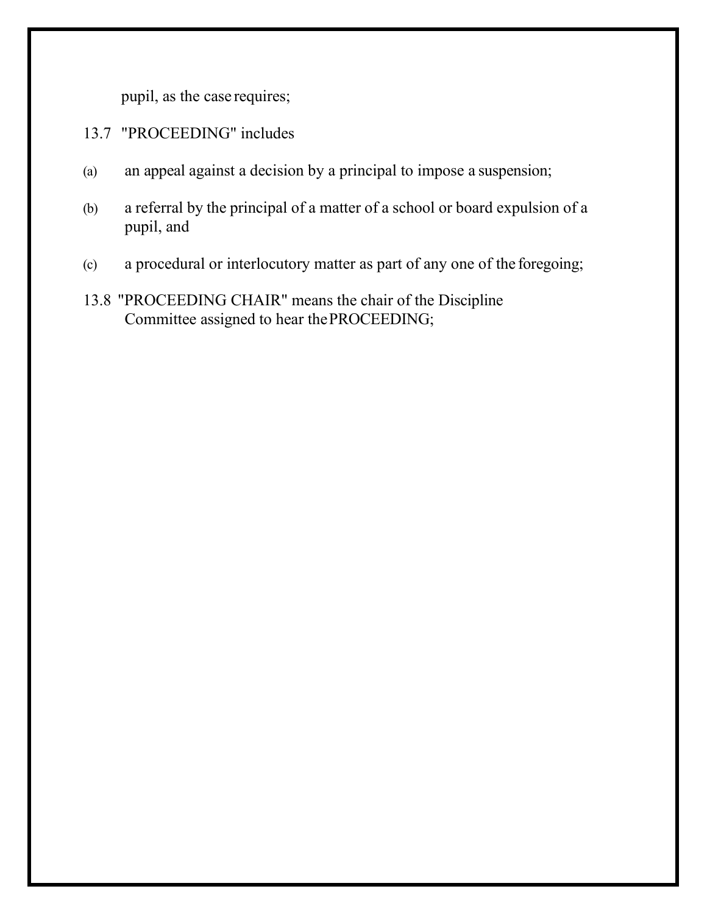pupil, as the case requires;

13.7 "PROCEEDING" includes

(a) an appeal against a decision by a principal to impose a suspension;

(b) a referral by the principal of a matter of a school or board expulsion of a pupil, and

(c) a procedural or interlocutory matter as part of any one of the foregoing;

13.8 "PROCEEDING CHAIR" means the chair of the Discipline Committee assigned to hear the PROCEEDING;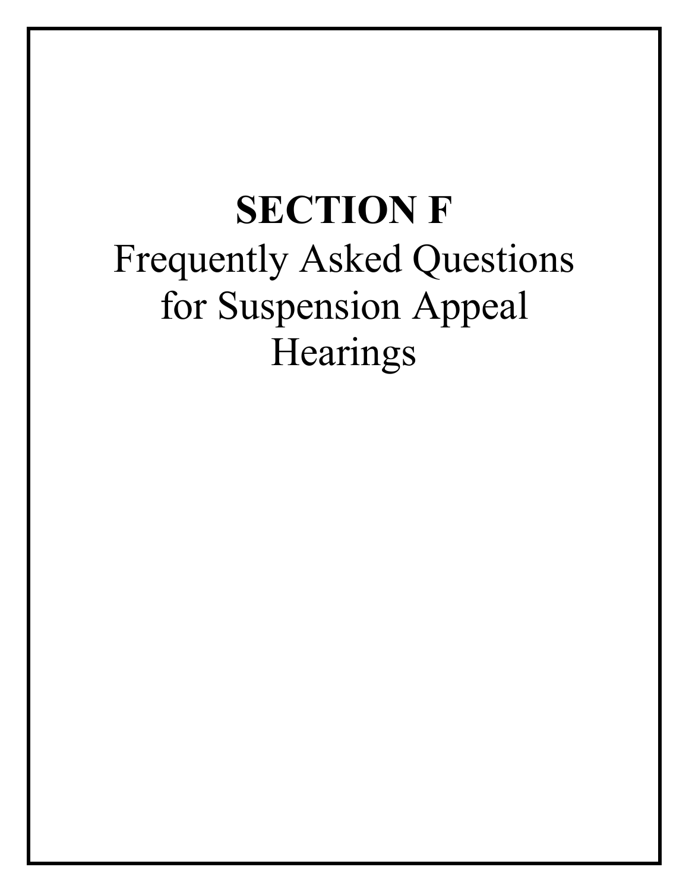# SECTION F

## Frequently Asked Questions for Suspension Appeal Hearings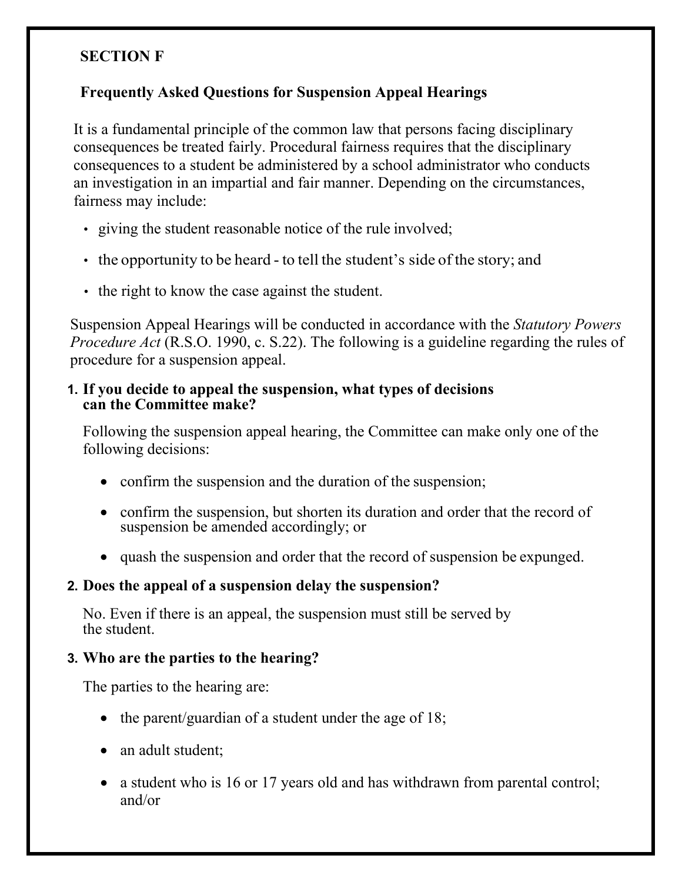## SECTION F

### Frequently Asked Questions for Suspension Appeal Hearings

It is a fundamental principle of the common law that persons facing disciplinary consequences be treated fairly. Procedural fairness requires that the disciplinary consequences to a student be administered by a school administrator who conducts an investigation in an impartial and fair manner. Depending on the circumstances, fairness may include:

- giving the student reasonable notice of the rule involved;
- the opportunity to be heard - to tell the student's side of the story; and
- the right to know the case against the student.

Suspension Appeal Hearings will be conducted in accordance with the *Statutory Powers Procedure Act* (R.S.O. 1990, c. S.22). The following is a guideline regarding the rules of procedure for a suspension appeal.

**1. If you decide to appeal the suspension, what types of decisions can the Committee make?**

Following the suspension appeal hearing, the Committee can make only one of the following decisions:

- confirm the suspension and the duration of the suspension;
- confirm the suspension, but shorten its duration and order that the record of suspension be amended accordingly; or
- quash the suspension and order that the record of suspension be expunged.

**2. Does the appeal of a suspension delay the suspension?**

No. Even if there is an appeal, the suspension must still be served by the student.

**3. Who are the parties to the hearing?**

The parties to the hearing are:

- the parent/guardian of a student under the age of 18;
- an adult student;
- a student who is 16 or 17 years old and has withdrawn from parental control; and/or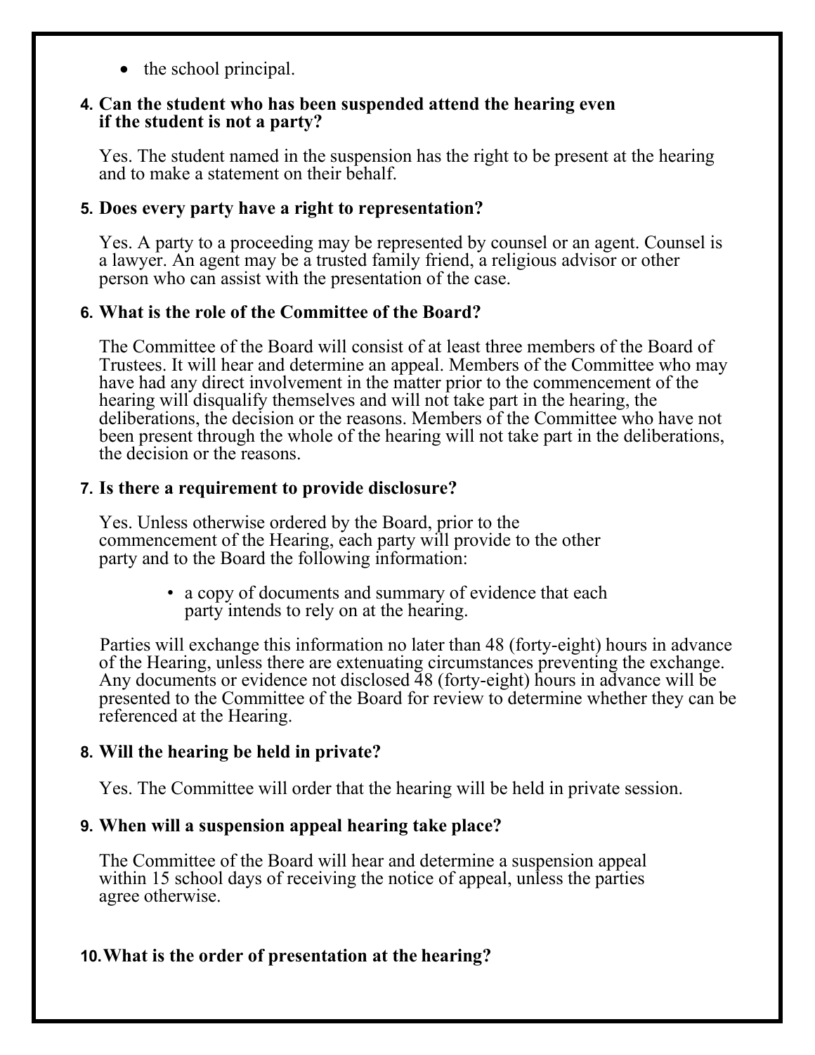- the school principal.

**4. Can the student who has been suspended attend the hearing even if the student is not a party?**

Yes. The student named in the suspension has the right to be present at the hearing and to make a statement on their behalf.

**5. Does every party have a right to representation?**

Yes. A party to a proceeding may be represented by counsel or an agent. Counsel is a lawyer. An agent may be a trusted family friend, a religious advisor or other person who can assist with the presentation of the case.

**6. What is the role of the Committee of the Board?**

The Committee of the Board will consist of at least three members of the Board of Trustees. It will hear and determine an appeal. Members of the Committee who may have had any direct involvement in the matter prior to the commencement of the hearing will disqualify themselves and will not take part in the hearing, the deliberations, the decision or the reasons. Members of the Committee who have not been present through the whole of the hearing will not take part in the deliberations, the decision or the reasons.

**7. Is there a requirement to provide disclosure?**

Yes. Unless otherwise ordered by the Board, prior to the commencement of the Hearing, each party will provide to the other party and to the Board the following information:

- a copy of documents and summary of evidence that each party intends to rely on at the hearing.

Parties will exchange this information no later than 48 (forty-eight) hours in advance of the Hearing, unless there are extenuating circumstances preventing the exchange. Any documents or evidence not disclosed 48 (forty-eight) hours in advance will be presented to the Committee of the Board for review to determine whether they can be referenced at the Hearing.

**8. Will the hearing be held in private?**

Yes. The Committee will order that the hearing will be held in private session.

**9. When will a suspension appeal hearing take place?**

The Committee of the Board will hear and determine a suspension appeal within 15 school days of receiving the notice of appeal, unless the parties agree otherwise.

**10. What is the order of presentation at the hearing?**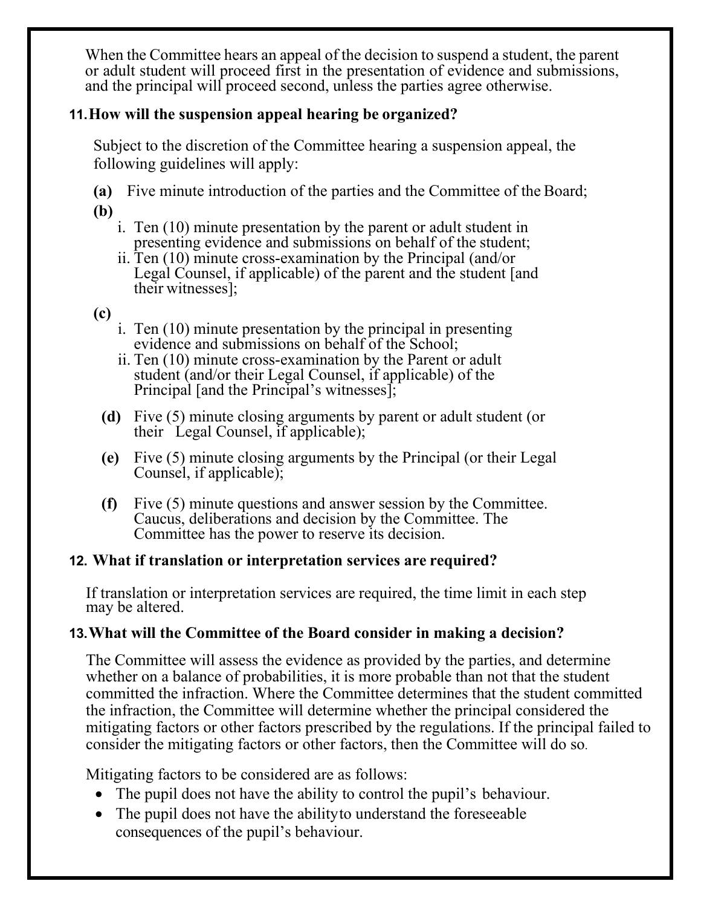When the Committee hears an appeal of the decision to suspend a student, the parent or adult student will proceed first in the presentation of evidence and submissions, and the principal will proceed second, unless the parties agree otherwise.

### 11. How will the suspension appeal hearing be organized?

Subject to the discretion of the Committee hearing a suspension appeal, the following guidelines will apply:

**(a)** Five minute introduction of the parties and the Committee of the Board;

**(b)**

i. Ten (10) minute presentation by the parent or adult student in presenting evidence and submissions on behalf of the student;
ii. Ten (10) minute cross-examination by the Principal (and/or Legal Counsel, if applicable) of the parent and the student [and their witnesses];

**(c)**

i. Ten (10) minute presentation by the principal in presenting evidence and submissions on behalf of the School;
ii. Ten (10) minute cross-examination by the Parent or adult student (and/or their Legal Counsel, if applicable) of the Principal [and the Principal's witnesses];

**(d)** Five (5) minute closing arguments by parent or adult student (or their Legal Counsel, if applicable);

**(e)** Five (5) minute closing arguments by the Principal (or their Legal Counsel, if applicable);

**(f)** Five (5) minute questions and answer session by the Committee. Caucus, deliberations and decision by the Committee. The Committee has the power to reserve its decision.

### 12. What if translation or interpretation services are required?

If translation or interpretation services are required, the time limit in each step may be altered.

### 13. What will the Committee of the Board consider in making a decision?

The Committee will assess the evidence as provided by the parties, and determine whether on a balance of probabilities, it is more probable than not that the student committed the infraction. Where the Committee determines that the student committed the infraction, the Committee will determine whether the principal considered the mitigating factors or other factors prescribed by the regulations. If the principal failed to consider the mitigating factors or other factors, then the Committee will do so.

Mitigating factors to be considered are as follows:

- The pupil does not have the ability to control the pupil's behaviour.
- The pupil does not have the ability to understand the foreseeable consequences of the pupil's behaviour.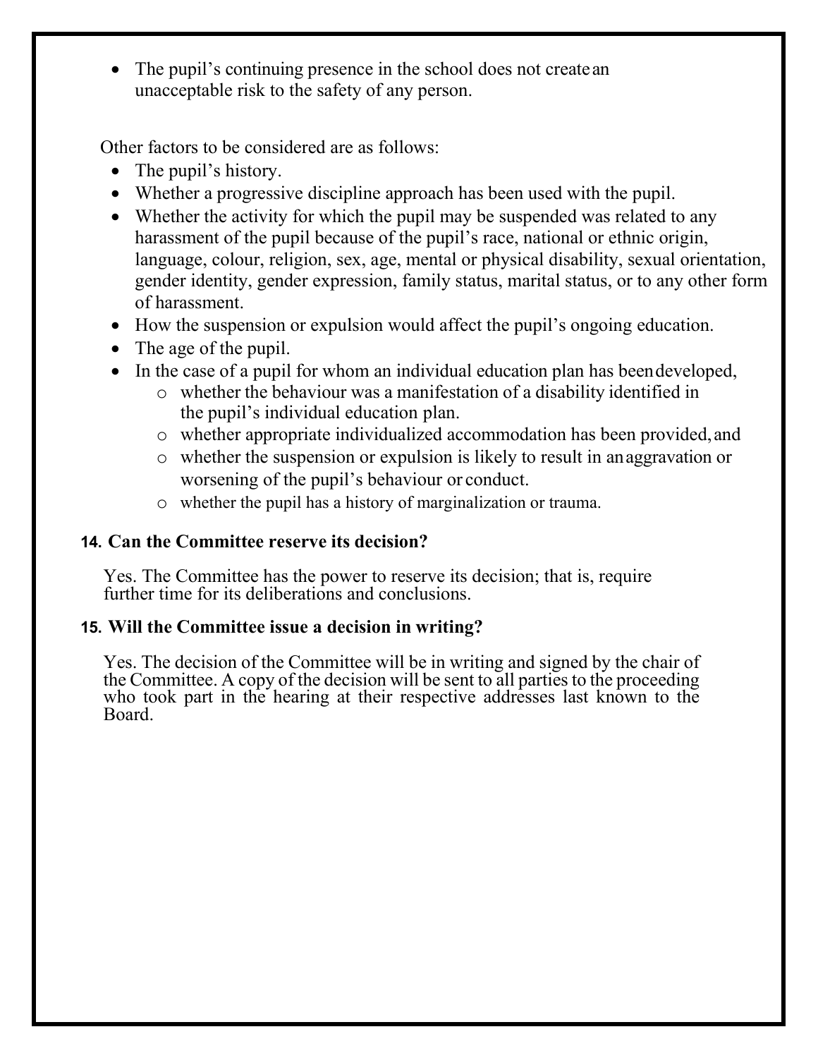- The pupil's continuing presence in the school does not create an unacceptable risk to the safety of any person.

Other factors to be considered are as follows:

- The pupil's history.
- Whether a progressive discipline approach has been used with the pupil.
- Whether the activity for which the pupil may be suspended was related to any harassment of the pupil because of the pupil's race, national or ethnic origin, language, colour, religion, sex, age, mental or physical disability, sexual orientation, gender identity, gender expression, family status, marital status, or to any other form of harassment.
- How the suspension or expulsion would affect the pupil's ongoing education.
- The age of the pupil.
- In the case of a pupil for whom an individual education plan has been developed,
  - whether the behaviour was a manifestation of a disability identified in the pupil's individual education plan.
  - whether appropriate individualized accommodation has been provided, and
  - whether the suspension or expulsion is likely to result in an aggravation or worsening of the pupil's behaviour or conduct.
  - whether the pupil has a history of marginalization or trauma.

### 14. Can the Committee reserve its decision?

Yes. The Committee has the power to reserve its decision; that is, require further time for its deliberations and conclusions.

### 15. Will the Committee issue a decision in writing?

Yes. The decision of the Committee will be in writing and signed by the chair of the Committee. A copy of the decision will be sent to all parties to the proceeding who took part in the hearing at their respective addresses last known to the Board.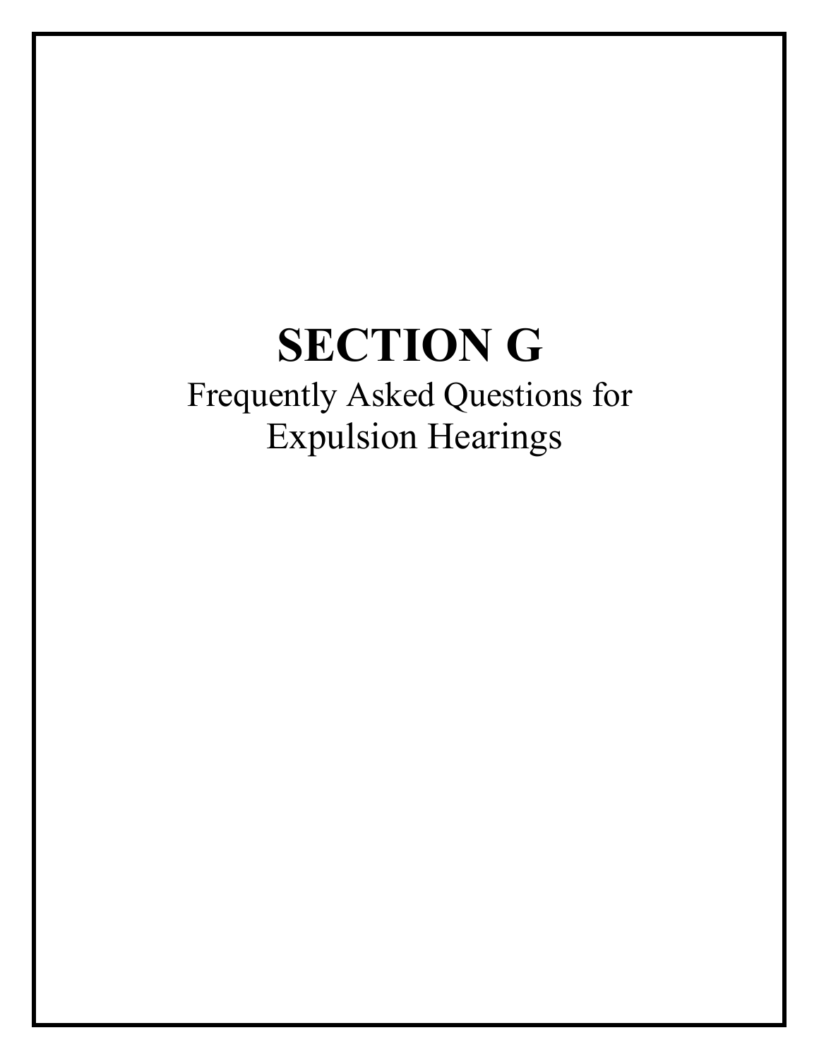# SECTION G

Frequently Asked Questions for Expulsion Hearings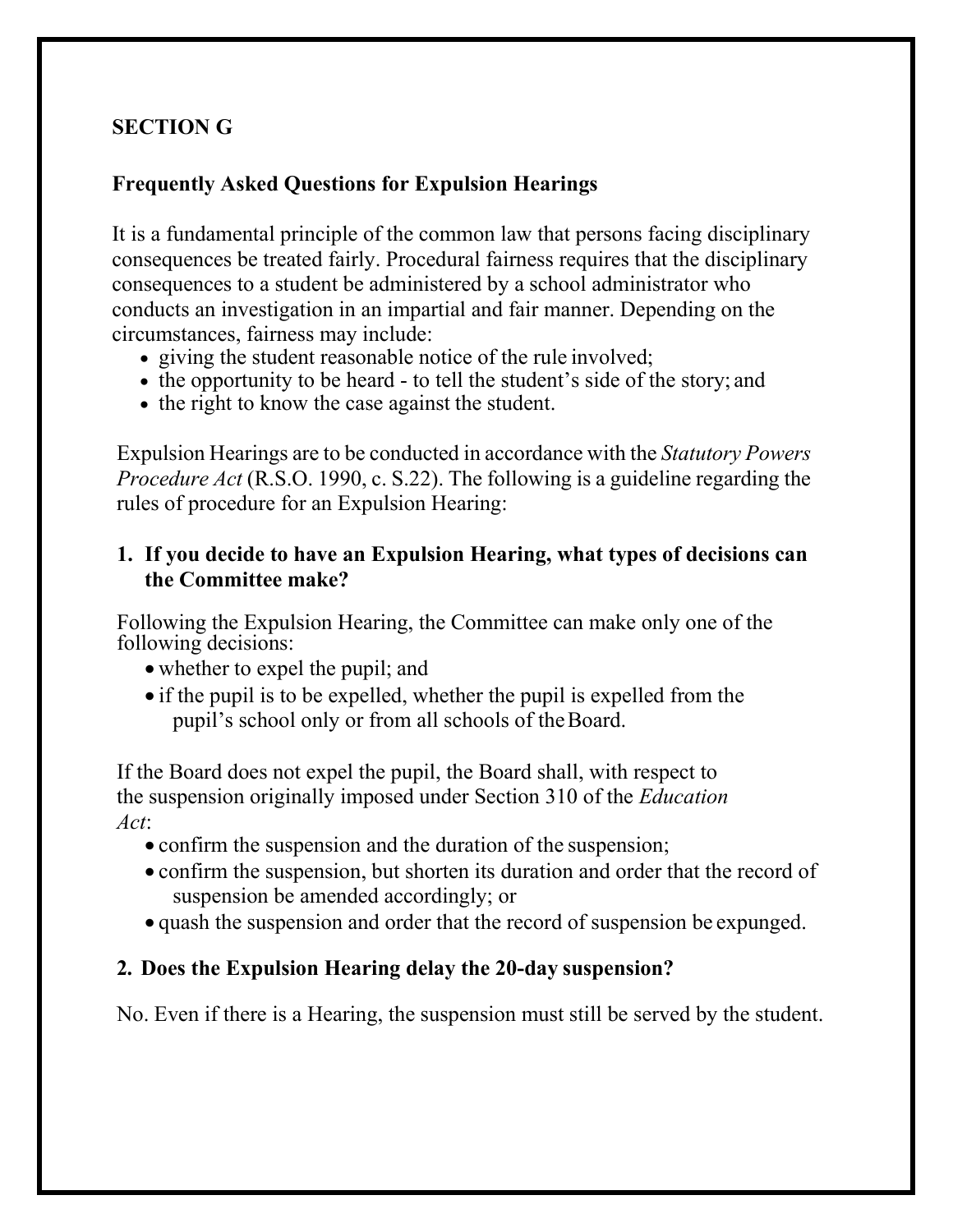## SECTION G

### Frequently Asked Questions for Expulsion Hearings

It is a fundamental principle of the common law that persons facing disciplinary consequences be treated fairly. Procedural fairness requires that the disciplinary consequences to a student be administered by a school administrator who conducts an investigation in an impartial and fair manner. Depending on the circumstances, fairness may include:

- giving the student reasonable notice of the rule involved;
- the opportunity to be heard - to tell the student's side of the story; and
- the right to know the case against the student.

Expulsion Hearings are to be conducted in accordance with the *Statutory Powers Procedure Act* (R.S.O. 1990, c. S.22). The following is a guideline regarding the rules of procedure for an Expulsion Hearing:

**1. If you decide to have an Expulsion Hearing, what types of decisions can the Committee make?**

Following the Expulsion Hearing, the Committee can make only one of the following decisions:

- whether to expel the pupil; and
- if the pupil is to be expelled, whether the pupil is expelled from the pupil's school only or from all schools of the Board.

If the Board does not expel the pupil, the Board shall, with respect to the suspension originally imposed under Section 310 of the *Education Act*:

- confirm the suspension and the duration of the suspension;
- confirm the suspension, but shorten its duration and order that the record of suspension be amended accordingly; or
- quash the suspension and order that the record of suspension be expunged.

**2. Does the Expulsion Hearing delay the 20-day suspension?**

No. Even if there is a Hearing, the suspension must still be served by the student.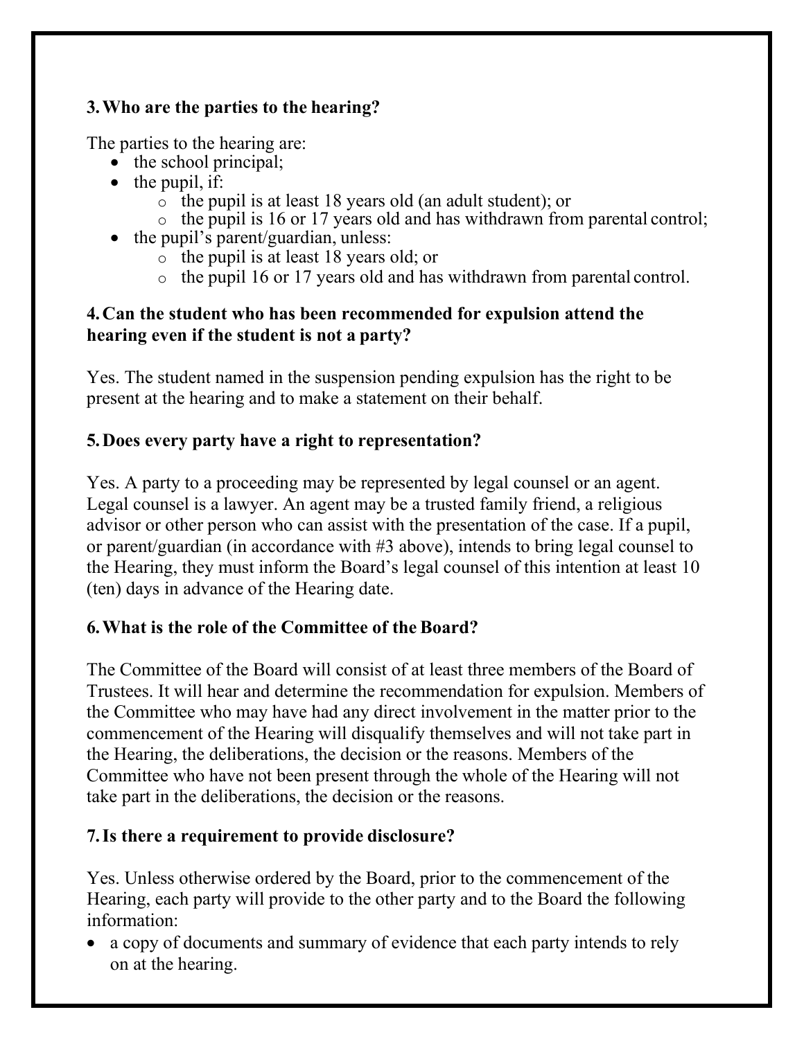### 3. Who are the parties to the hearing?

The parties to the hearing are:

- the school principal;
- the pupil, if:
    - the pupil is at least 18 years old (an adult student); or
    - the pupil is 16 or 17 years old and has withdrawn from parental control;
- the pupil's parent/guardian, unless:
    - the pupil is at least 18 years old; or
    - the pupil 16 or 17 years old and has withdrawn from parental control.

### 4. Can the student who has been recommended for expulsion attend the hearing even if the student is not a party?

Yes. The student named in the suspension pending expulsion has the right to be present at the hearing and to make a statement on their behalf.

### 5. Does every party have a right to representation?

Yes. A party to a proceeding may be represented by legal counsel or an agent. Legal counsel is a lawyer. An agent may be a trusted family friend, a religious advisor or other person who can assist with the presentation of the case. If a pupil, or parent/guardian (in accordance with #3 above), intends to bring legal counsel to the Hearing, they must inform the Board's legal counsel of this intention at least 10 (ten) days in advance of the Hearing date.

### 6. What is the role of the Committee of the Board?

The Committee of the Board will consist of at least three members of the Board of Trustees. It will hear and determine the recommendation for expulsion. Members of the Committee who may have had any direct involvement in the matter prior to the commencement of the Hearing will disqualify themselves and will not take part in the Hearing, the deliberations, the decision or the reasons. Members of the Committee who have not been present through the whole of the Hearing will not take part in the deliberations, the decision or the reasons.

### 7. Is there a requirement to provide disclosure?

Yes. Unless otherwise ordered by the Board, prior to the commencement of the Hearing, each party will provide to the other party and to the Board the following information:

- a copy of documents and summary of evidence that each party intends to rely on at the hearing.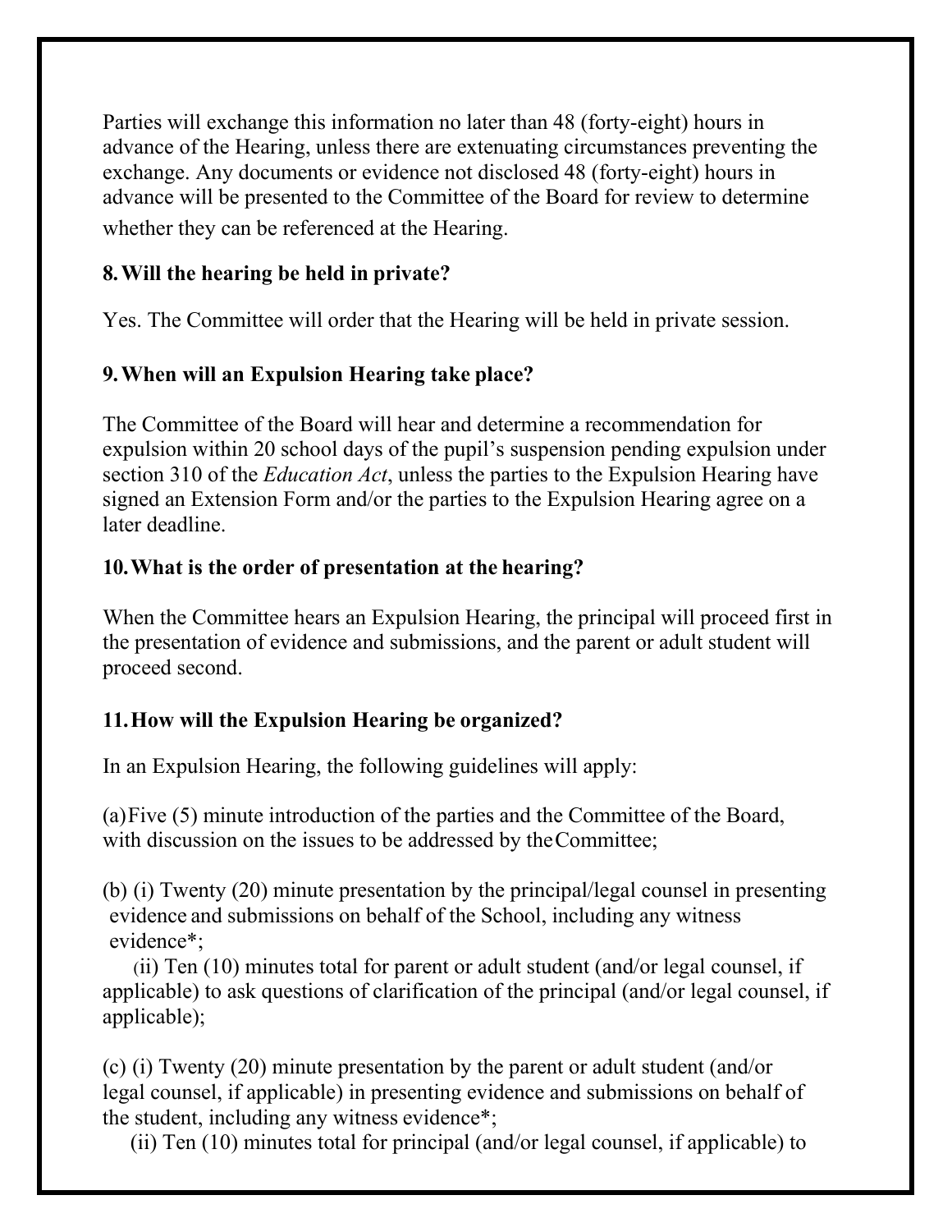Parties will exchange this information no later than 48 (forty-eight) hours in advance of the Hearing, unless there are extenuating circumstances preventing the exchange. Any documents or evidence not disclosed 48 (forty-eight) hours in advance will be presented to the Committee of the Board for review to determine whether they can be referenced at the Hearing.

**8. Will the hearing be held in private?**

Yes. The Committee will order that the Hearing will be held in private session.

**9. When will an Expulsion Hearing take place?**

The Committee of the Board will hear and determine a recommendation for expulsion within 20 school days of the pupil's suspension pending expulsion under section 310 of the *Education Act*, unless the parties to the Expulsion Hearing have signed an Extension Form and/or the parties to the Expulsion Hearing agree on a later deadline.

**10. What is the order of presentation at the hearing?**

When the Committee hears an Expulsion Hearing, the principal will proceed first in the presentation of evidence and submissions, and the parent or adult student will proceed second.

**11. How will the Expulsion Hearing be organized?**

In an Expulsion Hearing, the following guidelines will apply:

(a) Five (5) minute introduction of the parties and the Committee of the Board, with discussion on the issues to be addressed by the Committee;

(b) (i) Twenty (20) minute presentation by the principal/legal counsel in presenting evidence and submissions on behalf of the School, including any witness evidence*;

(ii) Ten (10) minutes total for parent or adult student (and/or legal counsel, if applicable) to ask questions of clarification of the principal (and/or legal counsel, if applicable);

(c) (i) Twenty (20) minute presentation by the parent or adult student (and/or legal counsel, if applicable) in presenting evidence and submissions on behalf of the student, including any witness evidence*;

(ii) Ten (10) minutes total for principal (and/or legal counsel, if applicable) to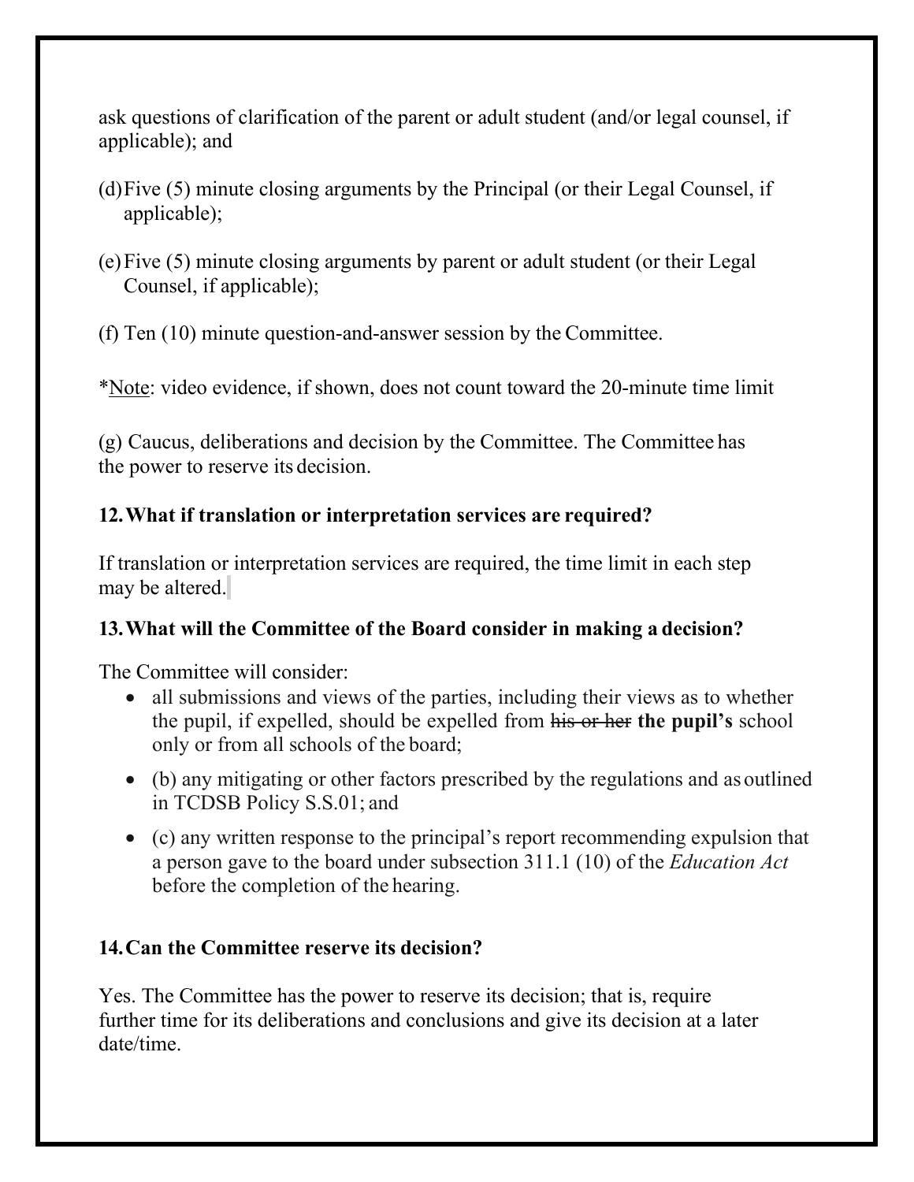ask questions of clarification of the parent or adult student (and/or legal counsel, if applicable); and

(d) Five (5) minute closing arguments by the Principal (or their Legal Counsel, if applicable);

(e) Five (5) minute closing arguments by parent or adult student (or their Legal Counsel, if applicable);

(f) Ten (10) minute question-and-answer session by the Committee.

*Note: video evidence, if shown, does not count toward the 20-minute time limit

(g) Caucus, deliberations and decision by the Committee. The Committee has the power to reserve its decision.

### 12. What if translation or interpretation services are required?

If translation or interpretation services are required, the time limit in each step may be altered.

### 13. What will the Committee of the Board consider in making a decision?

The Committee will consider:

- all submissions and views of the parties, including their views as to whether the pupil, if expelled, should be expelled from ~~his or her~~ **the pupil's** school only or from all schools of the board;
- (b) any mitigating or other factors prescribed by the regulations and as outlined in TCDSB Policy S.S.01; and
- (c) any written response to the principal's report recommending expulsion that a person gave to the board under subsection 311.1 (10) of the *Education Act* before the completion of the hearing.

### 14. Can the Committee reserve its decision?

Yes. The Committee has the power to reserve its decision; that is, require further time for its deliberations and conclusions and give its decision at a later date/time.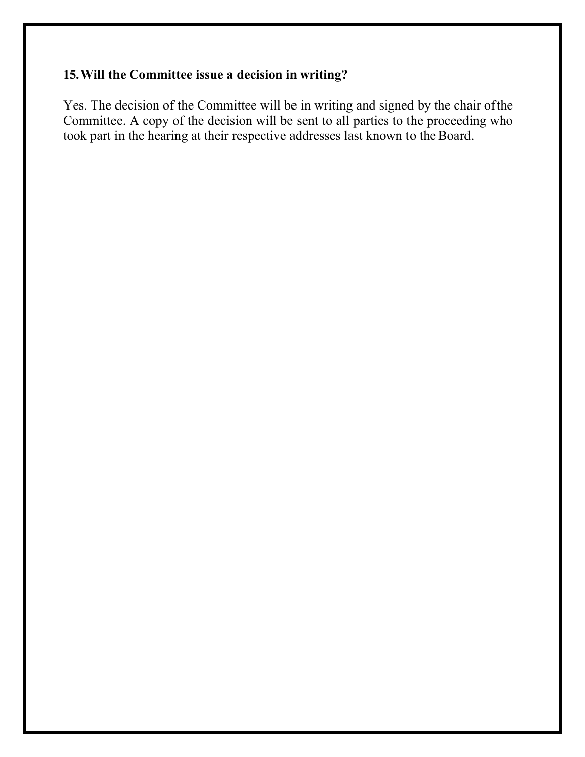**15. Will the Committee issue a decision in writing?**

Yes. The decision of the Committee will be in writing and signed by the chair of the Committee. A copy of the decision will be sent to all parties to the proceeding who took part in the hearing at their respective addresses last known to the Board.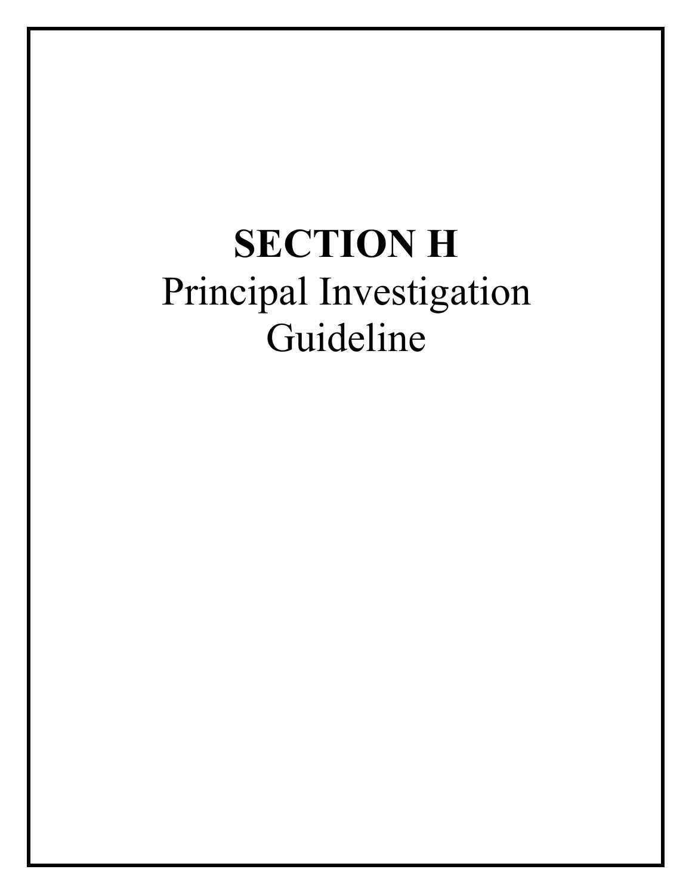# SECTION H

Principal Investigation Guideline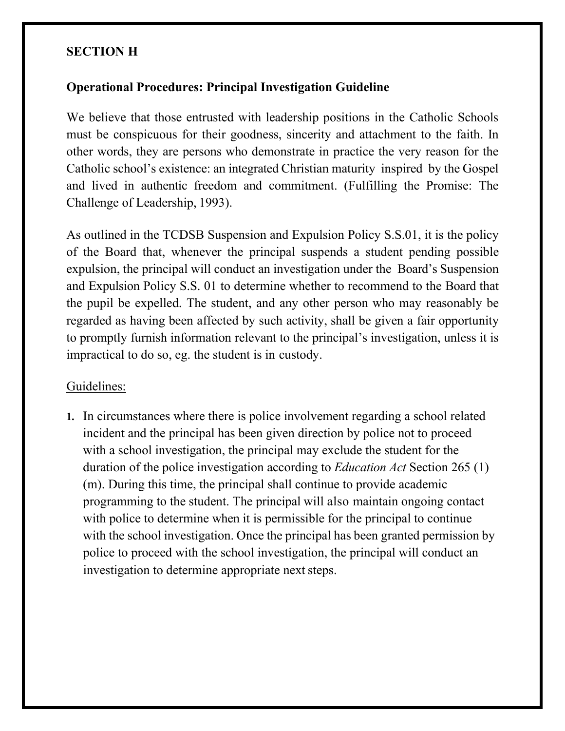## SECTION H

### Operational Procedures: Principal Investigation Guideline

We believe that those entrusted with leadership positions in the Catholic Schools must be conspicuous for their goodness, sincerity and attachment to the faith. In other words, they are persons who demonstrate in practice the very reason for the Catholic school's existence: an integrated Christian maturity inspired by the Gospel and lived in authentic freedom and commitment. (Fulfilling the Promise: The Challenge of Leadership, 1993).

As outlined in the TCDSB Suspension and Expulsion Policy S.S.01, it is the policy of the Board that, whenever the principal suspends a student pending possible expulsion, the principal will conduct an investigation under the Board's Suspension and Expulsion Policy S.S. 01 to determine whether to recommend to the Board that the pupil be expelled. The student, and any other person who may reasonably be regarded as having been affected by such activity, shall be given a fair opportunity to promptly furnish information relevant to the principal's investigation, unless it is impractical to do so, eg. the student is in custody.

Guidelines:

1. In circumstances where there is police involvement regarding a school related incident and the principal has been given direction by police not to proceed with a school investigation, the principal may exclude the student for the duration of the police investigation according to *Education Act* Section 265 (1) (m). During this time, the principal shall continue to provide academic programming to the student. The principal will also maintain ongoing contact with police to determine when it is permissible for the principal to continue with the school investigation. Once the principal has been granted permission by police to proceed with the school investigation, the principal will conduct an investigation to determine appropriate next steps.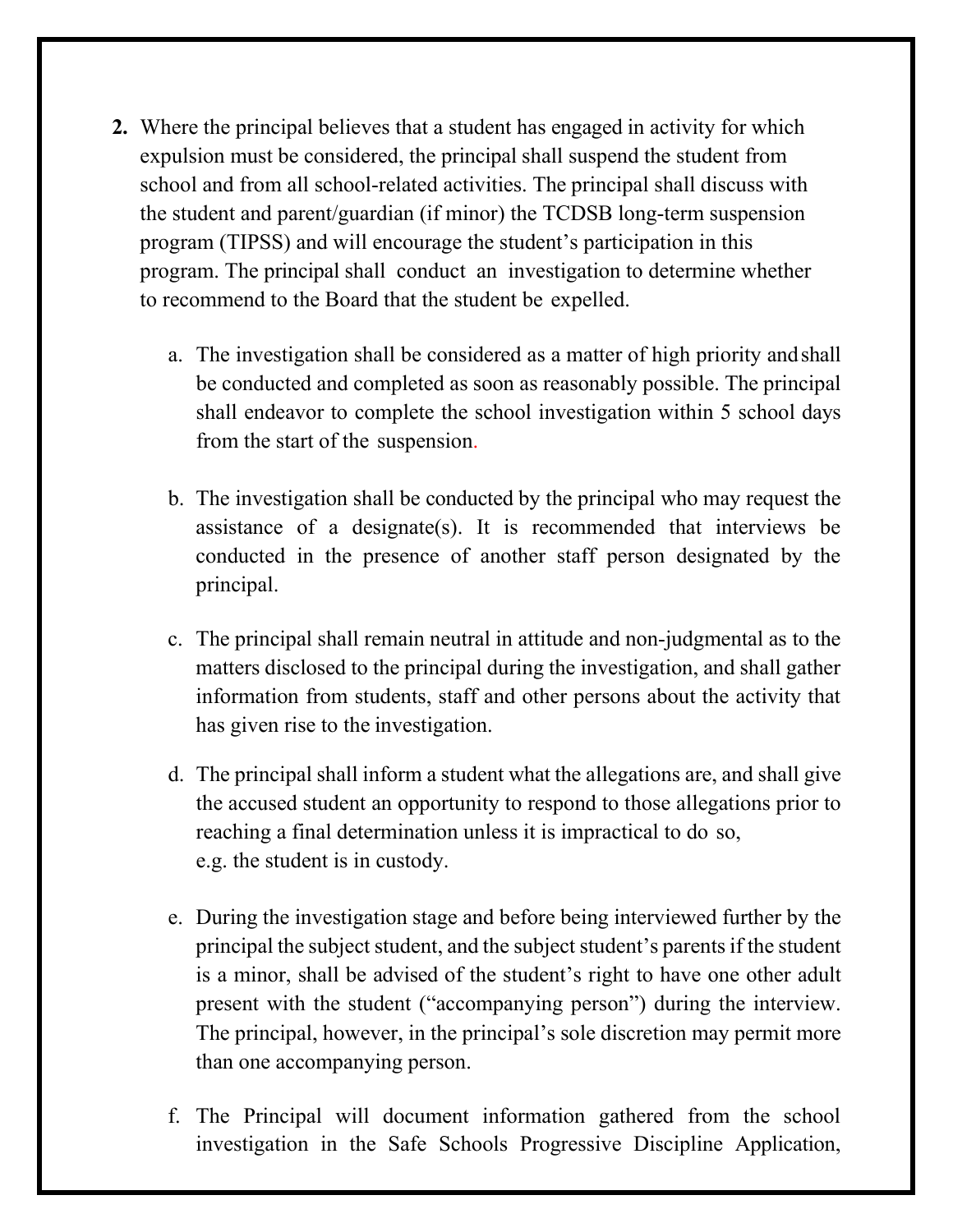**2.** Where the principal believes that a student has engaged in activity for which expulsion must be considered, the principal shall suspend the student from school and from all school-related activities. The principal shall discuss with the student and parent/guardian (if minor) the TCDSB long-term suspension program (TIPSS) and will encourage the student's participation in this program. The principal shall conduct an investigation to determine whether to recommend to the Board that the student be expelled.

   a. The investigation shall be considered as a matter of high priority and shall be conducted and completed as soon as reasonably possible. The principal shall endeavor to complete the school investigation within 5 school days from the start of the suspension.

   b. The investigation shall be conducted by the principal who may request the assistance of a designate(s). It is recommended that interviews be conducted in the presence of another staff person designated by the principal.

   c. The principal shall remain neutral in attitude and non-judgmental as to the matters disclosed to the principal during the investigation, and shall gather information from students, staff and other persons about the activity that has given rise to the investigation.

   d. The principal shall inform a student what the allegations are, and shall give the accused student an opportunity to respond to those allegations prior to reaching a final determination unless it is impractical to do so, e.g. the student is in custody.

   e. During the investigation stage and before being interviewed further by the principal the subject student, and the subject student's parents if the student is a minor, shall be advised of the student's right to have one other adult present with the student ("accompanying person") during the interview. The principal, however, in the principal's sole discretion may permit more than one accompanying person.

   f. The Principal will document information gathered from the school investigation in the Safe Schools Progressive Discipline Application,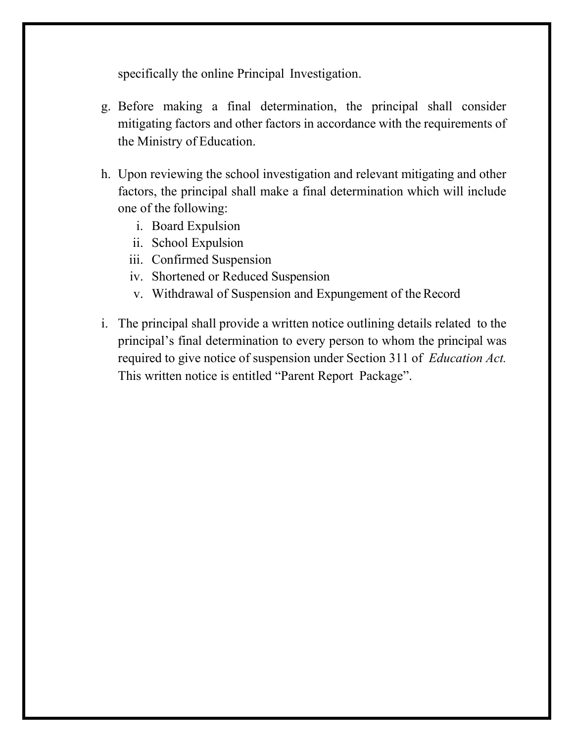specifically the online Principal Investigation.

g. Before making a final determination, the principal shall consider mitigating factors and other factors in accordance with the requirements of the Ministry of Education.

h. Upon reviewing the school investigation and relevant mitigating and other factors, the principal shall make a final determination which will include one of the following:
    i. Board Expulsion
    ii. School Expulsion
    iii. Confirmed Suspension
    iv. Shortened or Reduced Suspension
    v. Withdrawal of Suspension and Expungement of the Record

i. The principal shall provide a written notice outlining details related to the principal's final determination to every person to whom the principal was required to give notice of suspension under Section 311 of *Education Act.* This written notice is entitled "Parent Report Package".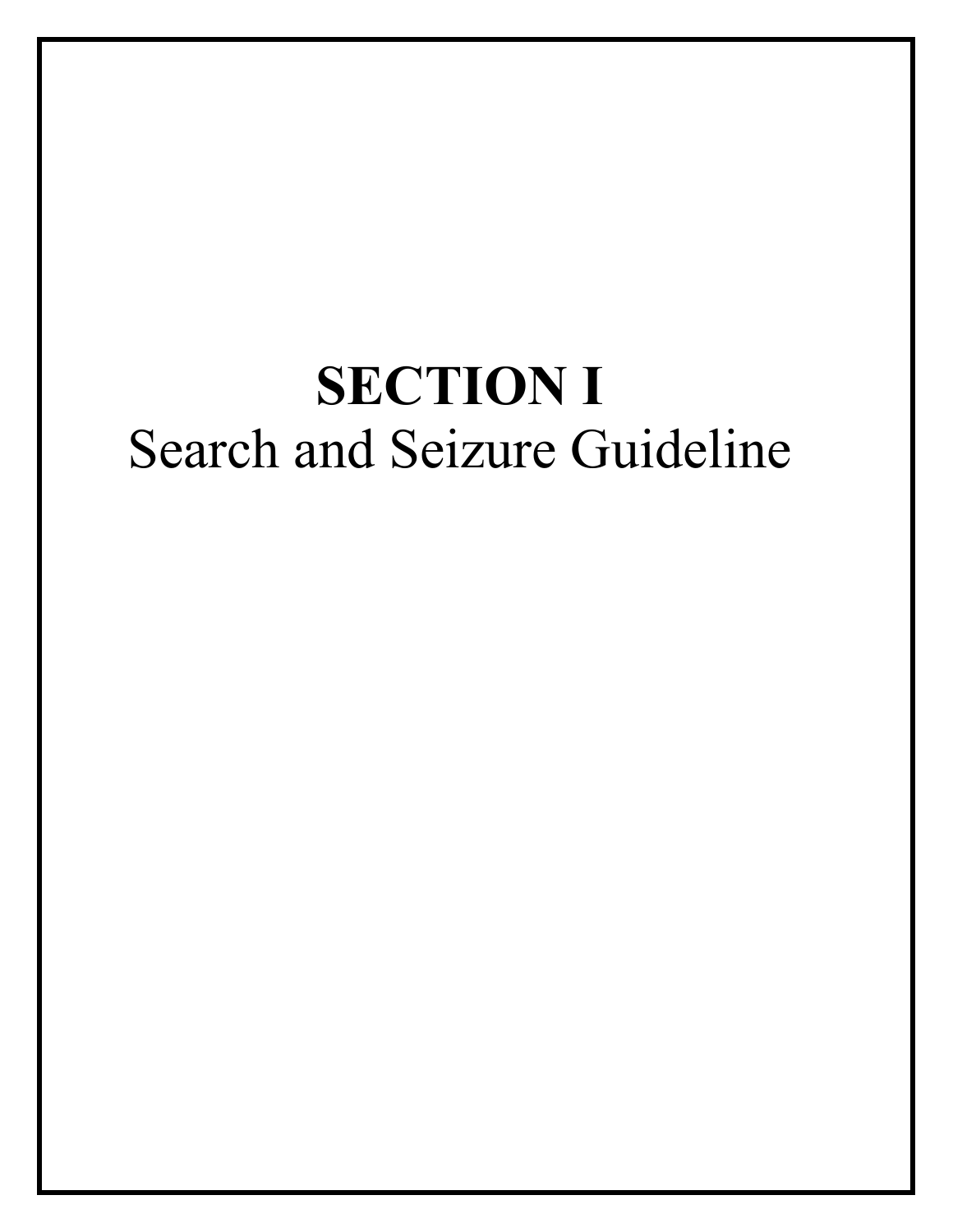# SECTION I

Search and Seizure Guideline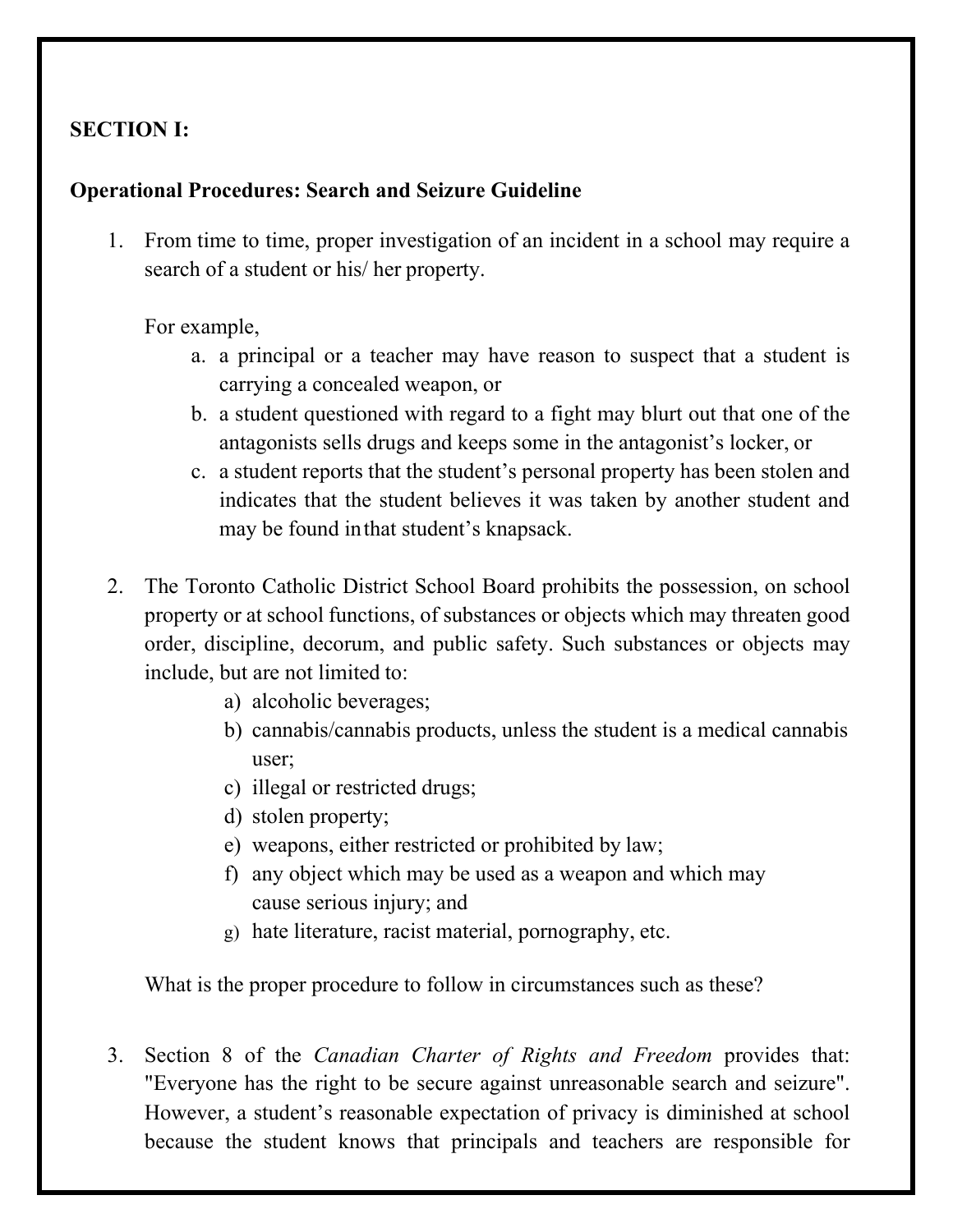**SECTION I:**

**Operational Procedures: Search and Seizure Guideline**

1. From time to time, proper investigation of an incident in a school may require a search of a student or his/ her property.

   For example,

   a. a principal or a teacher may have reason to suspect that a student is carrying a concealed weapon, or
   b. a student questioned with regard to a fight may blurt out that one of the antagonists sells drugs and keeps some in the antagonist's locker, or
   c. a student reports that the student's personal property has been stolen and indicates that the student believes it was taken by another student and may be found in that student's knapsack.

2. The Toronto Catholic District School Board prohibits the possession, on school property or at school functions, of substances or objects which may threaten good order, discipline, decorum, and public safety. Such substances or objects may include, but are not limited to:

   a) alcoholic beverages;
   b) cannabis/cannabis products, unless the student is a medical cannabis user;
   c) illegal or restricted drugs;
   d) stolen property;
   e) weapons, either restricted or prohibited by law;
   f) any object which may be used as a weapon and which may cause serious injury; and
   g) hate literature, racist material, pornography, etc.

   What is the proper procedure to follow in circumstances such as these?

3. Section 8 of the *Canadian Charter of Rights and Freedom* provides that: "Everyone has the right to be secure against unreasonable search and seizure". However, a student's reasonable expectation of privacy is diminished at school because the student knows that principals and teachers are responsible for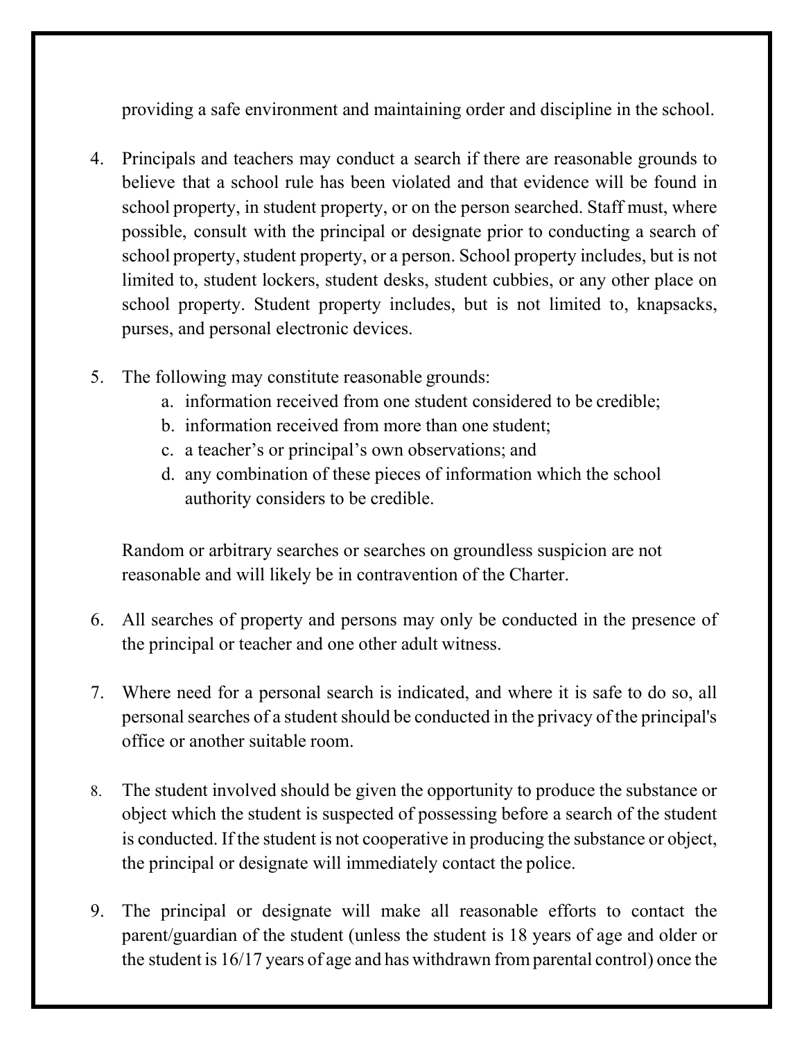providing a safe environment and maintaining order and discipline in the school.

4. Principals and teachers may conduct a search if there are reasonable grounds to believe that a school rule has been violated and that evidence will be found in school property, in student property, or on the person searched. Staff must, where possible, consult with the principal or designate prior to conducting a search of school property, student property, or a person. School property includes, but is not limited to, student lockers, student desks, student cubbies, or any other place on school property. Student property includes, but is not limited to, knapsacks, purses, and personal electronic devices.

5. The following may constitute reasonable grounds:
   a. information received from one student considered to be credible;
   b. information received from more than one student;
   c. a teacher's or principal's own observations; and
   d. any combination of these pieces of information which the school authority considers to be credible.

   Random or arbitrary searches or searches on groundless suspicion are not reasonable and will likely be in contravention of the Charter.

6. All searches of property and persons may only be conducted in the presence of the principal or teacher and one other adult witness.

7. Where need for a personal search is indicated, and where it is safe to do so, all personal searches of a student should be conducted in the privacy of the principal's office or another suitable room.

8. The student involved should be given the opportunity to produce the substance or object which the student is suspected of possessing before a search of the student is conducted. If the student is not cooperative in producing the substance or object, the principal or designate will immediately contact the police.

9. The principal or designate will make all reasonable efforts to contact the parent/guardian of the student (unless the student is 18 years of age and older or the student is 16/17 years of age and has withdrawn from parental control) once the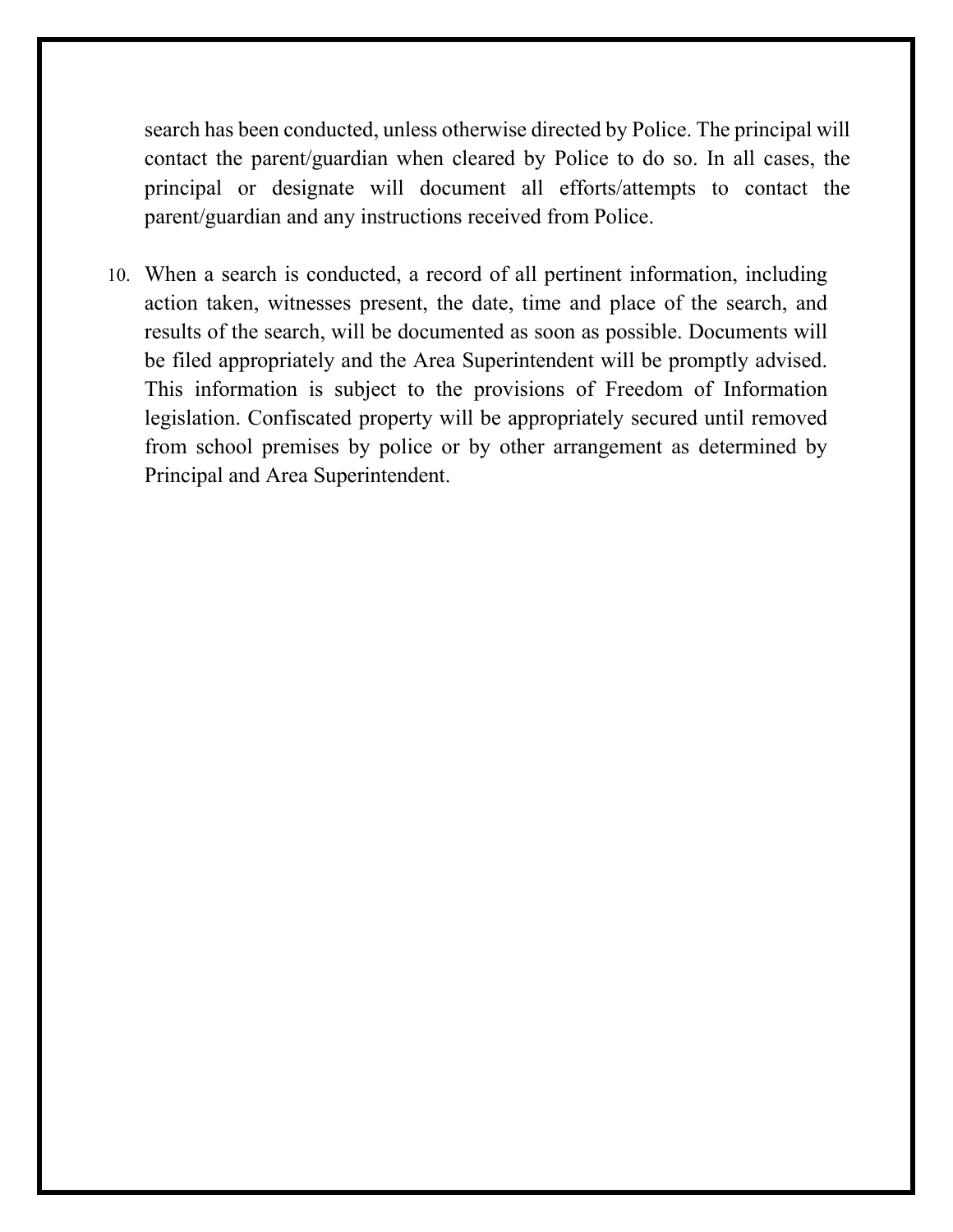search has been conducted, unless otherwise directed by Police. The principal will contact the parent/guardian when cleared by Police to do so. In all cases, the principal or designate will document all efforts/attempts to contact the parent/guardian and any instructions received from Police.

10. When a search is conducted, a record of all pertinent information, including action taken, witnesses present, the date, time and place of the search, and results of the search, will be documented as soon as possible. Documents will be filed appropriately and the Area Superintendent will be promptly advised. This information is subject to the provisions of Freedom of Information legislation. Confiscated property will be appropriately secured until removed from school premises by police or by other arrangement as determined by Principal and Area Superintendent.